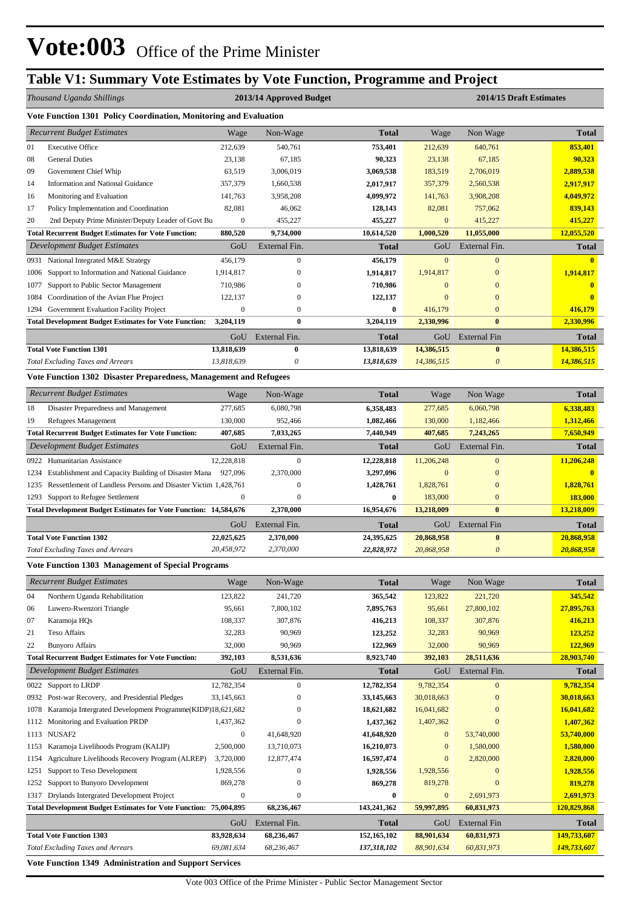# Vote:003 Office of the Prime Minister

## Table V1: Summary Vote Estimates by Vote Function, Programme and Project

*Thousand Uganda Shillings* — 2013/14 Approved Budget / 2014/15 Draft Estimates

### Vote Function 1301 Policy Coordination, Monitoring and Evaluation

| *Recurrent Budget Estimates* | Wage | Non-Wage | Total | Wage | Non Wage | Total |
|---|---|---|---|---|---|---|
| 01 Executive Office | 212,639 | 540,761 | **753,401** | 212,639 | 640,761 | **853,401** |
| 08 General Duties | 23,138 | 67,185 | **90,323** | 23,138 | 67,185 | **90,323** |
| 09 Government Chief Whip | 63,519 | 3,006,019 | **3,069,538** | 183,519 | 2,706,019 | **2,889,538** |
| 14 Information and National Guidance | 357,379 | 1,660,538 | **2,017,917** | 357,379 | 2,560,538 | **2,917,917** |
| 16 Monitoring and Evaluation | 141,763 | 3,958,208 | **4,099,972** | 141,763 | 3,908,208 | **4,049,972** |
| 17 Policy Implementation and Coordination | 82,081 | 46,062 | **128,143** | 82,081 | 757,062 | **839,143** |
| 20 2nd Deputy Prime Minister/Deputy Leader of Govt Bu | 0 | 455,227 | **455,227** | 0 | 415,227 | **415,227** |
| **Total Recurrent Budget Estimates for Vote Function:** | **880,520** | **9,734,000** | **10,614,520** | **1,000,520** | **11,055,000** | **12,055,520** |
| *Development Budget Estimates* | GoU | External Fin. | Total | GoU | External Fin. | Total |
| 0931 National Integrated M&E Strategy | 456,179 | 0 | **456,179** | 0 | 0 | **0** |
| 1006 Support to Information and National Guidance | 1,914,817 | 0 | **1,914,817** | 1,914,817 | 0 | **1,914,817** |
| 1077 Support to Public Sector Management | 710,986 | 0 | **710,986** | 0 | 0 | **0** |
| 1084 Coordination of the Avian Flue Project | 122,137 | 0 | **122,137** | 0 | 0 | **0** |
| 1294 Government Evaluation Facility Project | 0 | 0 | **0** | 416,179 | 0 | **416,179** |
| **Total Development Budget Estimates for Vote Function:** | **3,204,119** | **0** | **3,204,119** | **2,330,996** | **0** | **2,330,996** |
| | GoU | External Fin. | Total | GoU | External Fin | Total |
| **Total Vote Function 1301** | **13,818,639** | **0** | **13,818,639** | **14,386,515** | **0** | **14,386,515** |
| *Total Excluding Taxes and Arrears* | *13,818,639* | *0* | ***13,818,639*** | *14,386,515* | *0* | ***14,386,515*** |

### Vote Function 1302 Disaster Preparedness, Management and Refugees

| *Recurrent Budget Estimates* | Wage | Non-Wage | Total | Wage | Non Wage | Total |
|---|---|---|---|---|---|---|
| 18 Disaster Preparedness and Management | 277,685 | 6,080,798 | **6,358,483** | 277,685 | 6,060,798 | **6,338,483** |
| 19 Refugees Management | 130,000 | 952,466 | **1,082,466** | 130,000 | 1,182,466 | **1,312,466** |
| **Total Recurrent Budget Estimates for Vote Function:** | **407,685** | **7,033,265** | **7,440,949** | **407,685** | **7,243,265** | **7,650,949** |
| *Development Budget Estimates* | GoU | External Fin. | Total | GoU | External Fin. | Total |
| 0922 Humanitarian Assistance | 12,228,818 | 0 | **12,228,818** | 11,206,248 | 0 | **11,206,248** |
| 1234 Establishment and Capacity Building of Disaster Mana | 927,096 | 2,370,000 | **3,297,096** | 0 | 0 | **0** |
| 1235 Ressettlement of Landless Persons and Disaster Victim | 1,428,761 | 0 | **1,428,761** | 1,828,761 | 0 | **1,828,761** |
| 1293 Support to Refugee Settlement | 0 | 0 | **0** | 183,000 | 0 | **183,000** |
| **Total Development Budget Estimates for Vote Function:** | **14,584,676** | **2,370,000** | **16,954,676** | **13,218,009** | **0** | **13,218,009** |
| | GoU | External Fin. | Total | GoU | External Fin | Total |
| **Total Vote Function 1302** | **22,025,625** | **2,370,000** | **24,395,625** | **20,868,958** | **0** | **20,868,958** |
| *Total Excluding Taxes and Arrears* | *20,458,972* | *2,370,000* | ***22,828,972*** | *20,868,958* | *0* | ***20,868,958*** |

### Vote Function 1303 Management of Special Programs

| *Recurrent Budget Estimates* | Wage | Non-Wage | Total | Wage | Non Wage | Total |
|---|---|---|---|---|---|---|
| 04 Northern Uganda Rehabilitation | 123,822 | 241,720 | **365,542** | 123,822 | 221,720 | **345,542** |
| 06 Luwero-Rwenzori Triangle | 95,661 | 7,800,102 | **7,895,763** | 95,661 | 27,800,102 | **27,895,763** |
| 07 Karamoja HQs | 108,337 | 307,876 | **416,213** | 108,337 | 307,876 | **416,213** |
| 21 Teso Affairs | 32,283 | 90,969 | **123,252** | 32,283 | 90,969 | **123,252** |
| 22 Bunyoro Affairs | 32,000 | 90,969 | **122,969** | 32,000 | 90,969 | **122,969** |
| **Total Recurrent Budget Estimates for Vote Function:** | **392,103** | **8,531,636** | **8,923,740** | **392,103** | **28,511,636** | **28,903,740** |
| *Development Budget Estimates* | GoU | External Fin. | Total | GoU | External Fin. | Total |
| 0022 Support to LRDP | 12,782,354 | 0 | **12,782,354** | 9,782,354 | 0 | **9,782,354** |
| 0932 Post-war Recovery, and Presidential Pledges | 33,145,663 | 0 | **33,145,663** | 30,018,663 | 0 | **30,018,663** |
| 1078 Karamoja Intergrated Development Programme(KIDP) | 18,621,682 | 0 | **18,621,682** | 16,041,682 | 0 | **16,041,682** |
| 1112 Monitoring and Evaluation PRDP | 1,437,362 | 0 | **1,437,362** | 1,407,362 | 0 | **1,407,362** |
| 1113 NUSAF2 | 0 | 41,648,920 | **41,648,920** | 0 | 53,740,000 | **53,740,000** |
| 1153 Karamoja Livelihoods Program (KALIP) | 2,500,000 | 13,710,073 | **16,210,073** | 0 | 1,580,000 | **1,580,000** |
| 1154 Agriculture Livelihoods Recovery Program (ALREP) | 3,720,000 | 12,877,474 | **16,597,474** | 0 | 2,820,000 | **2,820,000** |
| 1251 Support to Teso Development | 1,928,556 | 0 | **1,928,556** | 1,928,556 | 0 | **1,928,556** |
| 1252 Support to Bunyoro Development | 869,278 | 0 | **869,278** | 819,278 | 0 | **819,278** |
| 1317 Drylands Intergrated Development Project | 0 | 0 | **0** | 0 | 2,691,973 | **2,691,973** |
| **Total Development Budget Estimates for Vote Function:** | **75,004,895** | **68,236,467** | **143,241,362** | **59,997,895** | **60,831,973** | **120,829,868** |
| | GoU | External Fin. | Total | GoU | External Fin | Total |
| **Total Vote Function 1303** | **83,928,634** | **68,236,467** | **152,165,102** | **88,901,634** | **60,831,973** | **149,733,607** |
| *Total Excluding Taxes and Arrears* | *69,081,634* | *68,236,467* | ***137,318,102*** | *88,901,634* | *60,831,973* | ***149,733,607*** |

### Vote Function 1349 Administration and Support Services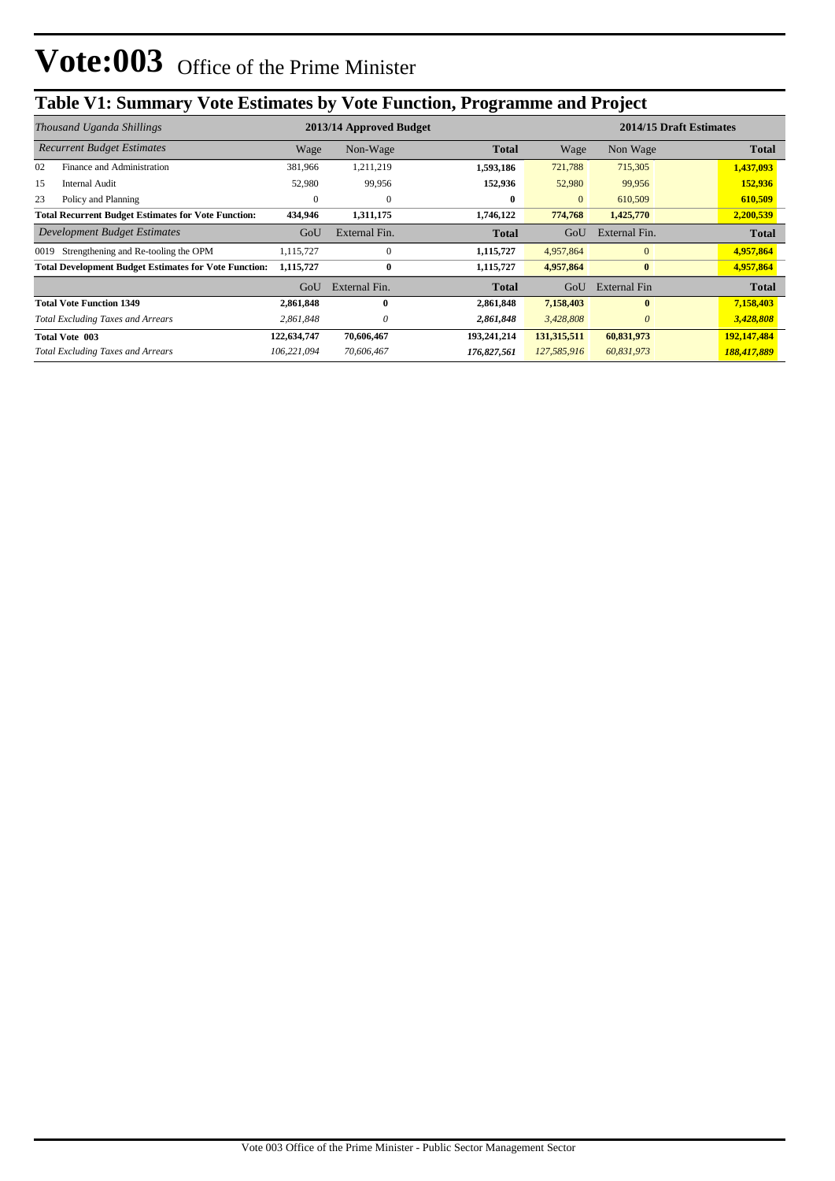# Vote:003 Office of the Prime Minister

## Table V1: Summary Vote Estimates by Vote Function, Programme and Project

| *Thousand Uganda Shillings* | 2013/14 Approved Budget | | | 2014/15 Draft Estimates | | |
|---|---|---|---|---|---|---|
| *Recurrent Budget Estimates* | Wage | Non-Wage | **Total** | Wage | Non Wage | **Total** |
| 02 Finance and Administration | 381,966 | 1,211,219 | **1,593,186** | 721,788 | 715,305 | **1,437,093** |
| 15 Internal Audit | 52,980 | 99,956 | **152,936** | 52,980 | 99,956 | **152,936** |
| 23 Policy and Planning | 0 | 0 | **0** | 0 | 610,509 | **610,509** |
| **Total Recurrent Budget Estimates for Vote Function:** | **434,946** | **1,311,175** | **1,746,122** | **774,768** | **1,425,770** | **2,200,539** |
| *Development Budget Estimates* | GoU | External Fin. | **Total** | GoU | External Fin. | **Total** |
| 0019 Strengthening and Re-tooling the OPM | 1,115,727 | 0 | **1,115,727** | 4,957,864 | 0 | **4,957,864** |
| **Total Development Budget Estimates for Vote Function:** | **1,115,727** | **0** | **1,115,727** | **4,957,864** | **0** | **4,957,864** |
| | GoU | External Fin. | **Total** | GoU | External Fin | **Total** |
| **Total Vote Function 1349** | **2,861,848** | **0** | **2,861,848** | **7,158,403** | **0** | **7,158,403** |
| *Total Excluding Taxes and Arrears* | *2,861,848* | *0* | ***2,861,848*** | *3,428,808* | *0* | ***3,428,808*** |
| **Total Vote 003** | **122,634,747** | **70,606,467** | **193,241,214** | **131,315,511** | **60,831,973** | **192,147,484** |
| *Total Excluding Taxes and Arrears* | *106,221,094* | *70,606,467* | ***176,827,561*** | *127,585,916* | *60,831,973* | ***188,417,889*** |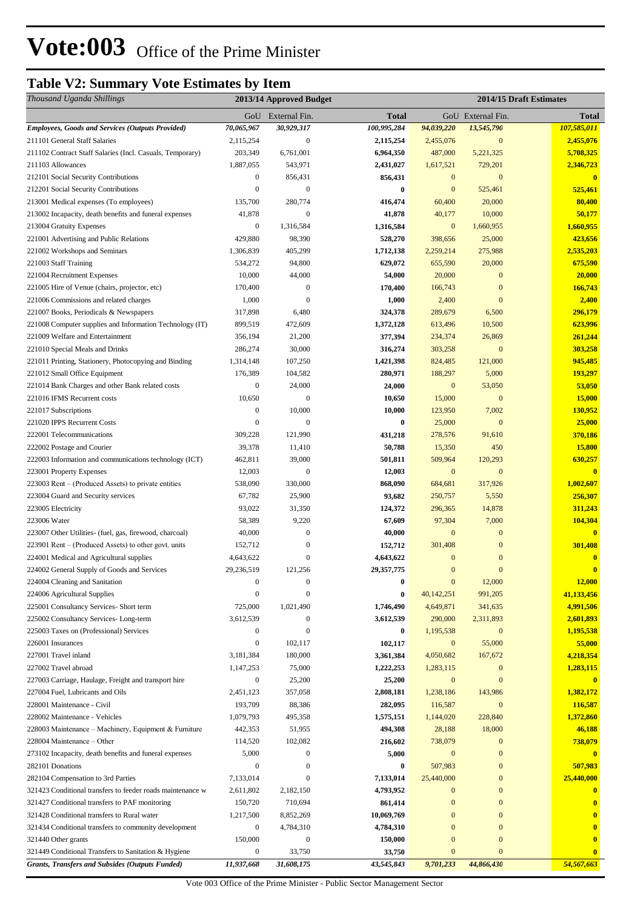# Vote:003 Office of the Prime Minister

## Table V2: Summary Vote Estimates by Item

| *Thousand Uganda Shillings* | 2013/14 Approved Budget | | | 2014/15 Draft Estimates | | |
|---|---|---|---|---|---|---|
| | GoU | External Fin. | **Total** | GoU | External Fin. | **Total** |
| ***Employees, Goods and Services (Outputs Provided)*** | ***70,065,967*** | ***30,929,317*** | ***100,995,284*** | ***94,039,220*** | ***13,545,790*** | ***107,585,011*** |
| 211101 General Staff Salaries | 2,115,254 | 0 | **2,115,254** | 2,455,076 | 0 | **2,455,076** |
| 211102 Contract Staff Salaries (Incl. Casuals, Temporary) | 203,349 | 6,761,001 | **6,964,350** | 487,000 | 5,221,325 | **5,708,325** |
| 211103 Allowances | 1,887,055 | 543,971 | **2,431,027** | 1,617,521 | 729,201 | **2,346,723** |
| 212101 Social Security Contributions | 0 | 856,431 | **856,431** | 0 | 0 | **0** |
| 212201 Social Security Contributions | 0 | 0 | **0** | 0 | 525,461 | **525,461** |
| 213001 Medical expenses (To employees) | 135,700 | 280,774 | **416,474** | 60,400 | 20,000 | **80,400** |
| 213002 Incapacity, death benefits and funeral expenses | 41,878 | 0 | **41,878** | 40,177 | 10,000 | **50,177** |
| 213004 Gratuity Expenses | 0 | 1,316,584 | **1,316,584** | 0 | 1,660,955 | **1,660,955** |
| 221001 Advertising and Public Relations | 429,880 | 98,390 | **528,270** | 398,656 | 25,000 | **423,656** |
| 221002 Workshops and Seminars | 1,306,839 | 405,299 | **1,712,138** | 2,259,214 | 275,988 | **2,535,203** |
| 221003 Staff Training | 534,272 | 94,800 | **629,072** | 655,590 | 20,000 | **675,590** |
| 221004 Recruitment Expenses | 10,000 | 44,000 | **54,000** | 20,000 | 0 | **20,000** |
| 221005 Hire of Venue (chairs, projector, etc) | 170,400 | 0 | **170,400** | 166,743 | 0 | **166,743** |
| 221006 Commissions and related charges | 1,000 | 0 | **1,000** | 2,400 | 0 | **2,400** |
| 221007 Books, Periodicals & Newspapers | 317,898 | 6,480 | **324,378** | 289,679 | 6,500 | **296,179** |
| 221008 Computer supplies and Information Technology (IT) | 899,519 | 472,609 | **1,372,128** | 613,496 | 10,500 | **623,996** |
| 221009 Welfare and Entertainment | 356,194 | 21,200 | **377,394** | 234,374 | 26,869 | **261,244** |
| 221010 Special Meals and Drinks | 286,274 | 30,000 | **316,274** | 303,258 | 0 | **303,258** |
| 221011 Printing, Stationery, Photocopying and Binding | 1,314,148 | 107,250 | **1,421,398** | 824,485 | 121,000 | **945,485** |
| 221012 Small Office Equipment | 176,389 | 104,582 | **280,971** | 188,297 | 5,000 | **193,297** |
| 221014 Bank Charges and other Bank related costs | 0 | 24,000 | **24,000** | 0 | 53,050 | **53,050** |
| 221016 IFMS Recurrent costs | 10,650 | 0 | **10,650** | 15,000 | 0 | **15,000** |
| 221017 Subscriptions | 0 | 10,000 | **10,000** | 123,950 | 7,002 | **130,952** |
| 221020 IPPS Recurrent Costs | 0 | 0 | **0** | 25,000 | 0 | **25,000** |
| 222001 Telecommunications | 309,228 | 121,990 | **431,218** | 278,576 | 91,610 | **370,186** |
| 222002 Postage and Courier | 39,378 | 11,410 | **50,788** | 15,350 | 450 | **15,800** |
| 222003 Information and communications technology (ICT) | 462,811 | 39,000 | **501,811** | 509,964 | 120,293 | **630,257** |
| 223001 Property Expenses | 12,003 | 0 | **12,003** | 0 | 0 | **0** |
| 223003 Rent – (Produced Assets) to private entities | 538,090 | 330,000 | **868,090** | 684,681 | 317,926 | **1,002,607** |
| 223004 Guard and Security services | 67,782 | 25,900 | **93,682** | 250,757 | 5,550 | **256,307** |
| 223005 Electricity | 93,022 | 31,350 | **124,372** | 296,365 | 14,878 | **311,243** |
| 223006 Water | 58,389 | 9,220 | **67,609** | 97,304 | 7,000 | **104,304** |
| 223007 Other Utilities- (fuel, gas, firewood, charcoal) | 40,000 | 0 | **40,000** | 0 | 0 | **0** |
| 223901 Rent – (Produced Assets) to other govt. units | 152,712 | 0 | **152,712** | 301,408 | 0 | **301,408** |
| 224001 Medical and Agricultural supplies | 4,643,622 | 0 | **4,643,622** | 0 | 0 | **0** |
| 224002 General Supply of Goods and Services | 29,236,519 | 121,256 | **29,357,775** | 0 | 0 | **0** |
| 224004 Cleaning and Sanitation | 0 | 0 | **0** | 0 | 12,000 | **12,000** |
| 224006 Agricultural Supplies | 0 | 0 | **0** | 40,142,251 | 991,205 | **41,133,456** |
| 225001 Consultancy Services- Short term | 725,000 | 1,021,490 | **1,746,490** | 4,649,871 | 341,635 | **4,991,506** |
| 225002 Consultancy Services- Long-term | 3,612,539 | 0 | **3,612,539** | 290,000 | 2,311,893 | **2,601,893** |
| 225003 Taxes on (Professional) Services | 0 | 0 | **0** | 1,195,538 | 0 | **1,195,538** |
| 226001 Insurances | 0 | 102,117 | **102,117** | 0 | 55,000 | **55,000** |
| 227001 Travel inland | 3,181,384 | 180,000 | **3,361,384** | 4,050,682 | 167,672 | **4,218,354** |
| 227002 Travel abroad | 1,147,253 | 75,000 | **1,222,253** | 1,283,115 | 0 | **1,283,115** |
| 227003 Carriage, Haulage, Freight and transport hire | 0 | 25,200 | **25,200** | 0 | 0 | **0** |
| 227004 Fuel, Lubricants and Oils | 2,451,123 | 357,058 | **2,808,181** | 1,238,186 | 143,986 | **1,382,172** |
| 228001 Maintenance - Civil | 193,709 | 88,386 | **282,095** | 116,587 | 0 | **116,587** |
| 228002 Maintenance - Vehicles | 1,079,793 | 495,358 | **1,575,151** | 1,144,020 | 228,840 | **1,372,860** |
| 228003 Maintenance – Machinery, Equipment & Furniture | 442,353 | 51,955 | **494,308** | 28,188 | 18,000 | **46,188** |
| 228004 Maintenance – Other | 114,520 | 102,082 | **216,602** | 738,079 | 0 | **738,079** |
| 273102 Incapacity, death benefits and funeral expenses | 5,000 | 0 | **5,000** | 0 | 0 | **0** |
| 282101 Donations | 0 | 0 | **0** | 507,983 | 0 | **507,983** |
| 282104 Compensation to 3rd Parties | 7,133,014 | 0 | **7,133,014** | 25,440,000 | 0 | **25,440,000** |
| 321423 Conditional transfers to feeder roads maintenance w | 2,611,802 | 2,182,150 | **4,793,952** | 0 | 0 | **0** |
| 321427 Conditional transfers to PAF monitoring | 150,720 | 710,694 | **861,414** | 0 | 0 | **0** |
| 321428 Conditional transfers to Rural water | 1,217,500 | 8,852,269 | **10,069,769** | 0 | 0 | **0** |
| 321434 Conditional transfers to community development | 0 | 4,784,310 | **4,784,310** | 0 | 0 | **0** |
| 321440 Other grants | 150,000 | 0 | **150,000** | 0 | 0 | **0** |
| 321449 Conditional Transfers to Sanitation & Hygiene | 0 | 33,750 | **33,750** | 0 | 0 | **0** |
| ***Grants, Transfers and Subsides (Outputs Funded)*** | ***11,937,668*** | ***31,608,175*** | ***43,545,843*** | ***9,701,233*** | ***44,866,430*** | ***54,567,663*** |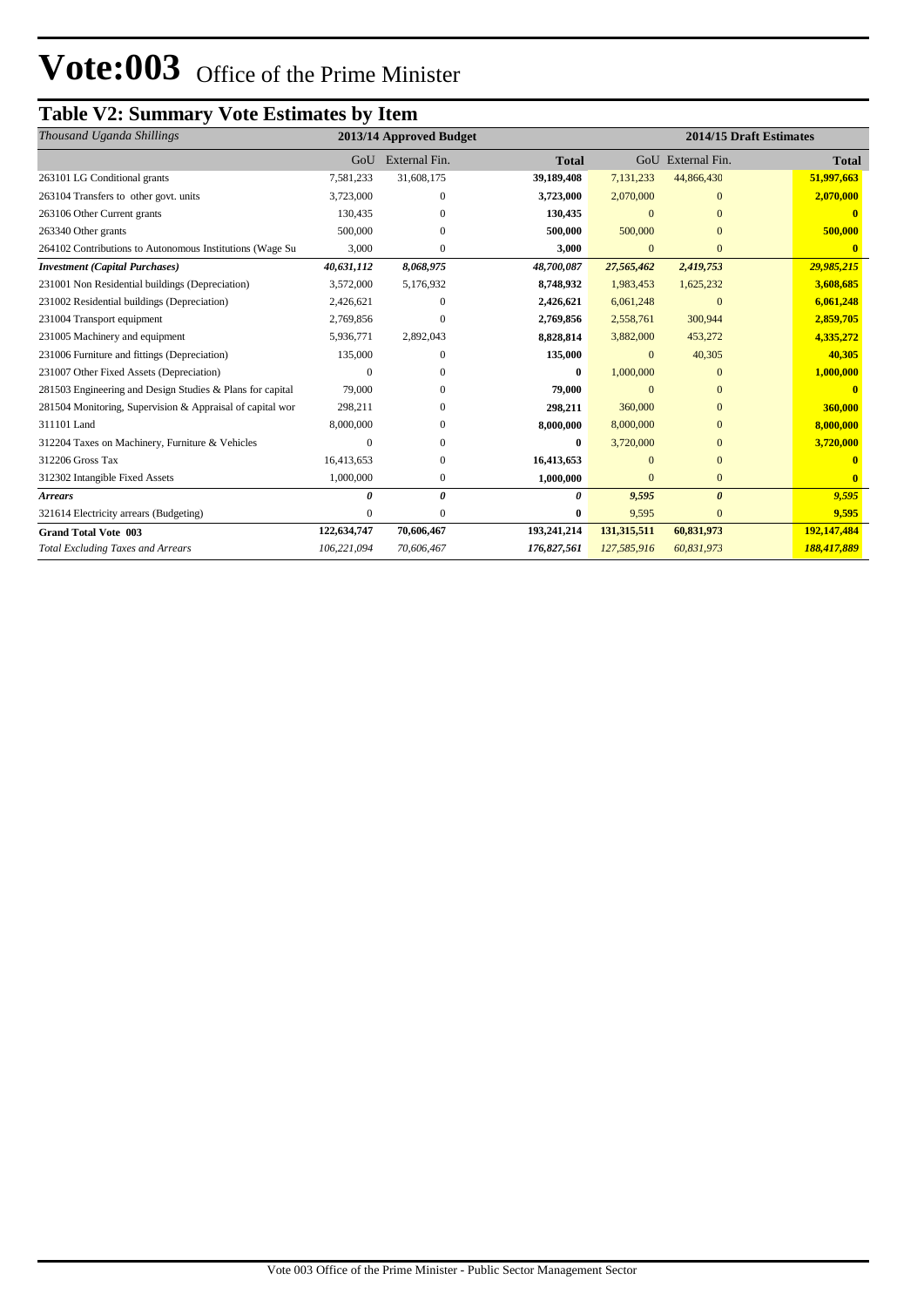# Vote:003 Office of the Prime Minister

## Table V2: Summary Vote Estimates by Item

| *Thousand Uganda Shillings* | 2013/14 Approved Budget | | | 2014/15 Draft Estimates | | |
|---|---|---|---|---|---|---|
| | GoU | External Fin. | **Total** | GoU | External Fin. | **Total** |
| 263101 LG Conditional grants | 7,581,233 | 31,608,175 | **39,189,408** | 7,131,233 | 44,866,430 | **51,997,663** |
| 263104 Transfers to other govt. units | 3,723,000 | 0 | **3,723,000** | 2,070,000 | 0 | **2,070,000** |
| 263106 Other Current grants | 130,435 | 0 | **130,435** | 0 | 0 | **0** |
| 263340 Other grants | 500,000 | 0 | **500,000** | 500,000 | 0 | **500,000** |
| 264102 Contributions to Autonomous Institutions (Wage Su | 3,000 | 0 | **3,000** | 0 | 0 | **0** |
| ***Investment (Capital Purchases)*** | ***40,631,112*** | ***8,068,975*** | ***48,700,087*** | ***27,565,462*** | ***2,419,753*** | ***29,985,215*** |
| 231001 Non Residential buildings (Depreciation) | 3,572,000 | 5,176,932 | **8,748,932** | 1,983,453 | 1,625,232 | **3,608,685** |
| 231002 Residential buildings (Depreciation) | 2,426,621 | 0 | **2,426,621** | 6,061,248 | 0 | **6,061,248** |
| 231004 Transport equipment | 2,769,856 | 0 | **2,769,856** | 2,558,761 | 300,944 | **2,859,705** |
| 231005 Machinery and equipment | 5,936,771 | 2,892,043 | **8,828,814** | 3,882,000 | 453,272 | **4,335,272** |
| 231006 Furniture and fittings (Depreciation) | 135,000 | 0 | **135,000** | 0 | 40,305 | **40,305** |
| 231007 Other Fixed Assets (Depreciation) | 0 | 0 | **0** | 1,000,000 | 0 | **1,000,000** |
| 281503 Engineering and Design Studies & Plans for capital | 79,000 | 0 | **79,000** | 0 | 0 | **0** |
| 281504 Monitoring, Supervision & Appraisal of capital wor | 298,211 | 0 | **298,211** | 360,000 | 0 | **360,000** |
| 311101 Land | 8,000,000 | 0 | **8,000,000** | 8,000,000 | 0 | **8,000,000** |
| 312204 Taxes on Machinery, Furniture & Vehicles | 0 | 0 | **0** | 3,720,000 | 0 | **3,720,000** |
| 312206 Gross Tax | 16,413,653 | 0 | **16,413,653** | 0 | 0 | **0** |
| 312302 Intangible Fixed Assets | 1,000,000 | 0 | **1,000,000** | 0 | 0 | **0** |
| ***Arrears*** | ***0*** | ***0*** | ***0*** | ***9,595*** | ***0*** | ***9,595*** |
| 321614 Electricity arrears (Budgeting) | 0 | 0 | **0** | 9,595 | 0 | **9,595** |
| **Grand Total Vote 003** | **122,634,747** | **70,606,467** | **193,241,214** | **131,315,511** | **60,831,973** | **192,147,484** |
| *Total Excluding Taxes and Arrears* | *106,221,094* | *70,606,467* | *176,827,561* | *127,585,916* | *60,831,973* | *188,417,889* |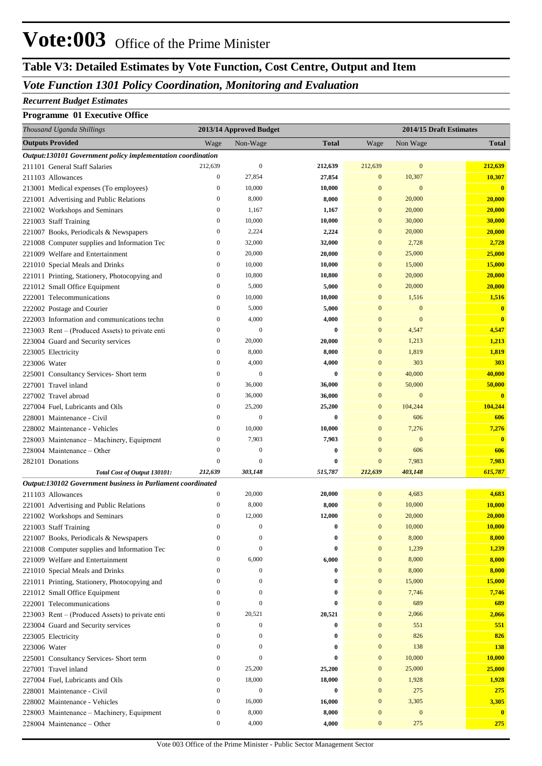# Vote:003 Office of the Prime Minister

## Table V3: Detailed Estimates by Vote Function, Cost Centre, Output and Item

### *Vote Function 1301 Policy Coordination, Monitoring and Evaluation*

***Recurrent Budget Estimates***

**Programme 01 Executive Office**

| *Thousand Uganda Shillings* | 2013/14 Approved Budget | | | 2014/15 Draft Estimates | | |
|---|---|---|---|---|---|---|
| **Outputs Provided** | Wage | Non-Wage | **Total** | Wage | Non Wage | **Total** |
| ***Output:130101 Government policy implementation coordination*** | | | | | | |
| 211101 General Staff Salaries | 212,639 | 0 | **212,639** | 212,639 | 0 | **212,639** |
| 211103 Allowances | 0 | 27,854 | **27,854** | 0 | 10,307 | **10,307** |
| 213001 Medical expenses (To employees) | 0 | 10,000 | **10,000** | 0 | 0 | **0** |
| 221001 Advertising and Public Relations | 0 | 8,000 | **8,000** | 0 | 20,000 | **20,000** |
| 221002 Workshops and Seminars | 0 | 1,167 | **1,167** | 0 | 20,000 | **20,000** |
| 221003 Staff Training | 0 | 10,000 | **10,000** | 0 | 30,000 | **30,000** |
| 221007 Books, Periodicals & Newspapers | 0 | 2,224 | **2,224** | 0 | 20,000 | **20,000** |
| 221008 Computer supplies and Information Tec | 0 | 32,000 | **32,000** | 0 | 2,728 | **2,728** |
| 221009 Welfare and Entertainment | 0 | 20,000 | **20,000** | 0 | 25,000 | **25,000** |
| 221010 Special Meals and Drinks | 0 | 10,000 | **10,000** | 0 | 15,000 | **15,000** |
| 221011 Printing, Stationery, Photocopying and | 0 | 10,800 | **10,800** | 0 | 20,000 | **20,000** |
| 221012 Small Office Equipment | 0 | 5,000 | **5,000** | 0 | 20,000 | **20,000** |
| 222001 Telecommunications | 0 | 10,000 | **10,000** | 0 | 1,516 | **1,516** |
| 222002 Postage and Courier | 0 | 5,000 | **5,000** | 0 | 0 | **0** |
| 222003 Information and communications techn | 0 | 4,000 | **4,000** | 0 | 0 | **0** |
| 223003 Rent – (Produced Assets) to private enti | 0 | 0 | **0** | 0 | 4,547 | **4,547** |
| 223004 Guard and Security services | 0 | 20,000 | **20,000** | 0 | 1,213 | **1,213** |
| 223005 Electricity | 0 | 8,000 | **8,000** | 0 | 1,819 | **1,819** |
| 223006 Water | 0 | 4,000 | **4,000** | 0 | 303 | **303** |
| 225001 Consultancy Services- Short term | 0 | 0 | **0** | 0 | 40,000 | **40,000** |
| 227001 Travel inland | 0 | 36,000 | **36,000** | 0 | 50,000 | **50,000** |
| 227002 Travel abroad | 0 | 36,000 | **36,000** | 0 | 0 | **0** |
| 227004 Fuel, Lubricants and Oils | 0 | 25,200 | **25,200** | 0 | 104,244 | **104,244** |
| 228001 Maintenance - Civil | 0 | 0 | **0** | 0 | 606 | **606** |
| 228002 Maintenance - Vehicles | 0 | 10,000 | **10,000** | 0 | 7,276 | **7,276** |
| 228003 Maintenance – Machinery, Equipment | 0 | 7,903 | **7,903** | 0 | 0 | **0** |
| 228004 Maintenance – Other | 0 | 0 | **0** | 0 | 606 | **606** |
| 282101 Donations | 0 | 0 | **0** | 0 | 7,983 | **7,983** |
| ***Total Cost of Output 130101:*** | ***212,639*** | ***303,148*** | ***515,787*** | ***212,639*** | ***403,148*** | ***615,787*** |
| ***Output:130102 Government business in Parliament coordinated*** | | | | | | |
| 211103 Allowances | 0 | 20,000 | **20,000** | 0 | 4,683 | **4,683** |
| 221001 Advertising and Public Relations | 0 | 8,000 | **8,000** | 0 | 10,000 | **10,000** |
| 221002 Workshops and Seminars | 0 | 12,000 | **12,000** | 0 | 20,000 | **20,000** |
| 221003 Staff Training | 0 | 0 | **0** | 0 | 10,000 | **10,000** |
| 221007 Books, Periodicals & Newspapers | 0 | 0 | **0** | 0 | 8,000 | **8,000** |
| 221008 Computer supplies and Information Tec | 0 | 0 | **0** | 0 | 1,239 | **1,239** |
| 221009 Welfare and Entertainment | 0 | 6,000 | **6,000** | 0 | 8,000 | **8,000** |
| 221010 Special Meals and Drinks | 0 | 0 | **0** | 0 | 8,000 | **8,000** |
| 221011 Printing, Stationery, Photocopying and | 0 | 0 | **0** | 0 | 15,000 | **15,000** |
| 221012 Small Office Equipment | 0 | 0 | **0** | 0 | 7,746 | **7,746** |
| 222001 Telecommunications | 0 | 0 | **0** | 0 | 689 | **689** |
| 223003 Rent – (Produced Assets) to private enti | 0 | 20,521 | **20,521** | 0 | 2,066 | **2,066** |
| 223004 Guard and Security services | 0 | 0 | **0** | 0 | 551 | **551** |
| 223005 Electricity | 0 | 0 | **0** | 0 | 826 | **826** |
| 223006 Water | 0 | 0 | **0** | 0 | 138 | **138** |
| 225001 Consultancy Services- Short term | 0 | 0 | **0** | 0 | 10,000 | **10,000** |
| 227001 Travel inland | 0 | 25,200 | **25,200** | 0 | 25,000 | **25,000** |
| 227004 Fuel, Lubricants and Oils | 0 | 18,000 | **18,000** | 0 | 1,928 | **1,928** |
| 228001 Maintenance - Civil | 0 | 0 | **0** | 0 | 275 | **275** |
| 228002 Maintenance - Vehicles | 0 | 16,000 | **16,000** | 0 | 3,305 | **3,305** |
| 228003 Maintenance – Machinery, Equipment | 0 | 8,000 | **8,000** | 0 | 0 | **0** |
| 228004 Maintenance – Other | 0 | 4,000 | **4,000** | 0 | 275 | **275** |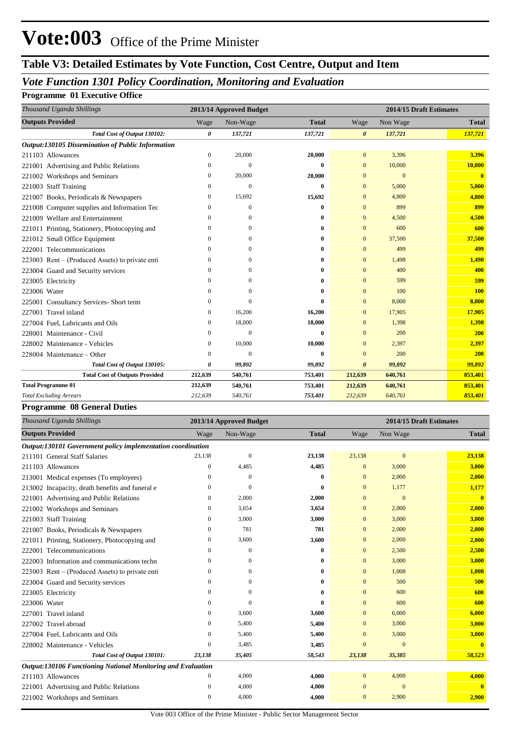# Vote:003 Office of the Prime Minister

## Table V3: Detailed Estimates by Vote Function, Cost Centre, Output and Item

### *Vote Function 1301 Policy Coordination, Monitoring and Evaluation*

**Programme 01 Executive Office**

| *Thousand Uganda Shillings* | 2013/14 Approved Budget | | | 2014/15 Draft Estimates | | |
|---|---|---|---|---|---|---|
| **Outputs Provided** | Wage | Non-Wage | **Total** | Wage | Non Wage | **Total** |
| ***Total Cost of Output 130102:*** | ***0*** | *137,721* | *137,721* | ***0*** | *137,721* | *137,721* |
| ***Output:130105 Dissemination of Public Information*** | | | | | | |
| 211103 Allowances | 0 | 20,000 | **20,000** | 0 | 3,396 | **3,396** |
| 221001 Advertising and Public Relations | 0 | 0 | **0** | 0 | 10,000 | **10,000** |
| 221002 Workshops and Seminars | 0 | 20,000 | **20,000** | 0 | 0 | **0** |
| 221003 Staff Training | 0 | 0 | **0** | 0 | 5,000 | **5,000** |
| 221007 Books, Periodicals & Newspapers | 0 | 15,692 | **15,692** | 0 | 4,800 | **4,800** |
| 221008 Computer supplies and Information Tec | 0 | 0 | **0** | 0 | 899 | **899** |
| 221009 Welfare and Entertainment | 0 | 0 | **0** | 0 | 4,500 | **4,500** |
| 221011 Printing, Stationery, Photocopying and | 0 | 0 | **0** | 0 | 600 | **600** |
| 221012 Small Office Equipment | 0 | 0 | **0** | 0 | 37,500 | **37,500** |
| 222001 Telecommunications | 0 | 0 | **0** | 0 | 499 | **499** |
| 223003 Rent – (Produced Assets) to private enti | 0 | 0 | **0** | 0 | 1,498 | **1,498** |
| 223004 Guard and Security services | 0 | 0 | **0** | 0 | 400 | **400** |
| 223005 Electricity | 0 | 0 | **0** | 0 | 599 | **599** |
| 223006 Water | 0 | 0 | **0** | 0 | 100 | **100** |
| 225001 Consultancy Services- Short term | 0 | 0 | **0** | 0 | 8,000 | **8,000** |
| 227001 Travel inland | 0 | 16,200 | **16,200** | 0 | 17,905 | **17,905** |
| 227004 Fuel, Lubricants and Oils | 0 | 18,000 | **18,000** | 0 | 1,398 | **1,398** |
| 228001 Maintenance - Civil | 0 | 0 | **0** | 0 | 200 | **200** |
| 228002 Maintenance - Vehicles | 0 | 10,000 | **10,000** | 0 | 2,397 | **2,397** |
| 228004 Maintenance – Other | 0 | 0 | **0** | 0 | 200 | **200** |
| ***Total Cost of Output 130105:*** | ***0*** | *99,892* | *99,892* | ***0*** | *99,892* | *99,892* |
| **Total Cost of Outputs Provided** | **212,639** | **540,761** | **753,401** | **212,639** | **640,761** | **853,401** |
| **Total Programme 01** | **212,639** | **540,761** | **753,401** | **212,639** | **640,761** | **853,401** |
| *Total Excluding Arrears* | *212,639* | *540,761* | *753,401* | *212,639* | *640,761* | *853,401* |

**Programme 08 General Duties**

| *Thousand Uganda Shillings* | 2013/14 Approved Budget | | | 2014/15 Draft Estimates | | |
|---|---|---|---|---|---|---|
| **Outputs Provided** | Wage | Non-Wage | **Total** | Wage | Non Wage | **Total** |
| ***Output:130101 Government policy implementation coordination*** | | | | | | |
| 211101 General Staff Salaries | 23,138 | 0 | **23,138** | 23,138 | 0 | **23,138** |
| 211103 Allowances | 0 | 4,485 | **4,485** | 0 | 3,000 | **3,000** |
| 213001 Medical expenses (To employees) | 0 | 0 | **0** | 0 | 2,000 | **2,000** |
| 213002 Incapacity, death benefits and funeral e | 0 | 0 | **0** | 0 | 1,177 | **1,177** |
| 221001 Advertising and Public Relations | 0 | 2,000 | **2,000** | 0 | 0 | **0** |
| 221002 Workshops and Seminars | 0 | 3,654 | **3,654** | 0 | 2,000 | **2,000** |
| 221003 Staff Training | 0 | 3,000 | **3,000** | 0 | 3,000 | **3,000** |
| 221007 Books, Periodicals & Newspapers | 0 | 781 | **781** | 0 | 2,000 | **2,000** |
| 221011 Printing, Stationery, Photocopying and | 0 | 3,600 | **3,600** | 0 | 2,000 | **2,000** |
| 222001 Telecommunications | 0 | 0 | **0** | 0 | 2,500 | **2,500** |
| 222003 Information and communications techn | 0 | 0 | **0** | 0 | 3,000 | **3,000** |
| 223003 Rent – (Produced Assets) to private enti | 0 | 0 | **0** | 0 | 1,008 | **1,008** |
| 223004 Guard and Security services | 0 | 0 | **0** | 0 | 500 | **500** |
| 223005 Electricity | 0 | 0 | **0** | 0 | 600 | **600** |
| 223006 Water | 0 | 0 | **0** | 0 | 600 | **600** |
| 227001 Travel inland | 0 | 3,600 | **3,600** | 0 | 6,000 | **6,000** |
| 227002 Travel abroad | 0 | 5,400 | **5,400** | 0 | 3,000 | **3,000** |
| 227004 Fuel, Lubricants and Oils | 0 | 5,400 | **5,400** | 0 | 3,000 | **3,000** |
| 228002 Maintenance - Vehicles | 0 | 3,485 | **3,485** | 0 | 0 | **0** |
| ***Total Cost of Output 130101:*** | ***23,138*** | ***35,405*** | ***58,543*** | ***23,138*** | ***35,385*** | ***58,523*** |
| ***Output:130106 Functioning National Monitoring and Evaluation*** | | | | | | |
| 211103 Allowances | 0 | 4,000 | **4,000** | 0 | 4,000 | **4,000** |
| 221001 Advertising and Public Relations | 0 | 4,000 | **4,000** | 0 | 0 | **0** |
| 221002 Workshops and Seminars | 0 | 4,000 | **4,000** | 0 | 2,900 | **2,900** |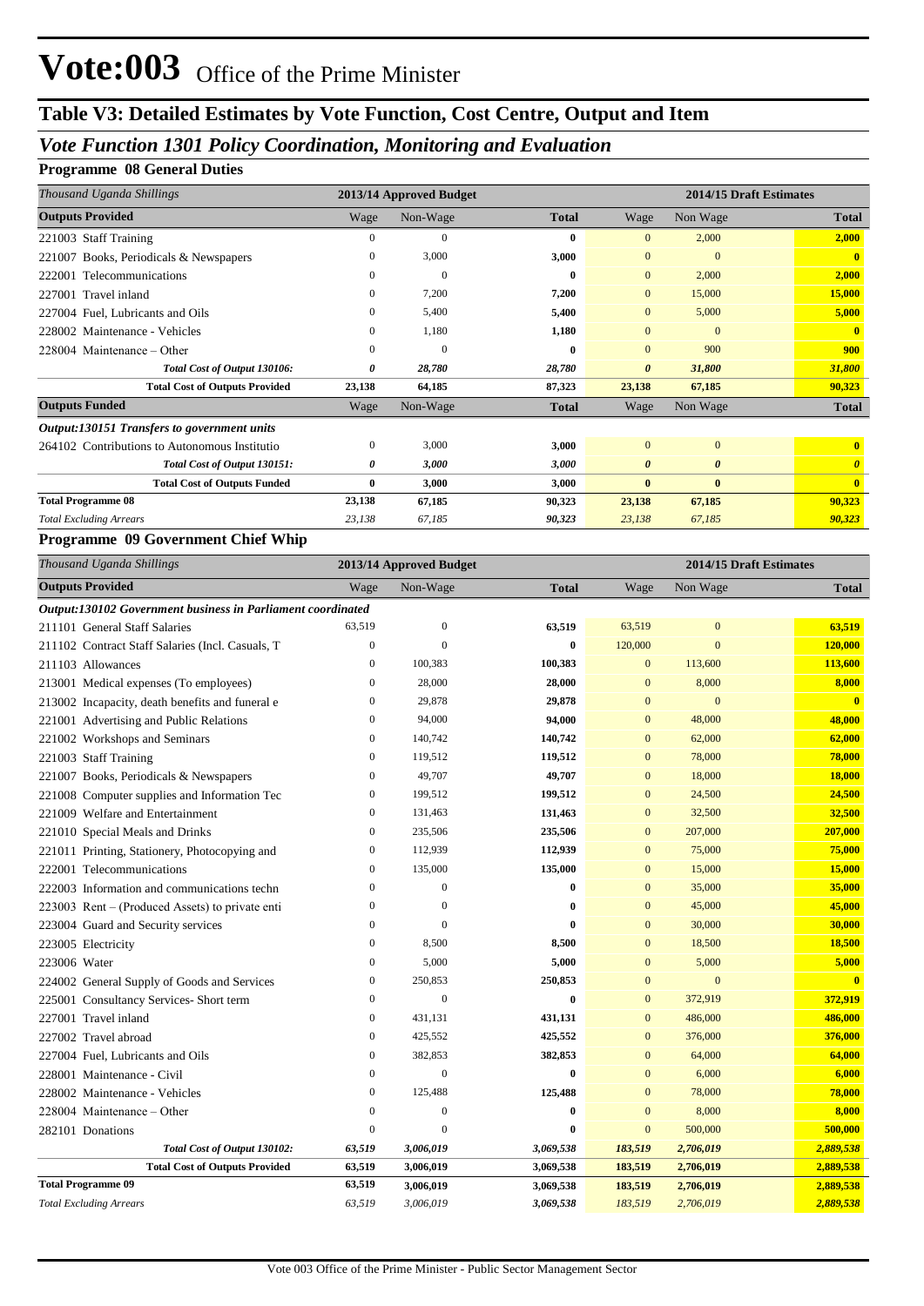# Vote:003 Office of the Prime Minister

## Table V3: Detailed Estimates by Vote Function, Cost Centre, Output and Item

### *Vote Function 1301 Policy Coordination, Monitoring and Evaluation*

**Programme 08 General Duties**

| *Thousand Uganda Shillings* | 2013/14 Approved Budget | | | 2014/15 Draft Estimates | | |
|---|---|---|---|---|---|---|
| **Outputs Provided** | Wage | Non-Wage | **Total** | Wage | Non Wage | **Total** |
| 221003 Staff Training | 0 | 0 | **0** | 0 | 2,000 | **2,000** |
| 221007 Books, Periodicals & Newspapers | 0 | 3,000 | **3,000** | 0 | 0 | **0** |
| 222001 Telecommunications | 0 | 0 | **0** | 0 | 2,000 | **2,000** |
| 227001 Travel inland | 0 | 7,200 | **7,200** | 0 | 15,000 | **15,000** |
| 227004 Fuel, Lubricants and Oils | 0 | 5,400 | **5,400** | 0 | 5,000 | **5,000** |
| 228002 Maintenance - Vehicles | 0 | 1,180 | **1,180** | 0 | 0 | **0** |
| 228004 Maintenance – Other | 0 | 0 | **0** | 0 | 900 | **900** |
| *Total Cost of Output 130106:* | *0* | *28,780* | *28,780* | *0* | *31,800* | *31,800* |
| **Total Cost of Outputs Provided** | **23,138** | **64,185** | **87,323** | **23,138** | **67,185** | **90,323** |
| **Outputs Funded** | Wage | Non-Wage | **Total** | Wage | Non Wage | **Total** |
| ***Output:130151 Transfers to government units*** | | | | | | |
| 264102 Contributions to Autonomous Institutio | 0 | 3,000 | **3,000** | 0 | 0 | **0** |
| *Total Cost of Output 130151:* | *0* | *3,000* | *3,000* | *0* | *0* | *0* |
| **Total Cost of Outputs Funded** | **0** | **3,000** | **3,000** | **0** | **0** | **0** |
| **Total Programme 08** | **23,138** | **67,185** | **90,323** | **23,138** | **67,185** | **90,323** |
| *Total Excluding Arrears* | *23,138* | *67,185* | *90,323* | *23,138* | *67,185* | *90,323* |

**Programme 09 Government Chief Whip**

| *Thousand Uganda Shillings* | 2013/14 Approved Budget | | | 2014/15 Draft Estimates | | |
|---|---|---|---|---|---|---|
| **Outputs Provided** | Wage | Non-Wage | **Total** | Wage | Non Wage | **Total** |
| ***Output:130102 Government business in Parliament coordinated*** | | | | | | |
| 211101 General Staff Salaries | 63,519 | 0 | **63,519** | 63,519 | 0 | **63,519** |
| 211102 Contract Staff Salaries (Incl. Casuals, T | 0 | 0 | **0** | 120,000 | 0 | **120,000** |
| 211103 Allowances | 0 | 100,383 | **100,383** | 0 | 113,600 | **113,600** |
| 213001 Medical expenses (To employees) | 0 | 28,000 | **28,000** | 0 | 8,000 | **8,000** |
| 213002 Incapacity, death benefits and funeral e | 0 | 29,878 | **29,878** | 0 | 0 | **0** |
| 221001 Advertising and Public Relations | 0 | 94,000 | **94,000** | 0 | 48,000 | **48,000** |
| 221002 Workshops and Seminars | 0 | 140,742 | **140,742** | 0 | 62,000 | **62,000** |
| 221003 Staff Training | 0 | 119,512 | **119,512** | 0 | 78,000 | **78,000** |
| 221007 Books, Periodicals & Newspapers | 0 | 49,707 | **49,707** | 0 | 18,000 | **18,000** |
| 221008 Computer supplies and Information Tec | 0 | 199,512 | **199,512** | 0 | 24,500 | **24,500** |
| 221009 Welfare and Entertainment | 0 | 131,463 | **131,463** | 0 | 32,500 | **32,500** |
| 221010 Special Meals and Drinks | 0 | 235,506 | **235,506** | 0 | 207,000 | **207,000** |
| 221011 Printing, Stationery, Photocopying and | 0 | 112,939 | **112,939** | 0 | 75,000 | **75,000** |
| 222001 Telecommunications | 0 | 135,000 | **135,000** | 0 | 15,000 | **15,000** |
| 222003 Information and communications techn | 0 | 0 | **0** | 0 | 35,000 | **35,000** |
| 223003 Rent – (Produced Assets) to private enti | 0 | 0 | **0** | 0 | 45,000 | **45,000** |
| 223004 Guard and Security services | 0 | 0 | **0** | 0 | 30,000 | **30,000** |
| 223005 Electricity | 0 | 8,500 | **8,500** | 0 | 18,500 | **18,500** |
| 223006 Water | 0 | 5,000 | **5,000** | 0 | 5,000 | **5,000** |
| 224002 General Supply of Goods and Services | 0 | 250,853 | **250,853** | 0 | 0 | **0** |
| 225001 Consultancy Services- Short term | 0 | 0 | **0** | 0 | 372,919 | **372,919** |
| 227001 Travel inland | 0 | 431,131 | **431,131** | 0 | 486,000 | **486,000** |
| 227002 Travel abroad | 0 | 425,552 | **425,552** | 0 | 376,000 | **376,000** |
| 227004 Fuel, Lubricants and Oils | 0 | 382,853 | **382,853** | 0 | 64,000 | **64,000** |
| 228001 Maintenance - Civil | 0 | 0 | **0** | 0 | 6,000 | **6,000** |
| 228002 Maintenance - Vehicles | 0 | 125,488 | **125,488** | 0 | 78,000 | **78,000** |
| 228004 Maintenance – Other | 0 | 0 | **0** | 0 | 8,000 | **8,000** |
| 282101 Donations | 0 | 0 | **0** | 0 | 500,000 | **500,000** |
| *Total Cost of Output 130102:* | *63,519* | *3,006,019* | *3,069,538* | *183,519* | *2,706,019* | *2,889,538* |
| **Total Cost of Outputs Provided** | **63,519** | **3,006,019** | **3,069,538** | **183,519** | **2,706,019** | **2,889,538** |
| **Total Programme 09** | **63,519** | **3,006,019** | **3,069,538** | **183,519** | **2,706,019** | **2,889,538** |
| *Total Excluding Arrears* | *63,519* | *3,006,019* | *3,069,538* | *183,519* | *2,706,019* | *2,889,538* |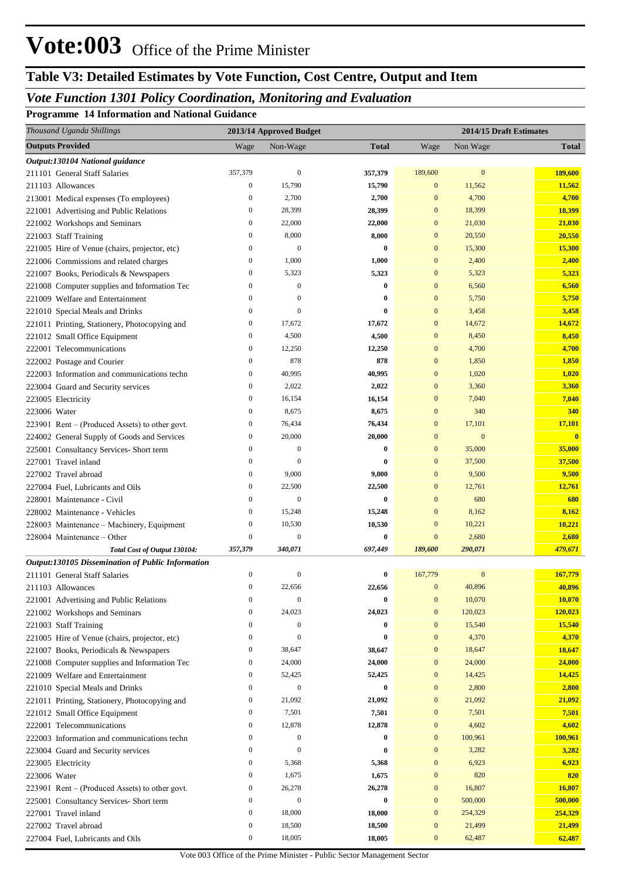# Vote:003 Office of the Prime Minister

## Table V3: Detailed Estimates by Vote Function, Cost Centre, Output and Item

### *Vote Function 1301 Policy Coordination, Monitoring and Evaluation*

**Programme 14 Information and National Guidance**

| *Thousand Uganda Shillings* | 2013/14 Approved Budget | | | 2014/15 Draft Estimates | | |
|---|---|---|---|---|---|---|
| **Outputs Provided** | Wage | Non-Wage | **Total** | Wage | Non Wage | **Total** |
| ***Output:130104 National guidance*** | | | | | | |
| 211101 General Staff Salaries | 357,379 | 0 | **357,379** | 189,600 | 0 | **189,600** |
| 211103 Allowances | 0 | 15,790 | **15,790** | 0 | 11,562 | **11,562** |
| 213001 Medical expenses (To employees) | 0 | 2,700 | **2,700** | 0 | 4,700 | **4,700** |
| 221001 Advertising and Public Relations | 0 | 28,399 | **28,399** | 0 | 18,399 | **18,399** |
| 221002 Workshops and Seminars | 0 | 22,000 | **22,000** | 0 | 21,030 | **21,030** |
| 221003 Staff Training | 0 | 8,000 | **8,000** | 0 | 20,550 | **20,550** |
| 221005 Hire of Venue (chairs, projector, etc) | 0 | 0 | **0** | 0 | 15,300 | **15,300** |
| 221006 Commissions and related charges | 0 | 1,000 | **1,000** | 0 | 2,400 | **2,400** |
| 221007 Books, Periodicals & Newspapers | 0 | 5,323 | **5,323** | 0 | 5,323 | **5,323** |
| 221008 Computer supplies and Information Tec | 0 | 0 | **0** | 0 | 6,560 | **6,560** |
| 221009 Welfare and Entertainment | 0 | 0 | **0** | 0 | 5,750 | **5,750** |
| 221010 Special Meals and Drinks | 0 | 0 | **0** | 0 | 3,458 | **3,458** |
| 221011 Printing, Stationery, Photocopying and | 0 | 17,672 | **17,672** | 0 | 14,672 | **14,672** |
| 221012 Small Office Equipment | 0 | 4,500 | **4,500** | 0 | 8,450 | **8,450** |
| 222001 Telecommunications | 0 | 12,250 | **12,250** | 0 | 4,700 | **4,700** |
| 222002 Postage and Courier | 0 | 878 | **878** | 0 | 1,850 | **1,850** |
| 222003 Information and communications techn | 0 | 40,995 | **40,995** | 0 | 1,020 | **1,020** |
| 223004 Guard and Security services | 0 | 2,022 | **2,022** | 0 | 3,360 | **3,360** |
| 223005 Electricity | 0 | 16,154 | **16,154** | 0 | 7,040 | **7,040** |
| 223006 Water | 0 | 8,675 | **8,675** | 0 | 340 | **340** |
| 223901 Rent – (Produced Assets) to other govt. | 0 | 76,434 | **76,434** | 0 | 17,101 | **17,101** |
| 224002 General Supply of Goods and Services | 0 | 20,000 | **20,000** | 0 | 0 | **0** |
| 225001 Consultancy Services- Short term | 0 | 0 | **0** | 0 | 35,000 | **35,000** |
| 227001 Travel inland | 0 | 0 | **0** | 0 | 37,500 | **37,500** |
| 227002 Travel abroad | 0 | 9,000 | **9,000** | 0 | 9,500 | **9,500** |
| 227004 Fuel, Lubricants and Oils | 0 | 22,500 | **22,500** | 0 | 12,761 | **12,761** |
| 228001 Maintenance - Civil | 0 | 0 | **0** | 0 | 680 | **680** |
| 228002 Maintenance - Vehicles | 0 | 15,248 | **15,248** | 0 | 8,162 | **8,162** |
| 228003 Maintenance – Machinery, Equipment | 0 | 10,530 | **10,530** | 0 | 10,221 | **10,221** |
| 228004 Maintenance – Other | 0 | 0 | **0** | 0 | 2,680 | **2,680** |
| ***Total Cost of Output 130104:*** | ***357,379*** | ***340,071*** | ***697,449*** | ***189,600*** | ***290,071*** | ***479,671*** |
| ***Output:130105 Dissemination of Public Information*** | | | | | | |
| 211101 General Staff Salaries | 0 | 0 | **0** | 167,779 | 0 | **167,779** |
| 211103 Allowances | 0 | 22,656 | **22,656** | 0 | 40,896 | **40,896** |
| 221001 Advertising and Public Relations | 0 | 0 | **0** | 0 | 10,070 | **10,070** |
| 221002 Workshops and Seminars | 0 | 24,023 | **24,023** | 0 | 120,023 | **120,023** |
| 221003 Staff Training | 0 | 0 | **0** | 0 | 15,540 | **15,540** |
| 221005 Hire of Venue (chairs, projector, etc) | 0 | 0 | **0** | 0 | 4,370 | **4,370** |
| 221007 Books, Periodicals & Newspapers | 0 | 38,647 | **38,647** | 0 | 18,647 | **18,647** |
| 221008 Computer supplies and Information Tec | 0 | 24,000 | **24,000** | 0 | 24,000 | **24,000** |
| 221009 Welfare and Entertainment | 0 | 52,425 | **52,425** | 0 | 14,425 | **14,425** |
| 221010 Special Meals and Drinks | 0 | 0 | **0** | 0 | 2,800 | **2,800** |
| 221011 Printing, Stationery, Photocopying and | 0 | 21,092 | **21,092** | 0 | 21,092 | **21,092** |
| 221012 Small Office Equipment | 0 | 7,501 | **7,501** | 0 | 7,501 | **7,501** |
| 222001 Telecommunications | 0 | 12,878 | **12,878** | 0 | 4,602 | **4,602** |
| 222003 Information and communications techn | 0 | 0 | **0** | 0 | 100,961 | **100,961** |
| 223004 Guard and Security services | 0 | 0 | **0** | 0 | 3,282 | **3,282** |
| 223005 Electricity | 0 | 5,368 | **5,368** | 0 | 6,923 | **6,923** |
| 223006 Water | 0 | 1,675 | **1,675** | 0 | 820 | **820** |
| 223901 Rent – (Produced Assets) to other govt. | 0 | 26,278 | **26,278** | 0 | 16,807 | **16,807** |
| 225001 Consultancy Services- Short term | 0 | 0 | **0** | 0 | 500,000 | **500,000** |
| 227001 Travel inland | 0 | 18,000 | **18,000** | 0 | 254,329 | **254,329** |
| 227002 Travel abroad | 0 | 18,500 | **18,500** | 0 | 21,499 | **21,499** |
| 227004 Fuel, Lubricants and Oils | 0 | 18,005 | **18,005** | 0 | 62,487 | **62,487** |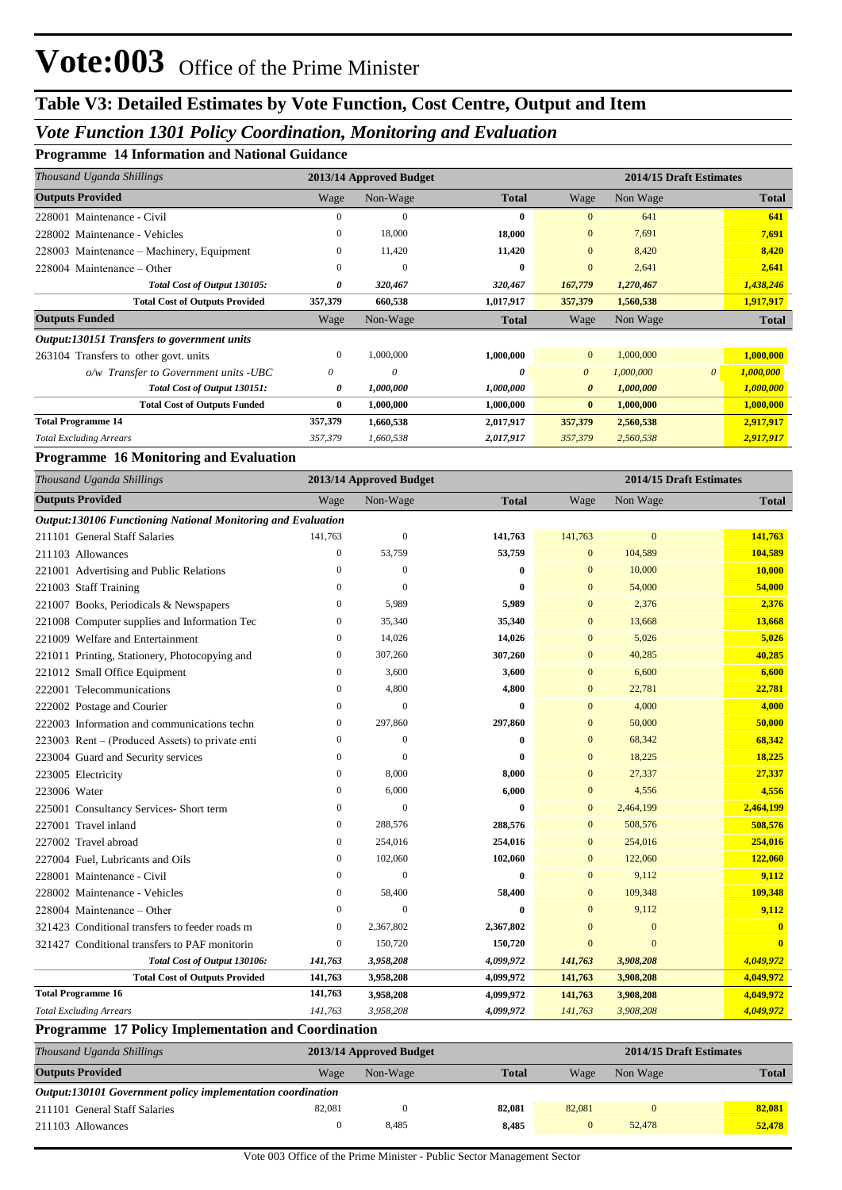# Vote:003 Office of the Prime Minister

## Table V3: Detailed Estimates by Vote Function, Cost Centre, Output and Item

### *Vote Function 1301 Policy Coordination, Monitoring and Evaluation*

**Programme 14 Information and National Guidance**

| *Thousand Uganda Shillings* | 2013/14 Approved Budget | | | 2014/15 Draft Estimates | | |
|---|---|---|---|---|---|---|
| **Outputs Provided** | Wage | Non-Wage | **Total** | Wage | Non Wage | **Total** |
| 228001 Maintenance - Civil | 0 | 0 | **0** | 0 | 641 | **641** |
| 228002 Maintenance - Vehicles | 0 | 18,000 | **18,000** | 0 | 7,691 | **7,691** |
| 228003 Maintenance – Machinery, Equipment | 0 | 11,420 | **11,420** | 0 | 8,420 | **8,420** |
| 228004 Maintenance – Other | 0 | 0 | **0** | 0 | 2,641 | **2,641** |
| ***Total Cost of Output 130105:*** | ***0*** | ***320,467*** | ***320,467*** | ***167,779*** | ***1,270,467*** | ***1,438,246*** |
| **Total Cost of Outputs Provided** | **357,379** | **660,538** | **1,017,917** | **357,379** | **1,560,538** | **1,917,917** |
| **Outputs Funded** | Wage | Non-Wage | **Total** | Wage | Non Wage | **Total** |
| ***Output:130151 Transfers to government units*** | | | | | | |
| 263104 Transfers to other govt. units | 0 | 1,000,000 | **1,000,000** | 0 | 1,000,000 | **1,000,000** |
| *o/w Transfer to Government units -UBC* | *0* | *0* | ***0*** | *0* | *1,000,000* | ***1,000,000*** |
| ***Total Cost of Output 130151:*** | ***0*** | ***1,000,000*** | ***1,000,000*** | ***0*** | ***1,000,000*** | ***1,000,000*** |
| **Total Cost of Outputs Funded** | **0** | **1,000,000** | **1,000,000** | **0** | **1,000,000** | **1,000,000** |
| **Total Programme 14** | **357,379** | **1,660,538** | **2,017,917** | **357,379** | **2,560,538** | **2,917,917** |
| *Total Excluding Arrears* | *357,379* | *1,660,538* | ***2,017,917*** | *357,379* | *2,560,538* | ***2,917,917*** |

**Programme 16 Monitoring and Evaluation**

| *Thousand Uganda Shillings* | 2013/14 Approved Budget | | | 2014/15 Draft Estimates | | |
|---|---|---|---|---|---|---|
| **Outputs Provided** | Wage | Non-Wage | **Total** | Wage | Non Wage | **Total** |
| ***Output:130106 Functioning National Monitoring and Evaluation*** | | | | | | |
| 211101 General Staff Salaries | 141,763 | 0 | **141,763** | 141,763 | 0 | **141,763** |
| 211103 Allowances | 0 | 53,759 | **53,759** | 0 | 104,589 | **104,589** |
| 221001 Advertising and Public Relations | 0 | 0 | **0** | 0 | 10,000 | **10,000** |
| 221003 Staff Training | 0 | 0 | **0** | 0 | 54,000 | **54,000** |
| 221007 Books, Periodicals & Newspapers | 0 | 5,989 | **5,989** | 0 | 2,376 | **2,376** |
| 221008 Computer supplies and Information Tec | 0 | 35,340 | **35,340** | 0 | 13,668 | **13,668** |
| 221009 Welfare and Entertainment | 0 | 14,026 | **14,026** | 0 | 5,026 | **5,026** |
| 221011 Printing, Stationery, Photocopying and | 0 | 307,260 | **307,260** | 0 | 40,285 | **40,285** |
| 221012 Small Office Equipment | 0 | 3,600 | **3,600** | 0 | 6,600 | **6,600** |
| 222001 Telecommunications | 0 | 4,800 | **4,800** | 0 | 22,781 | **22,781** |
| 222002 Postage and Courier | 0 | 0 | **0** | 0 | 4,000 | **4,000** |
| 222003 Information and communications techn | 0 | 297,860 | **297,860** | 0 | 50,000 | **50,000** |
| 223003 Rent – (Produced Assets) to private enti | 0 | 0 | **0** | 0 | 68,342 | **68,342** |
| 223004 Guard and Security services | 0 | 0 | **0** | 0 | 18,225 | **18,225** |
| 223005 Electricity | 0 | 8,000 | **8,000** | 0 | 27,337 | **27,337** |
| 223006 Water | 0 | 6,000 | **6,000** | 0 | 4,556 | **4,556** |
| 225001 Consultancy Services- Short term | 0 | 0 | **0** | 0 | 2,464,199 | **2,464,199** |
| 227001 Travel inland | 0 | 288,576 | **288,576** | 0 | 508,576 | **508,576** |
| 227002 Travel abroad | 0 | 254,016 | **254,016** | 0 | 254,016 | **254,016** |
| 227004 Fuel, Lubricants and Oils | 0 | 102,060 | **102,060** | 0 | 122,060 | **122,060** |
| 228001 Maintenance - Civil | 0 | 0 | **0** | 0 | 9,112 | **9,112** |
| 228002 Maintenance - Vehicles | 0 | 58,400 | **58,400** | 0 | 109,348 | **109,348** |
| 228004 Maintenance – Other | 0 | 0 | **0** | 0 | 9,112 | **9,112** |
| 321423 Conditional transfers to feeder roads m | 0 | 2,367,802 | **2,367,802** | 0 | 0 | **0** |
| 321427 Conditional transfers to PAF monitorin | 0 | 150,720 | **150,720** | 0 | 0 | **0** |
| ***Total Cost of Output 130106:*** | ***141,763*** | ***3,958,208*** | ***4,099,972*** | ***141,763*** | ***3,908,208*** | ***4,049,972*** |
| **Total Cost of Outputs Provided** | **141,763** | **3,958,208** | **4,099,972** | **141,763** | **3,908,208** | **4,049,972** |
| **Total Programme 16** | **141,763** | **3,958,208** | **4,099,972** | **141,763** | **3,908,208** | **4,049,972** |
| *Total Excluding Arrears* | *141,763* | *3,958,208* | ***4,099,972*** | *141,763* | *3,908,208* | ***4,049,972*** |

**Programme 17 Policy Implementation and Coordination**

| *Thousand Uganda Shillings* | 2013/14 Approved Budget | | | 2014/15 Draft Estimates | | |
|---|---|---|---|---|---|---|
| **Outputs Provided** | Wage | Non-Wage | **Total** | Wage | Non Wage | **Total** |
| ***Output:130101 Government policy implementation coordination*** | | | | | | |
| 211101 General Staff Salaries | 82,081 | 0 | **82,081** | 82,081 | 0 | **82,081** |
| 211103 Allowances | 0 | 8,485 | **8,485** | 0 | 52,478 | **52,478** |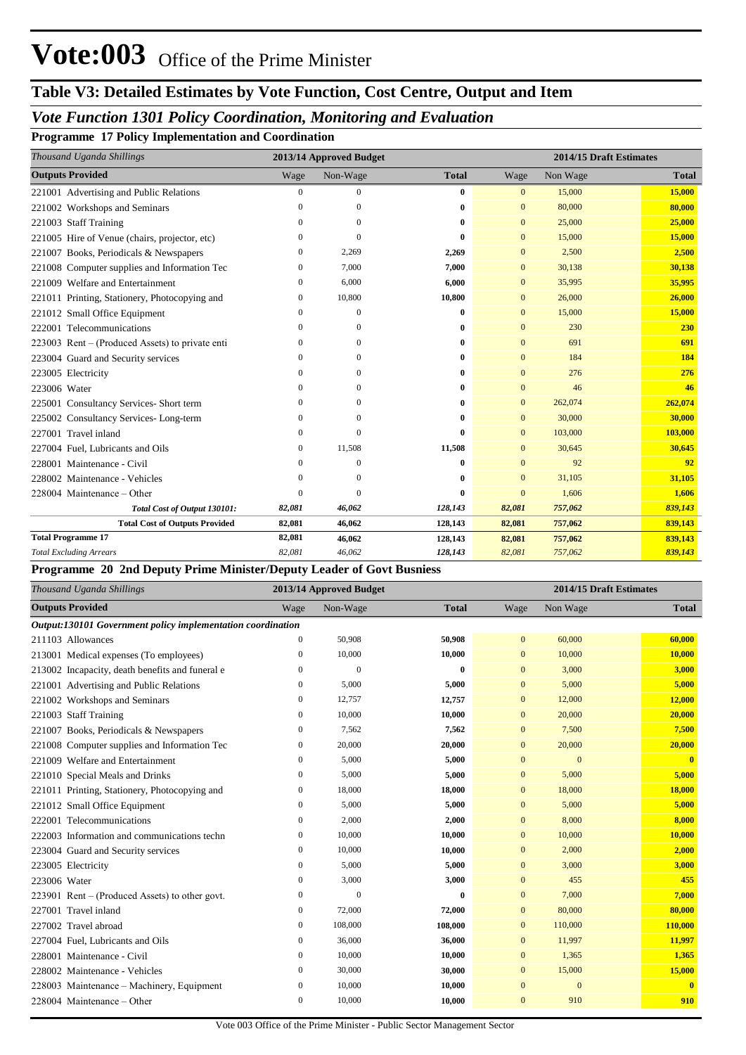# Vote:003 Office of the Prime Minister

## Table V3: Detailed Estimates by Vote Function, Cost Centre, Output and Item

### *Vote Function 1301 Policy Coordination, Monitoring and Evaluation*

#### Programme 17 Policy Implementation and Coordination

| *Thousand Uganda Shillings* | 2013/14 Approved Budget | | | 2014/15 Draft Estimates | | |
|---|---|---|---|---|---|---|
| **Outputs Provided** | Wage | Non-Wage | **Total** | Wage | Non Wage | **Total** |
| 221001 Advertising and Public Relations | 0 | 0 | **0** | 0 | 15,000 | **15,000** |
| 221002 Workshops and Seminars | 0 | 0 | **0** | 0 | 80,000 | **80,000** |
| 221003 Staff Training | 0 | 0 | **0** | 0 | 25,000 | **25,000** |
| 221005 Hire of Venue (chairs, projector, etc) | 0 | 0 | **0** | 0 | 15,000 | **15,000** |
| 221007 Books, Periodicals & Newspapers | 0 | 2,269 | **2,269** | 0 | 2,500 | **2,500** |
| 221008 Computer supplies and Information Tec | 0 | 7,000 | **7,000** | 0 | 30,138 | **30,138** |
| 221009 Welfare and Entertainment | 0 | 6,000 | **6,000** | 0 | 35,995 | **35,995** |
| 221011 Printing, Stationery, Photocopying and | 0 | 10,800 | **10,800** | 0 | 26,000 | **26,000** |
| 221012 Small Office Equipment | 0 | 0 | **0** | 0 | 15,000 | **15,000** |
| 222001 Telecommunications | 0 | 0 | **0** | 0 | 230 | **230** |
| 223003 Rent – (Produced Assets) to private enti | 0 | 0 | **0** | 0 | 691 | **691** |
| 223004 Guard and Security services | 0 | 0 | **0** | 0 | 184 | **184** |
| 223005 Electricity | 0 | 0 | **0** | 0 | 276 | **276** |
| 223006 Water | 0 | 0 | **0** | 0 | 46 | **46** |
| 225001 Consultancy Services- Short term | 0 | 0 | **0** | 0 | 262,074 | **262,074** |
| 225002 Consultancy Services- Long-term | 0 | 0 | **0** | 0 | 30,000 | **30,000** |
| 227001 Travel inland | 0 | 0 | **0** | 0 | 103,000 | **103,000** |
| 227004 Fuel, Lubricants and Oils | 0 | 11,508 | **11,508** | 0 | 30,645 | **30,645** |
| 228001 Maintenance - Civil | 0 | 0 | **0** | 0 | 92 | **92** |
| 228002 Maintenance - Vehicles | 0 | 0 | **0** | 0 | 31,105 | **31,105** |
| 228004 Maintenance – Other | 0 | 0 | **0** | 0 | 1,606 | **1,606** |
| ***Total Cost of Output 130101:*** | ***82,081*** | ***46,062*** | ***128,143*** | ***82,081*** | ***757,062*** | ***839,143*** |
| **Total Cost of Outputs Provided** | **82,081** | **46,062** | **128,143** | **82,081** | **757,062** | **839,143** |
| **Total Programme 17** | **82,081** | **46,062** | **128,143** | **82,081** | **757,062** | **839,143** |
| *Total Excluding Arrears* | *82,081* | *46,062* | *128,143* | *82,081* | *757,062* | *839,143* |

#### Programme 20 2nd Deputy Prime Minister/Deputy Leader of Govt Busniess

| *Thousand Uganda Shillings* | 2013/14 Approved Budget | | | 2014/15 Draft Estimates | | |
|---|---|---|---|---|---|---|
| **Outputs Provided** | Wage | Non-Wage | **Total** | Wage | Non Wage | **Total** |
| ***Output:130101 Government policy implementation coordination*** | | | | | | |
| 211103 Allowances | 0 | 50,908 | **50,908** | 0 | 60,000 | **60,000** |
| 213001 Medical expenses (To employees) | 0 | 10,000 | **10,000** | 0 | 10,000 | **10,000** |
| 213002 Incapacity, death benefits and funeral e | 0 | 0 | **0** | 0 | 3,000 | **3,000** |
| 221001 Advertising and Public Relations | 0 | 5,000 | **5,000** | 0 | 5,000 | **5,000** |
| 221002 Workshops and Seminars | 0 | 12,757 | **12,757** | 0 | 12,000 | **12,000** |
| 221003 Staff Training | 0 | 10,000 | **10,000** | 0 | 20,000 | **20,000** |
| 221007 Books, Periodicals & Newspapers | 0 | 7,562 | **7,562** | 0 | 7,500 | **7,500** |
| 221008 Computer supplies and Information Tec | 0 | 20,000 | **20,000** | 0 | 20,000 | **20,000** |
| 221009 Welfare and Entertainment | 0 | 5,000 | **5,000** | 0 | 0 | **0** |
| 221010 Special Meals and Drinks | 0 | 5,000 | **5,000** | 0 | 5,000 | **5,000** |
| 221011 Printing, Stationery, Photocopying and | 0 | 18,000 | **18,000** | 0 | 18,000 | **18,000** |
| 221012 Small Office Equipment | 0 | 5,000 | **5,000** | 0 | 5,000 | **5,000** |
| 222001 Telecommunications | 0 | 2,000 | **2,000** | 0 | 8,000 | **8,000** |
| 222003 Information and communications techn | 0 | 10,000 | **10,000** | 0 | 10,000 | **10,000** |
| 223004 Guard and Security services | 0 | 10,000 | **10,000** | 0 | 2,000 | **2,000** |
| 223005 Electricity | 0 | 5,000 | **5,000** | 0 | 3,000 | **3,000** |
| 223006 Water | 0 | 3,000 | **3,000** | 0 | 455 | **455** |
| 223901 Rent – (Produced Assets) to other govt. | 0 | 0 | **0** | 0 | 7,000 | **7,000** |
| 227001 Travel inland | 0 | 72,000 | **72,000** | 0 | 80,000 | **80,000** |
| 227002 Travel abroad | 0 | 108,000 | **108,000** | 0 | 110,000 | **110,000** |
| 227004 Fuel, Lubricants and Oils | 0 | 36,000 | **36,000** | 0 | 11,997 | **11,997** |
| 228001 Maintenance - Civil | 0 | 10,000 | **10,000** | 0 | 1,365 | **1,365** |
| 228002 Maintenance - Vehicles | 0 | 30,000 | **30,000** | 0 | 15,000 | **15,000** |
| 228003 Maintenance – Machinery, Equipment | 0 | 10,000 | **10,000** | 0 | 0 | **0** |
| 228004 Maintenance – Other | 0 | 10,000 | **10,000** | 0 | 910 | **910** |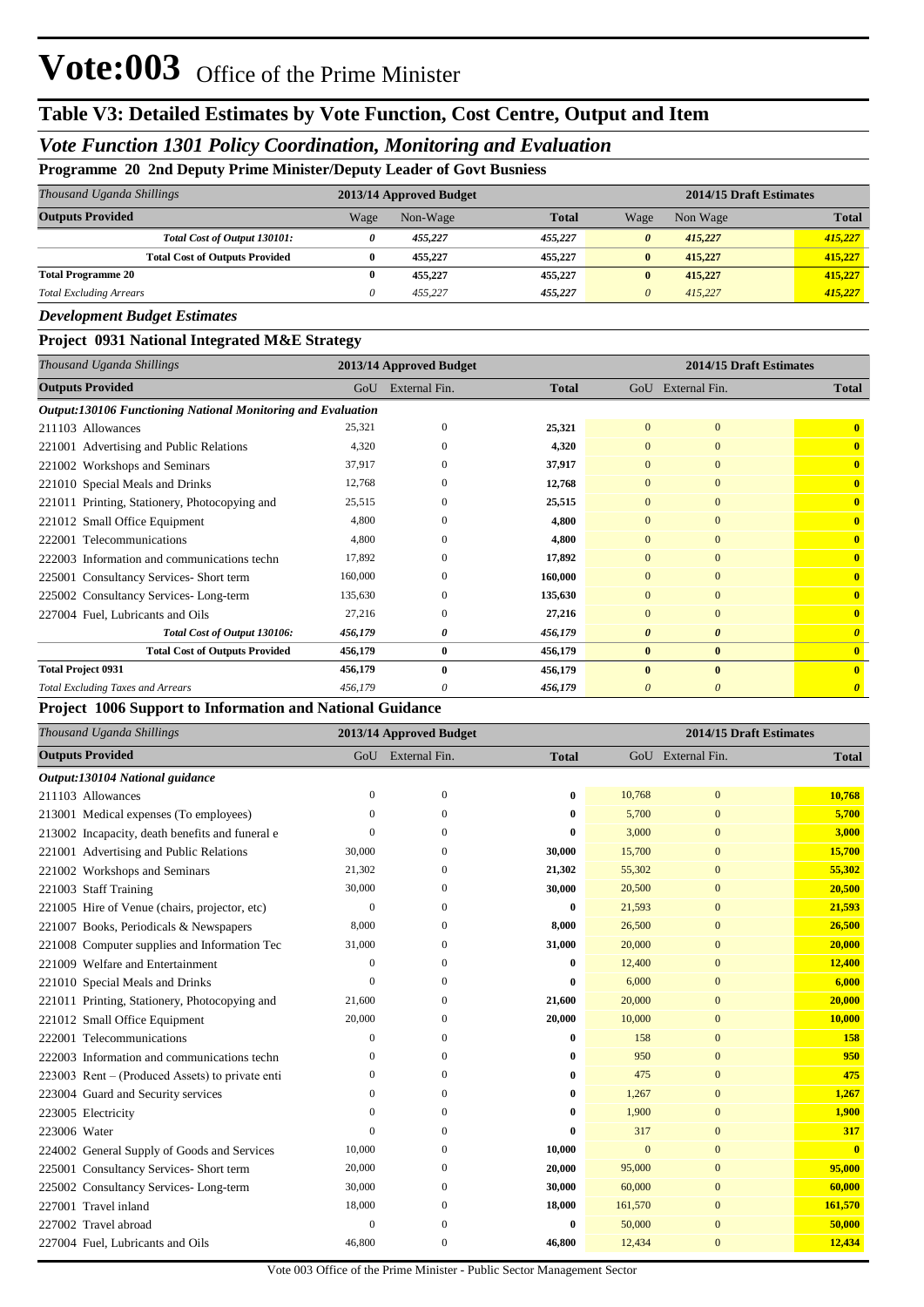# Vote:003 Office of the Prime Minister

## Table V3: Detailed Estimates by Vote Function, Cost Centre, Output and Item

### *Vote Function 1301 Policy Coordination, Monitoring and Evaluation*

**Programme 20 2nd Deputy Prime Minister/Deputy Leader of Govt Busniess**

| *Thousand Uganda Shillings* | 2013/14 Approved Budget | | | 2014/15 Draft Estimates | | |
|---|---|---|---|---|---|---|
| **Outputs Provided** | Wage | Non-Wage | **Total** | Wage | Non Wage | **Total** |
| ***Total Cost of Output 130101:*** | *0* | *455,227* | *455,227* | *0* | *415,227* | *415,227* |
| **Total Cost of Outputs Provided** | **0** | **455,227** | **455,227** | **0** | **415,227** | **415,227** |
| **Total Programme 20** | **0** | **455,227** | **455,227** | **0** | **415,227** | **415,227** |
| *Total Excluding Arrears* | *0* | *455,227* | *455,227* | *0* | *415,227* | *415,227* |

*Development Budget Estimates*

**Project 0931 National Integrated M&E Strategy**

| *Thousand Uganda Shillings* | 2013/14 Approved Budget | | | 2014/15 Draft Estimates | | |
|---|---|---|---|---|---|---|
| **Outputs Provided** | GoU | External Fin. | **Total** | GoU | External Fin. | **Total** |
| ***Output:130106 Functioning National Monitoring and Evaluation*** | | | | | | |
| 211103 Allowances | 25,321 | 0 | **25,321** | 0 | 0 | **0** |
| 221001 Advertising and Public Relations | 4,320 | 0 | **4,320** | 0 | 0 | **0** |
| 221002 Workshops and Seminars | 37,917 | 0 | **37,917** | 0 | 0 | **0** |
| 221010 Special Meals and Drinks | 12,768 | 0 | **12,768** | 0 | 0 | **0** |
| 221011 Printing, Stationery, Photocopying and | 25,515 | 0 | **25,515** | 0 | 0 | **0** |
| 221012 Small Office Equipment | 4,800 | 0 | **4,800** | 0 | 0 | **0** |
| 222001 Telecommunications | 4,800 | 0 | **4,800** | 0 | 0 | **0** |
| 222003 Information and communications techn | 17,892 | 0 | **17,892** | 0 | 0 | **0** |
| 225001 Consultancy Services- Short term | 160,000 | 0 | **160,000** | 0 | 0 | **0** |
| 225002 Consultancy Services- Long-term | 135,630 | 0 | **135,630** | 0 | 0 | **0** |
| 227004 Fuel, Lubricants and Oils | 27,216 | 0 | **27,216** | 0 | 0 | **0** |
| ***Total Cost of Output 130106:*** | *456,179* | *0* | *456,179* | *0* | *0* | *0* |
| **Total Cost of Outputs Provided** | **456,179** | **0** | **456,179** | **0** | **0** | **0** |
| **Total Project 0931** | **456,179** | **0** | **456,179** | **0** | **0** | **0** |
| *Total Excluding Taxes and Arrears* | *456,179* | *0* | *456,179* | *0* | *0* | *0* |

**Project 1006 Support to Information and National Guidance**

| *Thousand Uganda Shillings* | 2013/14 Approved Budget | | | 2014/15 Draft Estimates | | |
|---|---|---|---|---|---|---|
| **Outputs Provided** | GoU | External Fin. | **Total** | GoU | External Fin. | **Total** |
| ***Output:130104 National guidance*** | | | | | | |
| 211103 Allowances | 0 | 0 | **0** | 10,768 | 0 | **10,768** |
| 213001 Medical expenses (To employees) | 0 | 0 | **0** | 5,700 | 0 | **5,700** |
| 213002 Incapacity, death benefits and funeral e | 0 | 0 | **0** | 3,000 | 0 | **3,000** |
| 221001 Advertising and Public Relations | 30,000 | 0 | **30,000** | 15,700 | 0 | **15,700** |
| 221002 Workshops and Seminars | 21,302 | 0 | **21,302** | 55,302 | 0 | **55,302** |
| 221003 Staff Training | 30,000 | 0 | **30,000** | 20,500 | 0 | **20,500** |
| 221005 Hire of Venue (chairs, projector, etc) | 0 | 0 | **0** | 21,593 | 0 | **21,593** |
| 221007 Books, Periodicals & Newspapers | 8,000 | 0 | **8,000** | 26,500 | 0 | **26,500** |
| 221008 Computer supplies and Information Tec | 31,000 | 0 | **31,000** | 20,000 | 0 | **20,000** |
| 221009 Welfare and Entertainment | 0 | 0 | **0** | 12,400 | 0 | **12,400** |
| 221010 Special Meals and Drinks | 0 | 0 | **0** | 6,000 | 0 | **6,000** |
| 221011 Printing, Stationery, Photocopying and | 21,600 | 0 | **21,600** | 20,000 | 0 | **20,000** |
| 221012 Small Office Equipment | 20,000 | 0 | **20,000** | 10,000 | 0 | **10,000** |
| 222001 Telecommunications | 0 | 0 | **0** | 158 | 0 | **158** |
| 222003 Information and communications techn | 0 | 0 | **0** | 950 | 0 | **950** |
| 223003 Rent – (Produced Assets) to private enti | 0 | 0 | **0** | 475 | 0 | **475** |
| 223004 Guard and Security services | 0 | 0 | **0** | 1,267 | 0 | **1,267** |
| 223005 Electricity | 0 | 0 | **0** | 1,900 | 0 | **1,900** |
| 223006 Water | 0 | 0 | **0** | 317 | 0 | **317** |
| 224002 General Supply of Goods and Services | 10,000 | 0 | **10,000** | 0 | 0 | **0** |
| 225001 Consultancy Services- Short term | 20,000 | 0 | **20,000** | 95,000 | 0 | **95,000** |
| 225002 Consultancy Services- Long-term | 30,000 | 0 | **30,000** | 60,000 | 0 | **60,000** |
| 227001 Travel inland | 18,000 | 0 | **18,000** | 161,570 | 0 | **161,570** |
| 227002 Travel abroad | 0 | 0 | **0** | 50,000 | 0 | **50,000** |
| 227004 Fuel, Lubricants and Oils | 46,800 | 0 | **46,800** | 12,434 | 0 | **12,434** |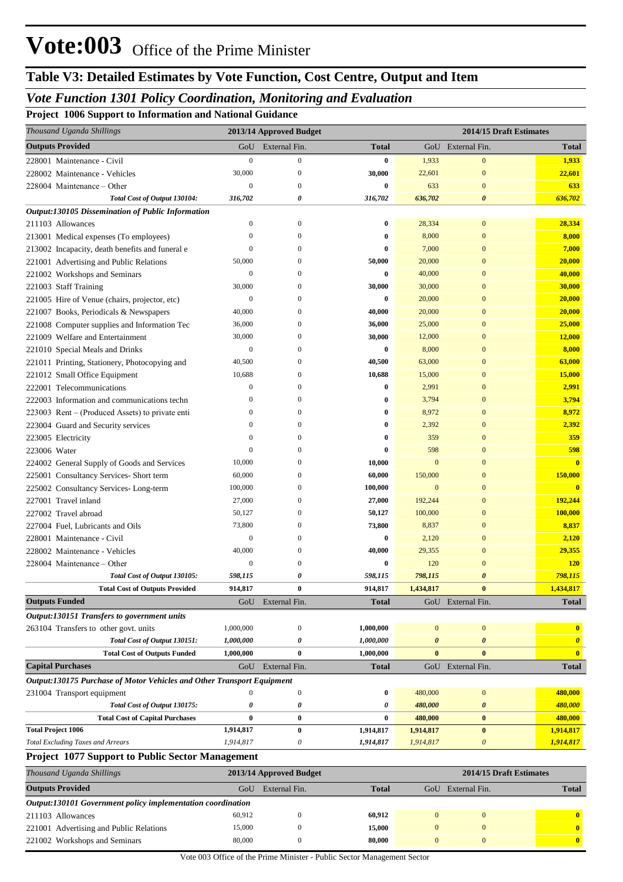# Vote:003 Office of the Prime Minister

## Table V3: Detailed Estimates by Vote Function, Cost Centre, Output and Item

### *Vote Function 1301 Policy Coordination, Monitoring and Evaluation*

**Project 1006 Support to Information and National Guidance**

| *Thousand Uganda Shillings* | 2013/14 Approved Budget | | | 2014/15 Draft Estimates | | |
|---|---|---|---|---|---|---|
| **Outputs Provided** | GoU | External Fin. | **Total** | GoU | External Fin. | **Total** |
| 228001 Maintenance - Civil | 0 | 0 | **0** | 1,933 | 0 | **1,933** |
| 228002 Maintenance - Vehicles | 30,000 | 0 | **30,000** | 22,601 | 0 | **22,601** |
| 228004 Maintenance – Other | 0 | 0 | **0** | 633 | 0 | **633** |
| ***Total Cost of Output 130104:*** | ***316,702*** | ***0*** | ***316,702*** | ***636,702*** | ***0*** | ***636,702*** |
| ***Output:130105 Dissemination of Public Information*** | | | | | | |
| 211103 Allowances | 0 | 0 | **0** | 28,334 | 0 | **28,334** |
| 213001 Medical expenses (To employees) | 0 | 0 | **0** | 8,000 | 0 | **8,000** |
| 213002 Incapacity, death benefits and funeral e | 0 | 0 | **0** | 7,000 | 0 | **7,000** |
| 221001 Advertising and Public Relations | 50,000 | 0 | **50,000** | 20,000 | 0 | **20,000** |
| 221002 Workshops and Seminars | 0 | 0 | **0** | 40,000 | 0 | **40,000** |
| 221003 Staff Training | 30,000 | 0 | **30,000** | 30,000 | 0 | **30,000** |
| 221005 Hire of Venue (chairs, projector, etc) | 0 | 0 | **0** | 20,000 | 0 | **20,000** |
| 221007 Books, Periodicals & Newspapers | 40,000 | 0 | **40,000** | 20,000 | 0 | **20,000** |
| 221008 Computer supplies and Information Tec | 36,000 | 0 | **36,000** | 25,000 | 0 | **25,000** |
| 221009 Welfare and Entertainment | 30,000 | 0 | **30,000** | 12,000 | 0 | **12,000** |
| 221010 Special Meals and Drinks | 0 | 0 | **0** | 8,000 | 0 | **8,000** |
| 221011 Printing, Stationery, Photocopying and | 40,500 | 0 | **40,500** | 63,000 | 0 | **63,000** |
| 221012 Small Office Equipment | 10,688 | 0 | **10,688** | 15,000 | 0 | **15,000** |
| 222001 Telecommunications | 0 | 0 | **0** | 2,991 | 0 | **2,991** |
| 222003 Information and communications techn | 0 | 0 | **0** | 3,794 | 0 | **3,794** |
| 223003 Rent – (Produced Assets) to private enti | 0 | 0 | **0** | 8,972 | 0 | **8,972** |
| 223004 Guard and Security services | 0 | 0 | **0** | 2,392 | 0 | **2,392** |
| 223005 Electricity | 0 | 0 | **0** | 359 | 0 | **359** |
| 223006 Water | 0 | 0 | **0** | 598 | 0 | **598** |
| 224002 General Supply of Goods and Services | 10,000 | 0 | **10,000** | 0 | 0 | **0** |
| 225001 Consultancy Services- Short term | 60,000 | 0 | **60,000** | 150,000 | 0 | **150,000** |
| 225002 Consultancy Services- Long-term | 100,000 | 0 | **100,000** | 0 | 0 | **0** |
| 227001 Travel inland | 27,000 | 0 | **27,000** | 192,244 | 0 | **192,244** |
| 227002 Travel abroad | 50,127 | 0 | **50,127** | 100,000 | 0 | **100,000** |
| 227004 Fuel, Lubricants and Oils | 73,800 | 0 | **73,800** | 8,837 | 0 | **8,837** |
| 228001 Maintenance - Civil | 0 | 0 | **0** | 2,120 | 0 | **2,120** |
| 228002 Maintenance - Vehicles | 40,000 | 0 | **40,000** | 29,355 | 0 | **29,355** |
| 228004 Maintenance – Other | 0 | 0 | **0** | 120 | 0 | **120** |
| ***Total Cost of Output 130105:*** | ***598,115*** | ***0*** | ***598,115*** | ***798,115*** | ***0*** | ***798,115*** |
| **Total Cost of Outputs Provided** | **914,817** | **0** | **914,817** | **1,434,817** | **0** | **1,434,817** |
| **Outputs Funded** | GoU | External Fin. | **Total** | GoU | External Fin. | **Total** |
| ***Output:130151 Transfers to government units*** | | | | | | |
| 263104 Transfers to other govt. units | 1,000,000 | 0 | **1,000,000** | 0 | 0 | **0** |
| ***Total Cost of Output 130151:*** | ***1,000,000*** | ***0*** | ***1,000,000*** | ***0*** | ***0*** | ***0*** |
| **Total Cost of Outputs Funded** | **1,000,000** | **0** | **1,000,000** | **0** | **0** | **0** |
| **Capital Purchases** | GoU | External Fin. | **Total** | GoU | External Fin. | **Total** |
| ***Output:130175 Purchase of Motor Vehicles and Other Transport Equipment*** | | | | | | |
| 231004 Transport equipment | 0 | 0 | **0** | 480,000 | 0 | **480,000** |
| ***Total Cost of Output 130175:*** | ***0*** | ***0*** | ***0*** | ***480,000*** | ***0*** | ***480,000*** |
| **Total Cost of Capital Purchases** | **0** | **0** | **0** | **480,000** | **0** | **480,000** |
| **Total Project 1006** | **1,914,817** | **0** | **1,914,817** | **1,914,817** | **0** | **1,914,817** |
| *Total Excluding Taxes and Arrears* | *1,914,817* | *0* | *1,914,817* | *1,914,817* | *0* | *1,914,817* |

**Project 1077 Support to Public Sector Management**

| *Thousand Uganda Shillings* | 2013/14 Approved Budget | | | 2014/15 Draft Estimates | | |
|---|---|---|---|---|---|---|
| **Outputs Provided** | GoU | External Fin. | **Total** | GoU | External Fin. | **Total** |
| ***Output:130101 Government policy implementation coordination*** | | | | | | |
| 211103 Allowances | 60,912 | 0 | **60,912** | 0 | 0 | **0** |
| 221001 Advertising and Public Relations | 15,000 | 0 | **15,000** | 0 | 0 | **0** |
| 221002 Workshops and Seminars | 80,000 | 0 | **80,000** | 0 | 0 | **0** |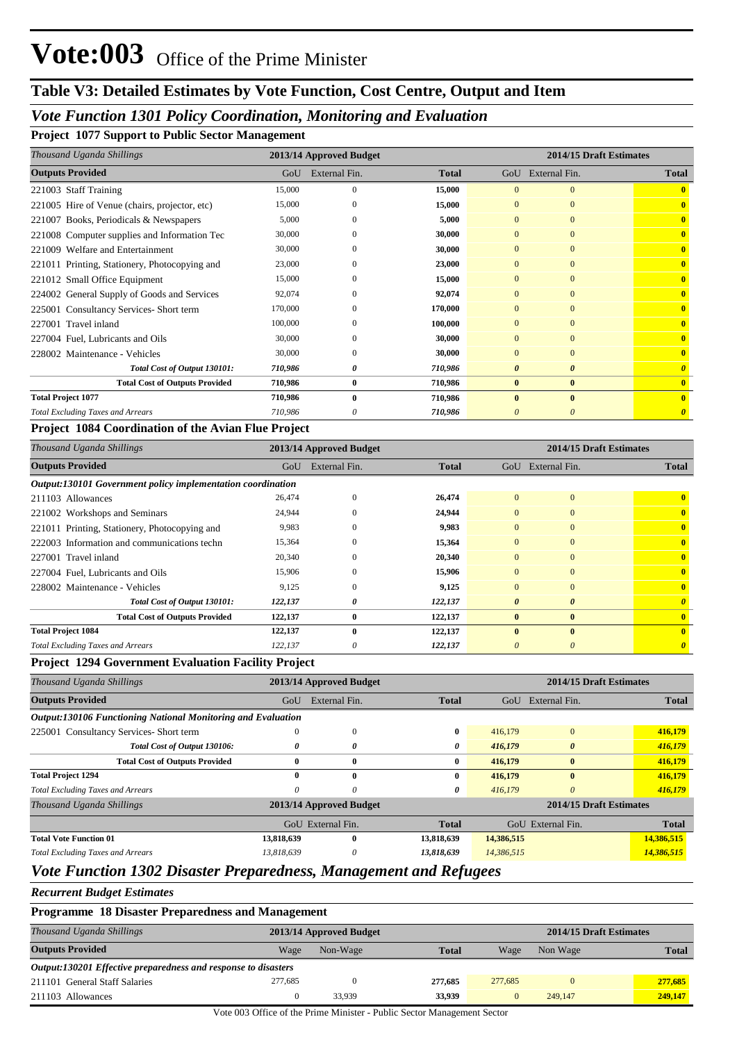# Vote:003 Office of the Prime Minister

## Table V3: Detailed Estimates by Vote Function, Cost Centre, Output and Item

### *Vote Function 1301 Policy Coordination, Monitoring and Evaluation*

**Project 1077 Support to Public Sector Management**

| *Thousand Uganda Shillings* | 2013/14 Approved Budget | | | 2014/15 Draft Estimates | | |
|---|---|---|---|---|---|---|
| **Outputs Provided** | GoU | External Fin. | **Total** | GoU | External Fin. | **Total** |
| 221003 Staff Training | 15,000 | 0 | **15,000** | 0 | 0 | **0** |
| 221005 Hire of Venue (chairs, projector, etc) | 15,000 | 0 | **15,000** | 0 | 0 | **0** |
| 221007 Books, Periodicals & Newspapers | 5,000 | 0 | **5,000** | 0 | 0 | **0** |
| 221008 Computer supplies and Information Tec | 30,000 | 0 | **30,000** | 0 | 0 | **0** |
| 221009 Welfare and Entertainment | 30,000 | 0 | **30,000** | 0 | 0 | **0** |
| 221011 Printing, Stationery, Photocopying and | 23,000 | 0 | **23,000** | 0 | 0 | **0** |
| 221012 Small Office Equipment | 15,000 | 0 | **15,000** | 0 | 0 | **0** |
| 224002 General Supply of Goods and Services | 92,074 | 0 | **92,074** | 0 | 0 | **0** |
| 225001 Consultancy Services- Short term | 170,000 | 0 | **170,000** | 0 | 0 | **0** |
| 227001 Travel inland | 100,000 | 0 | **100,000** | 0 | 0 | **0** |
| 227004 Fuel, Lubricants and Oils | 30,000 | 0 | **30,000** | 0 | 0 | **0** |
| 228002 Maintenance - Vehicles | 30,000 | 0 | **30,000** | 0 | 0 | **0** |
| ***Total Cost of Output 130101:*** | ***710,986*** | ***0*** | ***710,986*** | ***0*** | ***0*** | ***0*** |
| **Total Cost of Outputs Provided** | **710,986** | **0** | **710,986** | **0** | **0** | **0** |
| **Total Project 1077** | **710,986** | **0** | **710,986** | **0** | **0** | **0** |
| *Total Excluding Taxes and Arrears* | *710,986* | *0* | *710,986* | *0* | *0* | ***0*** |

**Project 1084 Coordination of the Avian Flue Project**

| *Thousand Uganda Shillings* | 2013/14 Approved Budget | | | 2014/15 Draft Estimates | | |
|---|---|---|---|---|---|---|
| **Outputs Provided** | GoU | External Fin. | **Total** | GoU | External Fin. | **Total** |
| ***Output:130101 Government policy implementation coordination*** | | | | | | |
| 211103 Allowances | 26,474 | 0 | **26,474** | 0 | 0 | **0** |
| 221002 Workshops and Seminars | 24,944 | 0 | **24,944** | 0 | 0 | **0** |
| 221011 Printing, Stationery, Photocopying and | 9,983 | 0 | **9,983** | 0 | 0 | **0** |
| 222003 Information and communications techn | 15,364 | 0 | **15,364** | 0 | 0 | **0** |
| 227001 Travel inland | 20,340 | 0 | **20,340** | 0 | 0 | **0** |
| 227004 Fuel, Lubricants and Oils | 15,906 | 0 | **15,906** | 0 | 0 | **0** |
| 228002 Maintenance - Vehicles | 9,125 | 0 | **9,125** | 0 | 0 | **0** |
| ***Total Cost of Output 130101:*** | ***122,137*** | ***0*** | ***122,137*** | ***0*** | ***0*** | ***0*** |
| **Total Cost of Outputs Provided** | **122,137** | **0** | **122,137** | **0** | **0** | **0** |
| **Total Project 1084** | **122,137** | **0** | **122,137** | **0** | **0** | **0** |
| *Total Excluding Taxes and Arrears* | *122,137* | *0* | *122,137* | *0* | *0* | ***0*** |

**Project 1294 Government Evaluation Facility Project**

| *Thousand Uganda Shillings* | 2013/14 Approved Budget | | | 2014/15 Draft Estimates | | |
|---|---|---|---|---|---|---|
| **Outputs Provided** | GoU | External Fin. | **Total** | GoU | External Fin. | **Total** |
| ***Output:130106 Functioning National Monitoring and Evaluation*** | | | | | | |
| 225001 Consultancy Services- Short term | 0 | 0 | **0** | 416,179 | 0 | **416,179** |
| ***Total Cost of Output 130106:*** | ***0*** | ***0*** | ***0*** | ***416,179*** | ***0*** | ***416,179*** |
| **Total Cost of Outputs Provided** | **0** | **0** | **0** | **416,179** | **0** | **416,179** |
| **Total Project 1294** | **0** | **0** | **0** | **416,179** | **0** | **416,179** |
| *Total Excluding Taxes and Arrears* | *0* | *0* | ***0*** | *416,179* | *0* | ***416,179*** |

| *Thousand Uganda Shillings* | 2013/14 Approved Budget | | | 2014/15 Draft Estimates | | |
|---|---|---|---|---|---|---|
| | GoU | External Fin. | **Total** | GoU | External Fin. | **Total** |
| **Total Vote Function 01** | **13,818,639** | **0** | **13,818,639** | **14,386,515** | | **14,386,515** |
| *Total Excluding Taxes and Arrears* | *13,818,639* | *0* | *13,818,639* | *14,386,515* | | ***14,386,515*** |

### *Vote Function 1302 Disaster Preparedness, Management and Refugees*

***Recurrent Budget Estimates***

**Programme 18 Disaster Preparedness and Management**

| *Thousand Uganda Shillings* | 2013/14 Approved Budget | | | 2014/15 Draft Estimates | | |
|---|---|---|---|---|---|---|
| **Outputs Provided** | Wage | Non-Wage | **Total** | Wage | Non Wage | **Total** |
| ***Output:130201 Effective preparedness and response to disasters*** | | | | | | |
| 211101 General Staff Salaries | 277,685 | 0 | **277,685** | 277,685 | 0 | **277,685** |
| 211103 Allowances | 0 | 33,939 | **33,939** | 0 | 249,147 | **249,147** |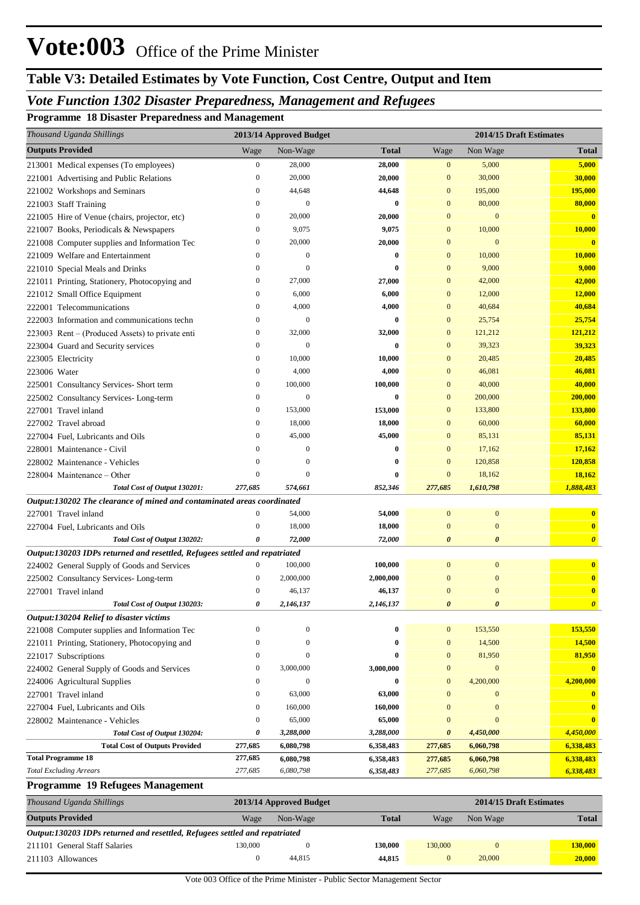# Vote:003 Office of the Prime Minister

## Table V3: Detailed Estimates by Vote Function, Cost Centre, Output and Item

### *Vote Function 1302 Disaster Preparedness, Management and Refugees*

**Programme 18 Disaster Preparedness and Management**

| *Thousand Uganda Shillings* | 2013/14 Approved Budget | | | 2014/15 Draft Estimates | | |
|---|---|---|---|---|---|---|
| **Outputs Provided** | Wage | Non-Wage | **Total** | Wage | Non Wage | **Total** |
| 213001 Medical expenses (To employees) | 0 | 28,000 | **28,000** | 0 | 5,000 | **5,000** |
| 221001 Advertising and Public Relations | 0 | 20,000 | **20,000** | 0 | 30,000 | **30,000** |
| 221002 Workshops and Seminars | 0 | 44,648 | **44,648** | 0 | 195,000 | **195,000** |
| 221003 Staff Training | 0 | 0 | **0** | 0 | 80,000 | **80,000** |
| 221005 Hire of Venue (chairs, projector, etc) | 0 | 20,000 | **20,000** | 0 | 0 | **0** |
| 221007 Books, Periodicals & Newspapers | 0 | 9,075 | **9,075** | 0 | 10,000 | **10,000** |
| 221008 Computer supplies and Information Tec | 0 | 20,000 | **20,000** | 0 | 0 | **0** |
| 221009 Welfare and Entertainment | 0 | 0 | **0** | 0 | 10,000 | **10,000** |
| 221010 Special Meals and Drinks | 0 | 0 | **0** | 0 | 9,000 | **9,000** |
| 221011 Printing, Stationery, Photocopying and | 0 | 27,000 | **27,000** | 0 | 42,000 | **42,000** |
| 221012 Small Office Equipment | 0 | 6,000 | **6,000** | 0 | 12,000 | **12,000** |
| 222001 Telecommunications | 0 | 4,000 | **4,000** | 0 | 40,684 | **40,684** |
| 222003 Information and communications techn | 0 | 0 | **0** | 0 | 25,754 | **25,754** |
| 223003 Rent – (Produced Assets) to private enti | 0 | 32,000 | **32,000** | 0 | 121,212 | **121,212** |
| 223004 Guard and Security services | 0 | 0 | **0** | 0 | 39,323 | **39,323** |
| 223005 Electricity | 0 | 10,000 | **10,000** | 0 | 20,485 | **20,485** |
| 223006 Water | 0 | 4,000 | **4,000** | 0 | 46,081 | **46,081** |
| 225001 Consultancy Services- Short term | 0 | 100,000 | **100,000** | 0 | 40,000 | **40,000** |
| 225002 Consultancy Services- Long-term | 0 | 0 | **0** | 0 | 200,000 | **200,000** |
| 227001 Travel inland | 0 | 153,000 | **153,000** | 0 | 133,800 | **133,800** |
| 227002 Travel abroad | 0 | 18,000 | **18,000** | 0 | 60,000 | **60,000** |
| 227004 Fuel, Lubricants and Oils | 0 | 45,000 | **45,000** | 0 | 85,131 | **85,131** |
| 228001 Maintenance - Civil | 0 | 0 | **0** | 0 | 17,162 | **17,162** |
| 228002 Maintenance - Vehicles | 0 | 0 | **0** | 0 | 120,858 | **120,858** |
| 228004 Maintenance – Other | 0 | 0 | **0** | 0 | 18,162 | **18,162** |
| ***Total Cost of Output 130201:*** | ***277,685*** | ***574,661*** | ***852,346*** | ***277,685*** | ***1,610,798*** | ***1,888,483*** |
| ***Output:130202 The clearance of mined and contaminated areas coordinated*** | | | | | | |
| 227001 Travel inland | 0 | 54,000 | **54,000** | 0 | 0 | **0** |
| 227004 Fuel, Lubricants and Oils | 0 | 18,000 | **18,000** | 0 | 0 | **0** |
| ***Total Cost of Output 130202:*** | ***0*** | ***72,000*** | ***72,000*** | ***0*** | ***0*** | ***0*** |
| ***Output:130203 IDPs returned and resettled, Refugees settled and repatriated*** | | | | | | |
| 224002 General Supply of Goods and Services | 0 | 100,000 | **100,000** | 0 | 0 | **0** |
| 225002 Consultancy Services- Long-term | 0 | 2,000,000 | **2,000,000** | 0 | 0 | **0** |
| 227001 Travel inland | 0 | 46,137 | **46,137** | 0 | 0 | **0** |
| ***Total Cost of Output 130203:*** | ***0*** | ***2,146,137*** | ***2,146,137*** | ***0*** | ***0*** | ***0*** |
| ***Output:130204 Relief to disaster victims*** | | | | | | |
| 221008 Computer supplies and Information Tec | 0 | 0 | **0** | 0 | 153,550 | **153,550** |
| 221011 Printing, Stationery, Photocopying and | 0 | 0 | **0** | 0 | 14,500 | **14,500** |
| 221017 Subscriptions | 0 | 0 | **0** | 0 | 81,950 | **81,950** |
| 224002 General Supply of Goods and Services | 0 | 3,000,000 | **3,000,000** | 0 | 0 | **0** |
| 224006 Agricultural Supplies | 0 | 0 | **0** | 0 | 4,200,000 | **4,200,000** |
| 227001 Travel inland | 0 | 63,000 | **63,000** | 0 | 0 | **0** |
| 227004 Fuel, Lubricants and Oils | 0 | 160,000 | **160,000** | 0 | 0 | **0** |
| 228002 Maintenance - Vehicles | 0 | 65,000 | **65,000** | 0 | 0 | **0** |
| ***Total Cost of Output 130204:*** | ***0*** | ***3,288,000*** | ***3,288,000*** | ***0*** | ***4,450,000*** | ***4,450,000*** |
| **Total Cost of Outputs Provided** | **277,685** | **6,080,798** | **6,358,483** | **277,685** | **6,060,798** | **6,338,483** |
| **Total Programme 18** | **277,685** | **6,080,798** | **6,358,483** | **277,685** | **6,060,798** | **6,338,483** |
| *Total Excluding Arrears* | *277,685* | *6,080,798* | *6,358,483* | *277,685* | *6,060,798* | *6,338,483* |

**Programme 19 Refugees Management**

| *Thousand Uganda Shillings* | 2013/14 Approved Budget | | | 2014/15 Draft Estimates | | |
|---|---|---|---|---|---|---|
| **Outputs Provided** | Wage | Non-Wage | **Total** | Wage | Non Wage | **Total** |
| ***Output:130203 IDPs returned and resettled, Refugees settled and repatriated*** | | | | | | |
| 211101 General Staff Salaries | 130,000 | 0 | **130,000** | 130,000 | 0 | **130,000** |
| 211103 Allowances | 0 | 44,815 | **44,815** | 0 | 20,000 | **20,000** |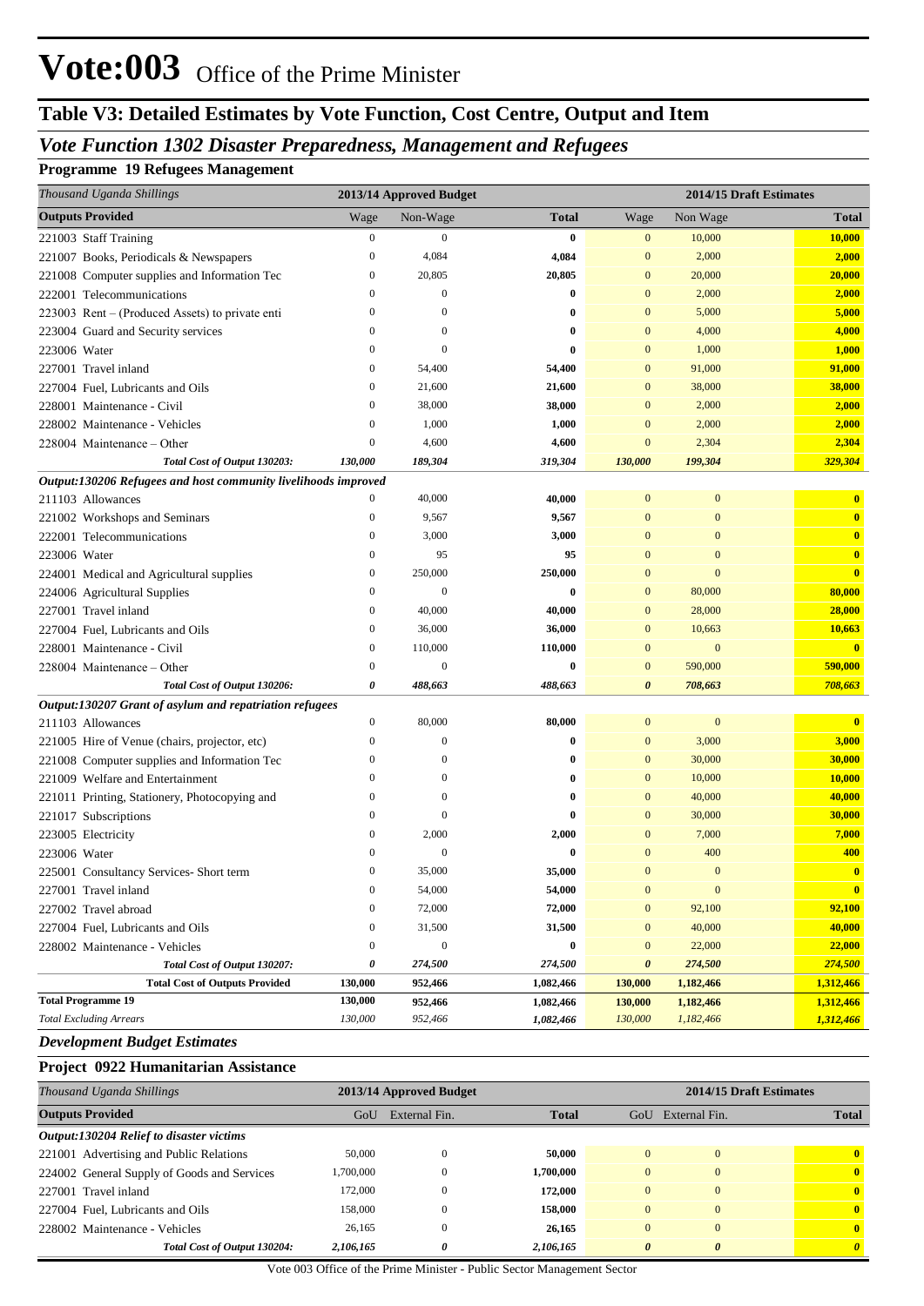# Vote:003 Office of the Prime Minister

## Table V3: Detailed Estimates by Vote Function, Cost Centre, Output and Item

### *Vote Function 1302 Disaster Preparedness, Management and Refugees*

#### Programme 19 Refugees Management

| *Thousand Uganda Shillings* | 2013/14 Approved Budget | | | 2014/15 Draft Estimates | | |
|---|---|---|---|---|---|---|
| **Outputs Provided** | Wage | Non-Wage | **Total** | Wage | Non Wage | **Total** |
| 221003 Staff Training | 0 | 0 | **0** | 0 | 10,000 | **10,000** |
| 221007 Books, Periodicals & Newspapers | 0 | 4,084 | **4,084** | 0 | 2,000 | **2,000** |
| 221008 Computer supplies and Information Tec | 0 | 20,805 | **20,805** | 0 | 20,000 | **20,000** |
| 222001 Telecommunications | 0 | 0 | **0** | 0 | 2,000 | **2,000** |
| 223003 Rent – (Produced Assets) to private enti | 0 | 0 | **0** | 0 | 5,000 | **5,000** |
| 223004 Guard and Security services | 0 | 0 | **0** | 0 | 4,000 | **4,000** |
| 223006 Water | 0 | 0 | **0** | 0 | 1,000 | **1,000** |
| 227001 Travel inland | 0 | 54,400 | **54,400** | 0 | 91,000 | **91,000** |
| 227004 Fuel, Lubricants and Oils | 0 | 21,600 | **21,600** | 0 | 38,000 | **38,000** |
| 228001 Maintenance - Civil | 0 | 38,000 | **38,000** | 0 | 2,000 | **2,000** |
| 228002 Maintenance - Vehicles | 0 | 1,000 | **1,000** | 0 | 2,000 | **2,000** |
| 228004 Maintenance – Other | 0 | 4,600 | **4,600** | 0 | 2,304 | **2,304** |
| ***Total Cost of Output 130203:*** | ***130,000*** | ***189,304*** | ***319,304*** | ***130,000*** | ***199,304*** | ***329,304*** |
| ***Output:130206 Refugees and host community livelihoods improved*** | | | | | | |
| 211103 Allowances | 0 | 40,000 | **40,000** | 0 | 0 | **0** |
| 221002 Workshops and Seminars | 0 | 9,567 | **9,567** | 0 | 0 | **0** |
| 222001 Telecommunications | 0 | 3,000 | **3,000** | 0 | 0 | **0** |
| 223006 Water | 0 | 95 | **95** | 0 | 0 | **0** |
| 224001 Medical and Agricultural supplies | 0 | 250,000 | **250,000** | 0 | 0 | **0** |
| 224006 Agricultural Supplies | 0 | 0 | **0** | 0 | 80,000 | **80,000** |
| 227001 Travel inland | 0 | 40,000 | **40,000** | 0 | 28,000 | **28,000** |
| 227004 Fuel, Lubricants and Oils | 0 | 36,000 | **36,000** | 0 | 10,663 | **10,663** |
| 228001 Maintenance - Civil | 0 | 110,000 | **110,000** | 0 | 0 | **0** |
| 228004 Maintenance – Other | 0 | 0 | **0** | 0 | 590,000 | **590,000** |
| ***Total Cost of Output 130206:*** | ***0*** | ***488,663*** | ***488,663*** | ***0*** | ***708,663*** | ***708,663*** |
| ***Output:130207 Grant of asylum and repatriation refugees*** | | | | | | |
| 211103 Allowances | 0 | 80,000 | **80,000** | 0 | 0 | **0** |
| 221005 Hire of Venue (chairs, projector, etc) | 0 | 0 | **0** | 0 | 3,000 | **3,000** |
| 221008 Computer supplies and Information Tec | 0 | 0 | **0** | 0 | 30,000 | **30,000** |
| 221009 Welfare and Entertainment | 0 | 0 | **0** | 0 | 10,000 | **10,000** |
| 221011 Printing, Stationery, Photocopying and | 0 | 0 | **0** | 0 | 40,000 | **40,000** |
| 221017 Subscriptions | 0 | 0 | **0** | 0 | 30,000 | **30,000** |
| 223005 Electricity | 0 | 2,000 | **2,000** | 0 | 7,000 | **7,000** |
| 223006 Water | 0 | 0 | **0** | 0 | 400 | **400** |
| 225001 Consultancy Services- Short term | 0 | 35,000 | **35,000** | 0 | 0 | **0** |
| 227001 Travel inland | 0 | 54,000 | **54,000** | 0 | 0 | **0** |
| 227002 Travel abroad | 0 | 72,000 | **72,000** | 0 | 92,100 | **92,100** |
| 227004 Fuel, Lubricants and Oils | 0 | 31,500 | **31,500** | 0 | 40,000 | **40,000** |
| 228002 Maintenance - Vehicles | 0 | 0 | **0** | 0 | 22,000 | **22,000** |
| ***Total Cost of Output 130207:*** | ***0*** | ***274,500*** | ***274,500*** | ***0*** | ***274,500*** | ***274,500*** |
| **Total Cost of Outputs Provided** | **130,000** | **952,466** | **1,082,466** | **130,000** | **1,182,466** | **1,312,466** |
| **Total Programme 19** | **130,000** | **952,466** | **1,082,466** | **130,000** | **1,182,466** | **1,312,466** |
| *Total Excluding Arrears* | *130,000* | *952,466* | *1,082,466* | *130,000* | *1,182,466* | *1,312,466* |

### *Development Budget Estimates*

#### Project 0922 Humanitarian Assistance

| *Thousand Uganda Shillings* | 2013/14 Approved Budget | | | 2014/15 Draft Estimates | | |
|---|---|---|---|---|---|---|
| **Outputs Provided** | GoU | External Fin. | **Total** | GoU | External Fin. | **Total** |
| ***Output:130204 Relief to disaster victims*** | | | | | | |
| 221001 Advertising and Public Relations | 50,000 | 0 | **50,000** | 0 | 0 | **0** |
| 224002 General Supply of Goods and Services | 1,700,000 | 0 | **1,700,000** | 0 | 0 | **0** |
| 227001 Travel inland | 172,000 | 0 | **172,000** | 0 | 0 | **0** |
| 227004 Fuel, Lubricants and Oils | 158,000 | 0 | **158,000** | 0 | 0 | **0** |
| 228002 Maintenance - Vehicles | 26,165 | 0 | **26,165** | 0 | 0 | **0** |
| ***Total Cost of Output 130204:*** | ***2,106,165*** | ***0*** | ***2,106,165*** | ***0*** | ***0*** | ***0*** |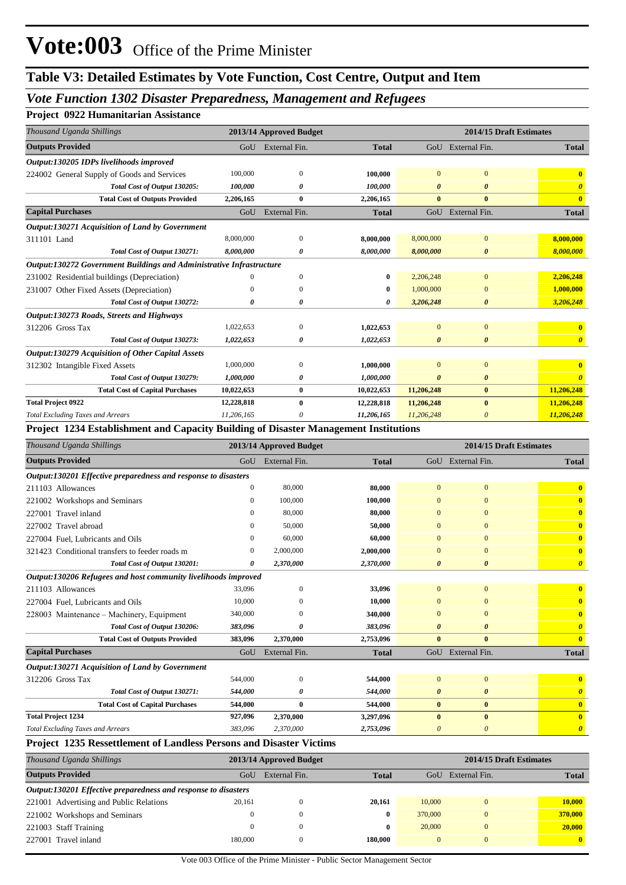# Vote:003 Office of the Prime Minister

## Table V3: Detailed Estimates by Vote Function, Cost Centre, Output and Item

### *Vote Function 1302 Disaster Preparedness, Management and Refugees*

**Project 0922 Humanitarian Assistance**

| *Thousand Uganda Shillings* | 2013/14 Approved Budget | | | 2014/15 Draft Estimates | | |
|---|---|---|---|---|---|---|
| **Outputs Provided** | GoU | External Fin. | **Total** | GoU | External Fin. | **Total** |
| ***Output:130205 IDPs livelihoods improved*** | | | | | | |
| 224002 General Supply of Goods and Services | 100,000 | 0 | **100,000** | 0 | 0 | **0** |
| *Total Cost of Output 130205:* | *100,000* | *0* | *100,000* | *0* | *0* | *0* |
| **Total Cost of Outputs Provided** | **2,206,165** | **0** | **2,206,165** | **0** | **0** | **0** |
| **Capital Purchases** | GoU | External Fin. | **Total** | GoU | External Fin. | **Total** |
| ***Output:130271 Acquisition of Land by Government*** | | | | | | |
| 311101 Land | 8,000,000 | 0 | **8,000,000** | 8,000,000 | 0 | **8,000,000** |
| *Total Cost of Output 130271:* | *8,000,000* | *0* | *8,000,000* | *8,000,000* | *0* | *8,000,000* |
| ***Output:130272 Government Buildings and Administrative Infrastructure*** | | | | | | |
| 231002 Residential buildings (Depreciation) | 0 | 0 | **0** | 2,206,248 | 0 | **2,206,248** |
| 231007 Other Fixed Assets (Depreciation) | 0 | 0 | **0** | 1,000,000 | 0 | **1,000,000** |
| *Total Cost of Output 130272:* | *0* | *0* | *0* | *3,206,248* | *0* | *3,206,248* |
| ***Output:130273 Roads, Streets and Highways*** | | | | | | |
| 312206 Gross Tax | 1,022,653 | 0 | **1,022,653** | 0 | 0 | **0** |
| *Total Cost of Output 130273:* | *1,022,653* | *0* | *1,022,653* | *0* | *0* | *0* |
| ***Output:130279 Acquisition of Other Capital Assets*** | | | | | | |
| 312302 Intangible Fixed Assets | 1,000,000 | 0 | **1,000,000** | 0 | 0 | **0** |
| *Total Cost of Output 130279:* | *1,000,000* | *0* | *1,000,000* | *0* | *0* | *0* |
| **Total Cost of Capital Purchases** | **10,022,653** | **0** | **10,022,653** | **11,206,248** | **0** | **11,206,248** |
| **Total Project 0922** | **12,228,818** | **0** | **12,228,818** | **11,206,248** | **0** | **11,206,248** |
| *Total Excluding Taxes and Arrears* | *11,206,165* | *0* | *11,206,165* | *11,206,248* | *0* | *11,206,248* |

**Project 1234 Establishment and Capacity Building of Disaster Management Institutions**

| *Thousand Uganda Shillings* | 2013/14 Approved Budget | | | 2014/15 Draft Estimates | | |
|---|---|---|---|---|---|---|
| **Outputs Provided** | GoU | External Fin. | **Total** | GoU | External Fin. | **Total** |
| ***Output:130201 Effective preparedness and response to disasters*** | | | | | | |
| 211103 Allowances | 0 | 80,000 | **80,000** | 0 | 0 | **0** |
| 221002 Workshops and Seminars | 0 | 100,000 | **100,000** | 0 | 0 | **0** |
| 227001 Travel inland | 0 | 80,000 | **80,000** | 0 | 0 | **0** |
| 227002 Travel abroad | 0 | 50,000 | **50,000** | 0 | 0 | **0** |
| 227004 Fuel, Lubricants and Oils | 0 | 60,000 | **60,000** | 0 | 0 | **0** |
| 321423 Conditional transfers to feeder roads m | 0 | 2,000,000 | **2,000,000** | 0 | 0 | **0** |
| *Total Cost of Output 130201:* | *0* | *2,370,000* | *2,370,000* | *0* | *0* | *0* |
| ***Output:130206 Refugees and host community livelihoods improved*** | | | | | | |
| 211103 Allowances | 33,096 | 0 | **33,096** | 0 | 0 | **0** |
| 227004 Fuel, Lubricants and Oils | 10,000 | 0 | **10,000** | 0 | 0 | **0** |
| 228003 Maintenance – Machinery, Equipment | 340,000 | 0 | **340,000** | 0 | 0 | **0** |
| *Total Cost of Output 130206:* | *383,096* | *0* | *383,096* | *0* | *0* | *0* |
| **Total Cost of Outputs Provided** | **383,096** | **2,370,000** | **2,753,096** | **0** | **0** | **0** |
| **Capital Purchases** | GoU | External Fin. | **Total** | GoU | External Fin. | **Total** |
| ***Output:130271 Acquisition of Land by Government*** | | | | | | |
| 312206 Gross Tax | 544,000 | 0 | **544,000** | 0 | 0 | **0** |
| *Total Cost of Output 130271:* | *544,000* | *0* | *544,000* | *0* | *0* | *0* |
| **Total Cost of Capital Purchases** | **544,000** | **0** | **544,000** | **0** | **0** | **0** |
| **Total Project 1234** | **927,096** | **2,370,000** | **3,297,096** | **0** | **0** | **0** |
| *Total Excluding Taxes and Arrears* | *383,096* | *2,370,000* | *2,753,096* | *0* | *0* | *0* |

**Project 1235 Ressettlement of Landless Persons and Disaster Victims**

| *Thousand Uganda Shillings* | 2013/14 Approved Budget | | | 2014/15 Draft Estimates | | |
|---|---|---|---|---|---|---|
| **Outputs Provided** | GoU | External Fin. | **Total** | GoU | External Fin. | **Total** |
| ***Output:130201 Effective preparedness and response to disasters*** | | | | | | |
| 221001 Advertising and Public Relations | 20,161 | 0 | **20,161** | 10,000 | 0 | **10,000** |
| 221002 Workshops and Seminars | 0 | 0 | **0** | 370,000 | 0 | **370,000** |
| 221003 Staff Training | 0 | 0 | **0** | 20,000 | 0 | **20,000** |
| 227001 Travel inland | 180,000 | 0 | **180,000** | 0 | 0 | **0** |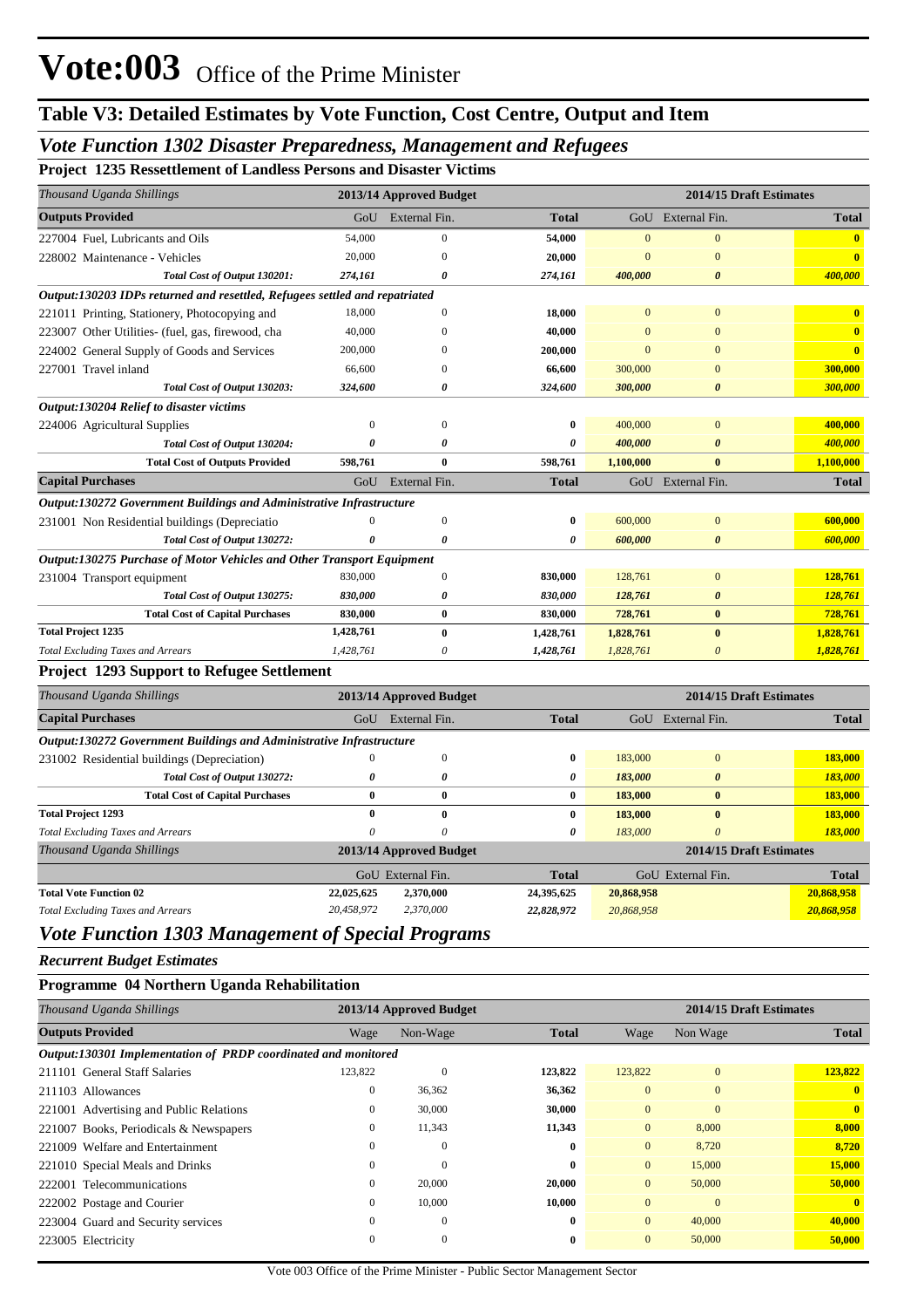# Vote:003 Office of the Prime Minister

## Table V3: Detailed Estimates by Vote Function, Cost Centre, Output and Item

## *Vote Function 1302 Disaster Preparedness, Management and Refugees*

### Project 1235 Ressettlement of Landless Persons and Disaster Victims

| *Thousand Uganda Shillings* | 2013/14 Approved Budget | | | 2014/15 Draft Estimates | | |
|---|---|---|---|---|---|---|
| **Outputs Provided** | GoU | External Fin. | **Total** | GoU | External Fin. | **Total** |
| 227004 Fuel, Lubricants and Oils | 54,000 | 0 | **54,000** | 0 | 0 | **0** |
| 228002 Maintenance - Vehicles | 20,000 | 0 | **20,000** | 0 | 0 | **0** |
| *Total Cost of Output 130201:* | *274,161* | *0* | *274,161* | *400,000* | *0* | *400,000* |
| ***Output:130203 IDPs returned and resettled, Refugees settled and repatriated*** | | | | | | |
| 221011 Printing, Stationery, Photocopying and | 18,000 | 0 | **18,000** | 0 | 0 | **0** |
| 223007 Other Utilities- (fuel, gas, firewood, cha | 40,000 | 0 | **40,000** | 0 | 0 | **0** |
| 224002 General Supply of Goods and Services | 200,000 | 0 | **200,000** | 0 | 0 | **0** |
| 227001 Travel inland | 66,600 | 0 | **66,600** | 300,000 | 0 | **300,000** |
| *Total Cost of Output 130203:* | *324,600* | *0* | *324,600* | *300,000* | *0* | *300,000* |
| ***Output:130204 Relief to disaster victims*** | | | | | | |
| 224006 Agricultural Supplies | 0 | 0 | **0** | 400,000 | 0 | **400,000** |
| *Total Cost of Output 130204:* | *0* | *0* | *0* | *400,000* | *0* | *400,000* |
| **Total Cost of Outputs Provided** | **598,761** | **0** | **598,761** | **1,100,000** | **0** | **1,100,000** |
| **Capital Purchases** | GoU | External Fin. | **Total** | GoU | External Fin. | **Total** |
| ***Output:130272 Government Buildings and Administrative Infrastructure*** | | | | | | |
| 231001 Non Residential buildings (Depreciatio | 0 | 0 | **0** | 600,000 | 0 | **600,000** |
| *Total Cost of Output 130272:* | *0* | *0* | *0* | *600,000* | *0* | *600,000* |
| ***Output:130275 Purchase of Motor Vehicles and Other Transport Equipment*** | | | | | | |
| 231004 Transport equipment | 830,000 | 0 | **830,000** | 128,761 | 0 | **128,761** |
| *Total Cost of Output 130275:* | *830,000* | *0* | *830,000* | *128,761* | *0* | *128,761* |
| **Total Cost of Capital Purchases** | **830,000** | **0** | **830,000** | **728,761** | **0** | **728,761** |
| **Total Project 1235** | **1,428,761** | **0** | **1,428,761** | **1,828,761** | **0** | **1,828,761** |
| *Total Excluding Taxes and Arrears* | *1,428,761* | *0* | *1,428,761* | *1,828,761* | *0* | *1,828,761* |

### Project 1293 Support to Refugee Settlement

| *Thousand Uganda Shillings* | 2013/14 Approved Budget | | | 2014/15 Draft Estimates | | |
|---|---|---|---|---|---|---|
| **Capital Purchases** | GoU | External Fin. | **Total** | GoU | External Fin. | **Total** |
| ***Output:130272 Government Buildings and Administrative Infrastructure*** | | | | | | |
| 231002 Residential buildings (Depreciation) | 0 | 0 | **0** | 183,000 | 0 | **183,000** |
| *Total Cost of Output 130272:* | *0* | *0* | *0* | *183,000* | *0* | *183,000* |
| **Total Cost of Capital Purchases** | **0** | **0** | **0** | **183,000** | **0** | **183,000** |
| **Total Project 1293** | **0** | **0** | **0** | **183,000** | **0** | **183,000** |
| *Total Excluding Taxes and Arrears* | *0* | *0* | *0* | *183,000* | *0* | *183,000* |

| *Thousand Uganda Shillings* | 2013/14 Approved Budget | | | 2014/15 Draft Estimates | | |
|---|---|---|---|---|---|---|
| | GoU | External Fin. | **Total** | GoU | External Fin. | **Total** |
| **Total Vote Function 02** | **22,025,625** | **2,370,000** | **24,395,625** | **20,868,958** | | **20,868,958** |
| *Total Excluding Taxes and Arrears* | *20,458,972* | *2,370,000* | *22,828,972* | *20,868,958* | | *20,868,958* |

## *Vote Function 1303 Management of Special Programs*

***Recurrent Budget Estimates***

### Programme 04 Northern Uganda Rehabilitation

| *Thousand Uganda Shillings* | 2013/14 Approved Budget | | | 2014/15 Draft Estimates | | |
|---|---|---|---|---|---|---|
| **Outputs Provided** | Wage | Non-Wage | **Total** | Wage | Non Wage | **Total** |
| ***Output:130301 Implementation of PRDP coordinated and monitored*** | | | | | | |
| 211101 General Staff Salaries | 123,822 | 0 | **123,822** | 123,822 | 0 | **123,822** |
| 211103 Allowances | 0 | 36,362 | **36,362** | 0 | 0 | **0** |
| 221001 Advertising and Public Relations | 0 | 30,000 | **30,000** | 0 | 0 | **0** |
| 221007 Books, Periodicals & Newspapers | 0 | 11,343 | **11,343** | 0 | 8,000 | **8,000** |
| 221009 Welfare and Entertainment | 0 | 0 | **0** | 0 | 8,720 | **8,720** |
| 221010 Special Meals and Drinks | 0 | 0 | **0** | 0 | 15,000 | **15,000** |
| 222001 Telecommunications | 0 | 20,000 | **20,000** | 0 | 50,000 | **50,000** |
| 222002 Postage and Courier | 0 | 10,000 | **10,000** | 0 | 0 | **0** |
| 223004 Guard and Security services | 0 | 0 | **0** | 0 | 40,000 | **40,000** |
| 223005 Electricity | 0 | 0 | **0** | 0 | 50,000 | **50,000** |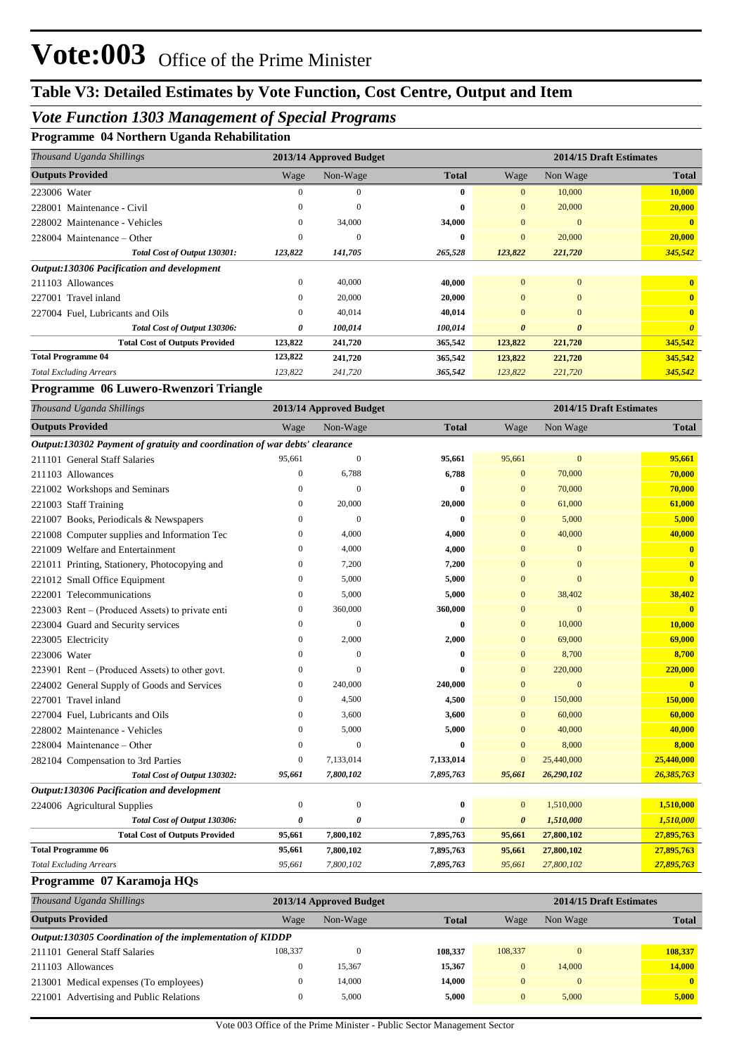# Vote:003 Office of the Prime Minister

## Table V3: Detailed Estimates by Vote Function, Cost Centre, Output and Item

### *Vote Function 1303 Management of Special Programs*

#### Programme 04 Northern Uganda Rehabilitation

| *Thousand Uganda Shillings* | 2013/14 Approved Budget | | | 2014/15 Draft Estimates | | |
|---|---|---|---|---|---|---|
| **Outputs Provided** | Wage | Non-Wage | **Total** | Wage | Non Wage | **Total** |
| 223006 Water | 0 | 0 | **0** | 0 | 10,000 | **10,000** |
| 228001 Maintenance - Civil | 0 | 0 | **0** | 0 | 20,000 | **20,000** |
| 228002 Maintenance - Vehicles | 0 | 34,000 | **34,000** | 0 | 0 | **0** |
| 228004 Maintenance – Other | 0 | 0 | **0** | 0 | 20,000 | **20,000** |
| ***Total Cost of Output 130301:*** | ***123,822*** | ***141,705*** | ***265,528*** | ***123,822*** | ***221,720*** | ***345,542*** |
| ***Output:130306 Pacification and development*** | | | | | | |
| 211103 Allowances | 0 | 40,000 | **40,000** | 0 | 0 | **0** |
| 227001 Travel inland | 0 | 20,000 | **20,000** | 0 | 0 | **0** |
| 227004 Fuel, Lubricants and Oils | 0 | 40,014 | **40,014** | 0 | 0 | **0** |
| ***Total Cost of Output 130306:*** | ***0*** | ***100,014*** | ***100,014*** | ***0*** | ***0*** | ***0*** |
| **Total Cost of Outputs Provided** | **123,822** | **241,720** | **365,542** | **123,822** | **221,720** | **345,542** |
| **Total Programme 04** | **123,822** | **241,720** | **365,542** | **123,822** | **221,720** | **345,542** |
| *Total Excluding Arrears* | *123,822* | *241,720* | *365,542* | *123,822* | *221,720* | *345,542* |

#### Programme 06 Luwero-Rwenzori Triangle

| *Thousand Uganda Shillings* | 2013/14 Approved Budget | | | 2014/15 Draft Estimates | | |
|---|---|---|---|---|---|---|
| **Outputs Provided** | Wage | Non-Wage | **Total** | Wage | Non Wage | **Total** |
| ***Output:130302 Payment of gratuity and coordination of war debts' clearance*** | | | | | | |
| 211101 General Staff Salaries | 95,661 | 0 | **95,661** | 95,661 | 0 | **95,661** |
| 211103 Allowances | 0 | 6,788 | **6,788** | 0 | 70,000 | **70,000** |
| 221002 Workshops and Seminars | 0 | 0 | **0** | 0 | 70,000 | **70,000** |
| 221003 Staff Training | 0 | 20,000 | **20,000** | 0 | 61,000 | **61,000** |
| 221007 Books, Periodicals & Newspapers | 0 | 0 | **0** | 0 | 5,000 | **5,000** |
| 221008 Computer supplies and Information Tec | 0 | 4,000 | **4,000** | 0 | 40,000 | **40,000** |
| 221009 Welfare and Entertainment | 0 | 4,000 | **4,000** | 0 | 0 | **0** |
| 221011 Printing, Stationery, Photocopying and | 0 | 7,200 | **7,200** | 0 | 0 | **0** |
| 221012 Small Office Equipment | 0 | 5,000 | **5,000** | 0 | 0 | **0** |
| 222001 Telecommunications | 0 | 5,000 | **5,000** | 0 | 38,402 | **38,402** |
| 223003 Rent – (Produced Assets) to private enti | 0 | 360,000 | **360,000** | 0 | 0 | **0** |
| 223004 Guard and Security services | 0 | 0 | **0** | 0 | 10,000 | **10,000** |
| 223005 Electricity | 0 | 2,000 | **2,000** | 0 | 69,000 | **69,000** |
| 223006 Water | 0 | 0 | **0** | 0 | 8,700 | **8,700** |
| 223901 Rent – (Produced Assets) to other govt. | 0 | 0 | **0** | 0 | 220,000 | **220,000** |
| 224002 General Supply of Goods and Services | 0 | 240,000 | **240,000** | 0 | 0 | **0** |
| 227001 Travel inland | 0 | 4,500 | **4,500** | 0 | 150,000 | **150,000** |
| 227004 Fuel, Lubricants and Oils | 0 | 3,600 | **3,600** | 0 | 60,000 | **60,000** |
| 228002 Maintenance - Vehicles | 0 | 5,000 | **5,000** | 0 | 40,000 | **40,000** |
| 228004 Maintenance – Other | 0 | 0 | **0** | 0 | 8,000 | **8,000** |
| 282104 Compensation to 3rd Parties | 0 | 7,133,014 | **7,133,014** | 0 | 25,440,000 | **25,440,000** |
| ***Total Cost of Output 130302:*** | ***95,661*** | ***7,800,102*** | ***7,895,763*** | ***95,661*** | ***26,290,102*** | ***26,385,763*** |
| ***Output:130306 Pacification and development*** | | | | | | |
| 224006 Agricultural Supplies | 0 | 0 | **0** | 0 | 1,510,000 | **1,510,000** |
| ***Total Cost of Output 130306:*** | ***0*** | ***0*** | ***0*** | ***0*** | ***1,510,000*** | ***1,510,000*** |
| **Total Cost of Outputs Provided** | **95,661** | **7,800,102** | **7,895,763** | **95,661** | **27,800,102** | **27,895,763** |
| **Total Programme 06** | **95,661** | **7,800,102** | **7,895,763** | **95,661** | **27,800,102** | **27,895,763** |
| *Total Excluding Arrears* | *95,661* | *7,800,102* | *7,895,763* | *95,661* | *27,800,102* | *27,895,763* |

#### Programme 07 Karamoja HQs

| *Thousand Uganda Shillings* | 2013/14 Approved Budget | | | 2014/15 Draft Estimates | | |
|---|---|---|---|---|---|---|
| **Outputs Provided** | Wage | Non-Wage | **Total** | Wage | Non Wage | **Total** |
| ***Output:130305 Coordination of the implementation of KIDDP*** | | | | | | |
| 211101 General Staff Salaries | 108,337 | 0 | **108,337** | 108,337 | 0 | **108,337** |
| 211103 Allowances | 0 | 15,367 | **15,367** | 0 | 14,000 | **14,000** |
| 213001 Medical expenses (To employees) | 0 | 14,000 | **14,000** | 0 | 0 | **0** |
| 221001 Advertising and Public Relations | 0 | 5,000 | **5,000** | 0 | 5,000 | **5,000** |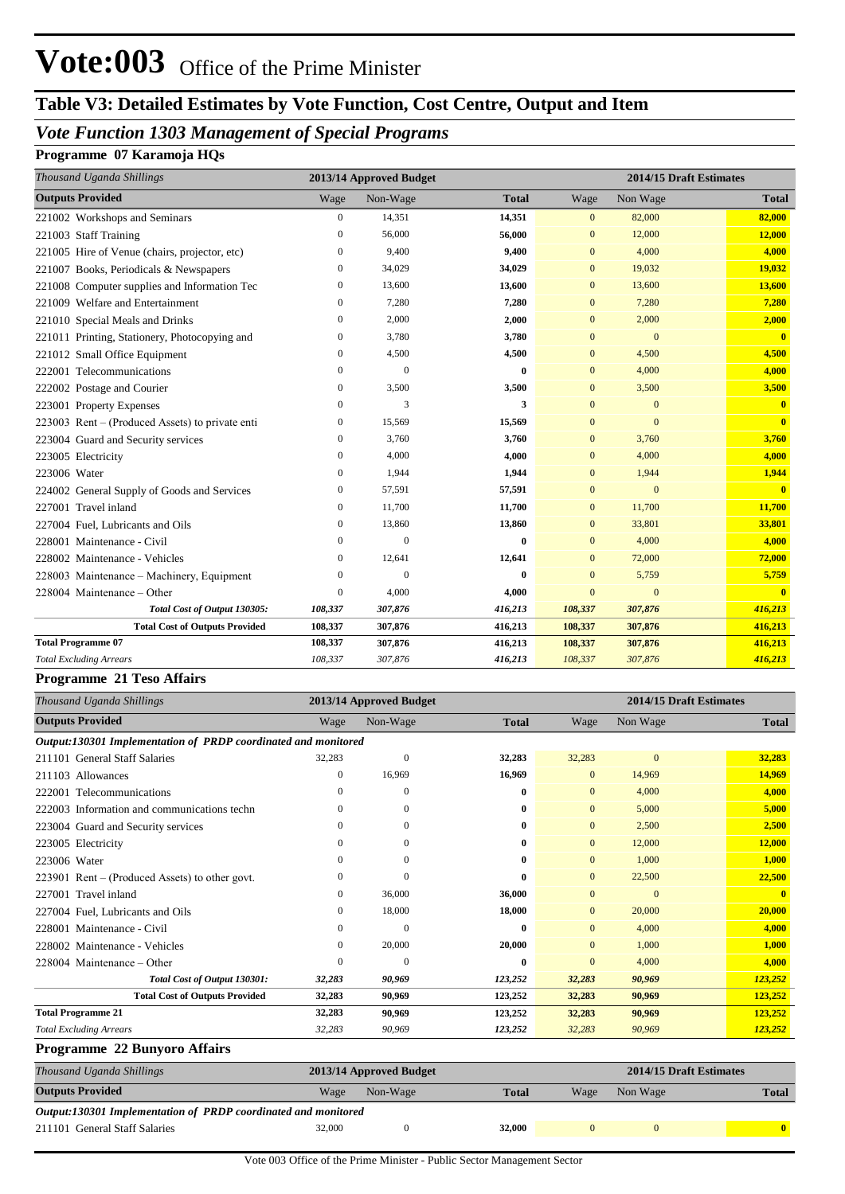# Vote:003 Office of the Prime Minister

## Table V3: Detailed Estimates by Vote Function, Cost Centre, Output and Item

### *Vote Function 1303 Management of Special Programs*

**Programme 07 Karamoja HQs**

| *Thousand Uganda Shillings* | 2013/14 Approved Budget | | | 2014/15 Draft Estimates | | |
|---|---|---|---|---|---|---|
| **Outputs Provided** | Wage | Non-Wage | **Total** | Wage | Non Wage | **Total** |
| 221002 Workshops and Seminars | 0 | 14,351 | **14,351** | 0 | 82,000 | **82,000** |
| 221003 Staff Training | 0 | 56,000 | **56,000** | 0 | 12,000 | **12,000** |
| 221005 Hire of Venue (chairs, projector, etc) | 0 | 9,400 | **9,400** | 0 | 4,000 | **4,000** |
| 221007 Books, Periodicals & Newspapers | 0 | 34,029 | **34,029** | 0 | 19,032 | **19,032** |
| 221008 Computer supplies and Information Tec | 0 | 13,600 | **13,600** | 0 | 13,600 | **13,600** |
| 221009 Welfare and Entertainment | 0 | 7,280 | **7,280** | 0 | 7,280 | **7,280** |
| 221010 Special Meals and Drinks | 0 | 2,000 | **2,000** | 0 | 2,000 | **2,000** |
| 221011 Printing, Stationery, Photocopying and | 0 | 3,780 | **3,780** | 0 | 0 | **0** |
| 221012 Small Office Equipment | 0 | 4,500 | **4,500** | 0 | 4,500 | **4,500** |
| 222001 Telecommunications | 0 | 0 | **0** | 0 | 4,000 | **4,000** |
| 222002 Postage and Courier | 0 | 3,500 | **3,500** | 0 | 3,500 | **3,500** |
| 223001 Property Expenses | 0 | 3 | **3** | 0 | 0 | **0** |
| 223003 Rent – (Produced Assets) to private enti | 0 | 15,569 | **15,569** | 0 | 0 | **0** |
| 223004 Guard and Security services | 0 | 3,760 | **3,760** | 0 | 3,760 | **3,760** |
| 223005 Electricity | 0 | 4,000 | **4,000** | 0 | 4,000 | **4,000** |
| 223006 Water | 0 | 1,944 | **1,944** | 0 | 1,944 | **1,944** |
| 224002 General Supply of Goods and Services | 0 | 57,591 | **57,591** | 0 | 0 | **0** |
| 227001 Travel inland | 0 | 11,700 | **11,700** | 0 | 11,700 | **11,700** |
| 227004 Fuel, Lubricants and Oils | 0 | 13,860 | **13,860** | 0 | 33,801 | **33,801** |
| 228001 Maintenance - Civil | 0 | 0 | **0** | 0 | 4,000 | **4,000** |
| 228002 Maintenance - Vehicles | 0 | 12,641 | **12,641** | 0 | 72,000 | **72,000** |
| 228003 Maintenance – Machinery, Equipment | 0 | 0 | **0** | 0 | 5,759 | **5,759** |
| 228004 Maintenance – Other | 0 | 4,000 | **4,000** | 0 | 0 | **0** |
| ***Total Cost of Output 130305:*** | ***108,337*** | ***307,876*** | ***416,213*** | ***108,337*** | ***307,876*** | ***416,213*** |
| **Total Cost of Outputs Provided** | **108,337** | **307,876** | **416,213** | **108,337** | **307,876** | **416,213** |
| **Total Programme 07** | **108,337** | **307,876** | **416,213** | **108,337** | **307,876** | **416,213** |
| *Total Excluding Arrears* | *108,337* | *307,876* | *416,213* | *108,337* | *307,876* | *416,213* |

**Programme 21 Teso Affairs**

| *Thousand Uganda Shillings* | 2013/14 Approved Budget | | | 2014/15 Draft Estimates | | |
|---|---|---|---|---|---|---|
| **Outputs Provided** | Wage | Non-Wage | **Total** | Wage | Non Wage | **Total** |
| ***Output:130301 Implementation of PRDP coordinated and monitored*** | | | | | | |
| 211101 General Staff Salaries | 32,283 | 0 | **32,283** | 32,283 | 0 | **32,283** |
| 211103 Allowances | 0 | 16,969 | **16,969** | 0 | 14,969 | **14,969** |
| 222001 Telecommunications | 0 | 0 | **0** | 0 | 4,000 | **4,000** |
| 222003 Information and communications techn | 0 | 0 | **0** | 0 | 5,000 | **5,000** |
| 223004 Guard and Security services | 0 | 0 | **0** | 0 | 2,500 | **2,500** |
| 223005 Electricity | 0 | 0 | **0** | 0 | 12,000 | **12,000** |
| 223006 Water | 0 | 0 | **0** | 0 | 1,000 | **1,000** |
| 223901 Rent – (Produced Assets) to other govt. | 0 | 0 | **0** | 0 | 22,500 | **22,500** |
| 227001 Travel inland | 0 | 36,000 | **36,000** | 0 | 0 | **0** |
| 227004 Fuel, Lubricants and Oils | 0 | 18,000 | **18,000** | 0 | 20,000 | **20,000** |
| 228001 Maintenance - Civil | 0 | 0 | **0** | 0 | 4,000 | **4,000** |
| 228002 Maintenance - Vehicles | 0 | 20,000 | **20,000** | 0 | 1,000 | **1,000** |
| 228004 Maintenance – Other | 0 | 0 | **0** | 0 | 4,000 | **4,000** |
| ***Total Cost of Output 130301:*** | ***32,283*** | ***90,969*** | ***123,252*** | ***32,283*** | ***90,969*** | ***123,252*** |
| **Total Cost of Outputs Provided** | **32,283** | **90,969** | **123,252** | **32,283** | **90,969** | **123,252** |
| **Total Programme 21** | **32,283** | **90,969** | **123,252** | **32,283** | **90,969** | **123,252** |
| *Total Excluding Arrears* | *32,283* | *90,969* | *123,252* | *32,283* | *90,969* | *123,252* |

**Programme 22 Bunyoro Affairs**

| *Thousand Uganda Shillings* | 2013/14 Approved Budget | | | 2014/15 Draft Estimates | | |
|---|---|---|---|---|---|---|
| **Outputs Provided** | Wage | Non-Wage | **Total** | Wage | Non Wage | **Total** |
| ***Output:130301 Implementation of PRDP coordinated and monitored*** | | | | | | |
| 211101 General Staff Salaries | 32,000 | 0 | **32,000** | 0 | 0 | **0** |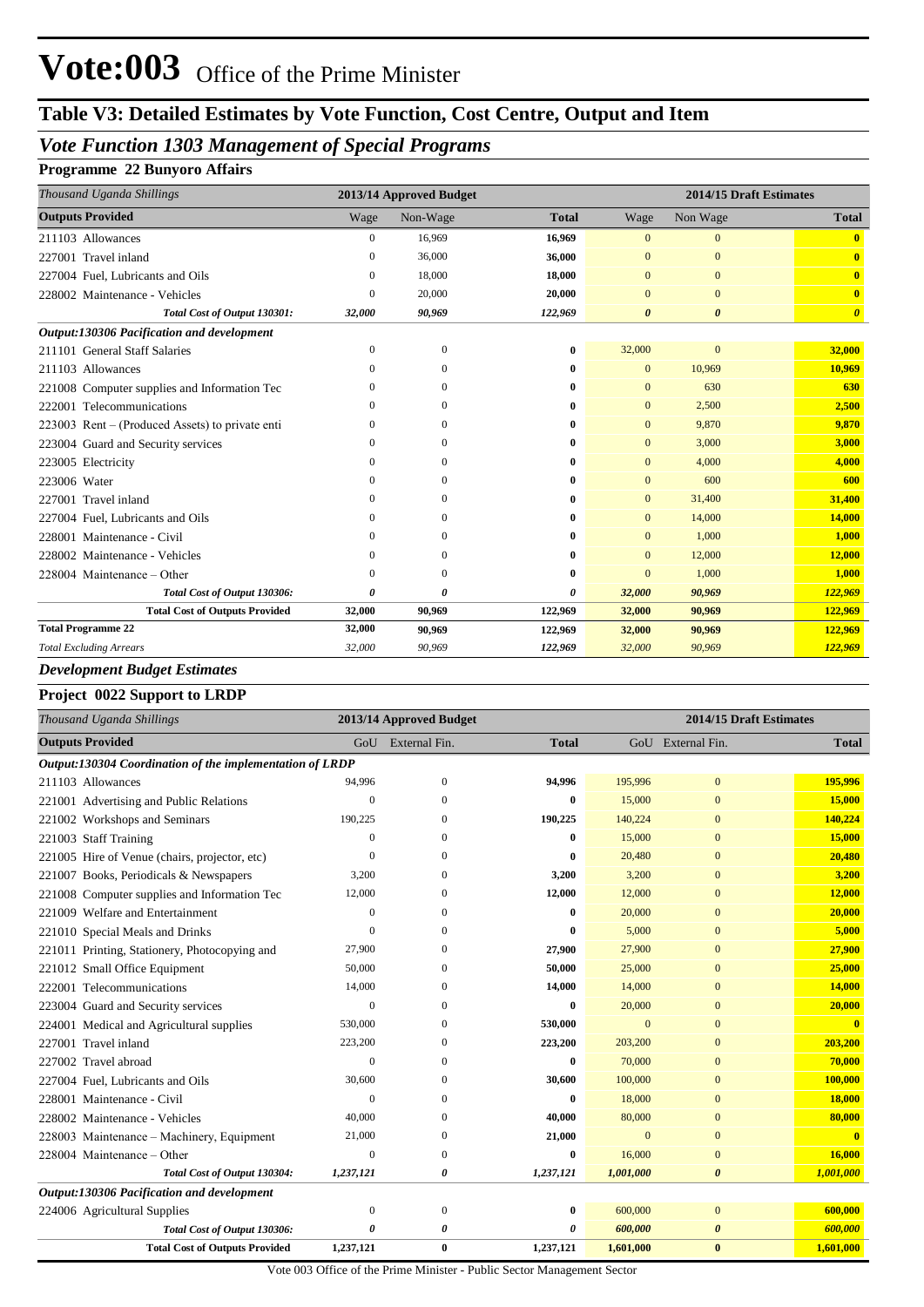# Vote:003 Office of the Prime Minister

## Table V3: Detailed Estimates by Vote Function, Cost Centre, Output and Item

### *Vote Function 1303 Management of Special Programs*

**Programme 22 Bunyoro Affairs**

| *Thousand Uganda Shillings* | 2013/14 Approved Budget | | | 2014/15 Draft Estimates | | |
|---|---|---|---|---|---|---|
| **Outputs Provided** | Wage | Non-Wage | **Total** | Wage | Non Wage | **Total** |
| 211103 Allowances | 0 | 16,969 | **16,969** | 0 | 0 | **0** |
| 227001 Travel inland | 0 | 36,000 | **36,000** | 0 | 0 | **0** |
| 227004 Fuel, Lubricants and Oils | 0 | 18,000 | **18,000** | 0 | 0 | **0** |
| 228002 Maintenance - Vehicles | 0 | 20,000 | **20,000** | 0 | 0 | **0** |
| ***Total Cost of Output 130301:*** | ***32,000*** | ***90,969*** | ***122,969*** | ***0*** | ***0*** | ***0*** |
| ***Output:130306 Pacification and development*** | | | | | | |
| 211101 General Staff Salaries | 0 | 0 | **0** | 32,000 | 0 | **32,000** |
| 211103 Allowances | 0 | 0 | **0** | 0 | 10,969 | **10,969** |
| 221008 Computer supplies and Information Tec | 0 | 0 | **0** | 0 | 630 | **630** |
| 222001 Telecommunications | 0 | 0 | **0** | 0 | 2,500 | **2,500** |
| 223003 Rent – (Produced Assets) to private enti | 0 | 0 | **0** | 0 | 9,870 | **9,870** |
| 223004 Guard and Security services | 0 | 0 | **0** | 0 | 3,000 | **3,000** |
| 223005 Electricity | 0 | 0 | **0** | 0 | 4,000 | **4,000** |
| 223006 Water | 0 | 0 | **0** | 0 | 600 | **600** |
| 227001 Travel inland | 0 | 0 | **0** | 0 | 31,400 | **31,400** |
| 227004 Fuel, Lubricants and Oils | 0 | 0 | **0** | 0 | 14,000 | **14,000** |
| 228001 Maintenance - Civil | 0 | 0 | **0** | 0 | 1,000 | **1,000** |
| 228002 Maintenance - Vehicles | 0 | 0 | **0** | 0 | 12,000 | **12,000** |
| 228004 Maintenance – Other | 0 | 0 | **0** | 0 | 1,000 | **1,000** |
| ***Total Cost of Output 130306:*** | ***0*** | ***0*** | ***0*** | ***32,000*** | ***90,969*** | ***122,969*** |
| **Total Cost of Outputs Provided** | **32,000** | **90,969** | **122,969** | **32,000** | **90,969** | **122,969** |
| **Total Programme 22** | **32,000** | **90,969** | **122,969** | **32,000** | **90,969** | **122,969** |
| *Total Excluding Arrears* | *32,000* | *90,969* | *122,969* | *32,000* | *90,969* | *122,969* |

***Development Budget Estimates***

**Project 0022 Support to LRDP**

| *Thousand Uganda Shillings* | 2013/14 Approved Budget | | | 2014/15 Draft Estimates | | |
|---|---|---|---|---|---|---|
| **Outputs Provided** | GoU | External Fin. | **Total** | GoU | External Fin. | **Total** |
| ***Output:130304 Coordination of the implementation of LRDP*** | | | | | | |
| 211103 Allowances | 94,996 | 0 | **94,996** | 195,996 | 0 | **195,996** |
| 221001 Advertising and Public Relations | 0 | 0 | **0** | 15,000 | 0 | **15,000** |
| 221002 Workshops and Seminars | 190,225 | 0 | **190,225** | 140,224 | 0 | **140,224** |
| 221003 Staff Training | 0 | 0 | **0** | 15,000 | 0 | **15,000** |
| 221005 Hire of Venue (chairs, projector, etc) | 0 | 0 | **0** | 20,480 | 0 | **20,480** |
| 221007 Books, Periodicals & Newspapers | 3,200 | 0 | **3,200** | 3,200 | 0 | **3,200** |
| 221008 Computer supplies and Information Tec | 12,000 | 0 | **12,000** | 12,000 | 0 | **12,000** |
| 221009 Welfare and Entertainment | 0 | 0 | **0** | 20,000 | 0 | **20,000** |
| 221010 Special Meals and Drinks | 0 | 0 | **0** | 5,000 | 0 | **5,000** |
| 221011 Printing, Stationery, Photocopying and | 27,900 | 0 | **27,900** | 27,900 | 0 | **27,900** |
| 221012 Small Office Equipment | 50,000 | 0 | **50,000** | 25,000 | 0 | **25,000** |
| 222001 Telecommunications | 14,000 | 0 | **14,000** | 14,000 | 0 | **14,000** |
| 223004 Guard and Security services | 0 | 0 | **0** | 20,000 | 0 | **20,000** |
| 224001 Medical and Agricultural supplies | 530,000 | 0 | **530,000** | 0 | 0 | **0** |
| 227001 Travel inland | 223,200 | 0 | **223,200** | 203,200 | 0 | **203,200** |
| 227002 Travel abroad | 0 | 0 | **0** | 70,000 | 0 | **70,000** |
| 227004 Fuel, Lubricants and Oils | 30,600 | 0 | **30,600** | 100,000 | 0 | **100,000** |
| 228001 Maintenance - Civil | 0 | 0 | **0** | 18,000 | 0 | **18,000** |
| 228002 Maintenance - Vehicles | 40,000 | 0 | **40,000** | 80,000 | 0 | **80,000** |
| 228003 Maintenance – Machinery, Equipment | 21,000 | 0 | **21,000** | 0 | 0 | **0** |
| 228004 Maintenance – Other | 0 | 0 | **0** | 16,000 | 0 | **16,000** |
| ***Total Cost of Output 130304:*** | ***1,237,121*** | ***0*** | ***1,237,121*** | ***1,001,000*** | ***0*** | ***1,001,000*** |
| ***Output:130306 Pacification and development*** | | | | | | |
| 224006 Agricultural Supplies | 0 | 0 | **0** | 600,000 | 0 | **600,000** |
| ***Total Cost of Output 130306:*** | ***0*** | ***0*** | ***0*** | ***600,000*** | ***0*** | ***600,000*** |
| **Total Cost of Outputs Provided** | **1,237,121** | **0** | **1,237,121** | **1,601,000** | **0** | **1,601,000** |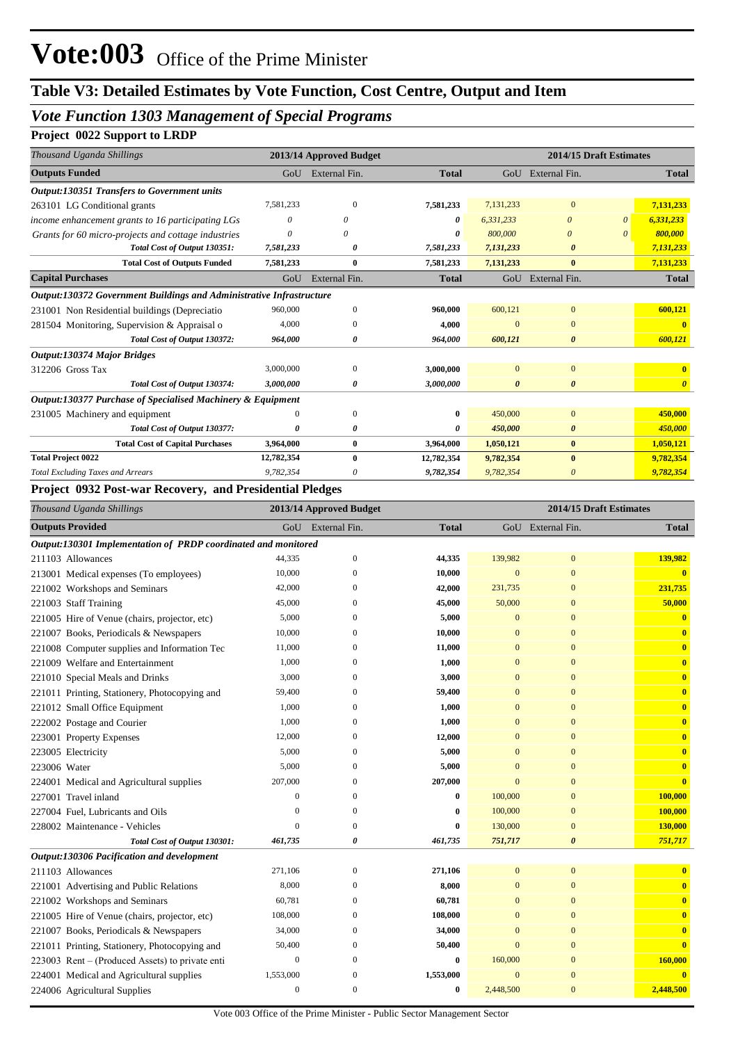# Vote:003 Office of the Prime Minister

## Table V3: Detailed Estimates by Vote Function, Cost Centre, Output and Item

### *Vote Function 1303 Management of Special Programs*

**Project 0022 Support to LRDP**

| *Thousand Uganda Shillings* | 2013/14 Approved Budget | | | 2014/15 Draft Estimates | | |
|---|---|---|---|---|---|---|
| **Outputs Funded** | GoU | External Fin. | **Total** | GoU | External Fin. | **Total** |
| ***Output:130351 Transfers to Government units*** | | | | | | |
| 263101 LG Conditional grants | 7,581,233 | 0 | **7,581,233** | 7,131,233 | 0 | **7,131,233** |
| *income enhancement grants to 16 participating LGs* | *0* | *0* | ***0*** | *6,331,233* | *0* | ***6,331,233*** |
| *Grants for 60 micro-projects and cottage industries* | *0* | *0* | ***0*** | *800,000* | *0* | ***800,000*** |
| ***Total Cost of Output 130351:*** | ***7,581,233*** | ***0*** | ***7,581,233*** | ***7,131,233*** | ***0*** | ***7,131,233*** |
| **Total Cost of Outputs Funded** | **7,581,233** | **0** | **7,581,233** | **7,131,233** | **0** | **7,131,233** |
| **Capital Purchases** | GoU | External Fin. | **Total** | GoU | External Fin. | **Total** |
| ***Output:130372 Government Buildings and Administrative Infrastructure*** | | | | | | |
| 231001 Non Residential buildings (Depreciatio | 960,000 | 0 | **960,000** | 600,121 | 0 | **600,121** |
| 281504 Monitoring, Supervision & Appraisal o | 4,000 | 0 | **4,000** | 0 | 0 | **0** |
| ***Total Cost of Output 130372:*** | ***964,000*** | ***0*** | ***964,000*** | ***600,121*** | ***0*** | ***600,121*** |
| ***Output:130374 Major Bridges*** | | | | | | |
| 312206 Gross Tax | 3,000,000 | 0 | **3,000,000** | 0 | 0 | **0** |
| ***Total Cost of Output 130374:*** | ***3,000,000*** | ***0*** | ***3,000,000*** | ***0*** | ***0*** | ***0*** |
| ***Output:130377 Purchase of Specialised Machinery & Equipment*** | | | | | | |
| 231005 Machinery and equipment | 0 | 0 | **0** | 450,000 | 0 | **450,000** |
| ***Total Cost of Output 130377:*** | ***0*** | ***0*** | ***0*** | ***450,000*** | ***0*** | ***450,000*** |
| **Total Cost of Capital Purchases** | **3,964,000** | **0** | **3,964,000** | **1,050,121** | **0** | **1,050,121** |
| **Total Project 0022** | **12,782,354** | **0** | **12,782,354** | **9,782,354** | **0** | **9,782,354** |
| *Total Excluding Taxes and Arrears* | *9,782,354* | *0* | ***9,782,354*** | *9,782,354* | *0* | ***9,782,354*** |

**Project 0932 Post-war Recovery, and Presidential Pledges**

| *Thousand Uganda Shillings* | 2013/14 Approved Budget | | | 2014/15 Draft Estimates | | |
|---|---|---|---|---|---|---|
| **Outputs Provided** | GoU | External Fin. | **Total** | GoU | External Fin. | **Total** |
| ***Output:130301 Implementation of PRDP coordinated and monitored*** | | | | | | |
| 211103 Allowances | 44,335 | 0 | **44,335** | 139,982 | 0 | **139,982** |
| 213001 Medical expenses (To employees) | 10,000 | 0 | **10,000** | 0 | 0 | **0** |
| 221002 Workshops and Seminars | 42,000 | 0 | **42,000** | 231,735 | 0 | **231,735** |
| 221003 Staff Training | 45,000 | 0 | **45,000** | 50,000 | 0 | **50,000** |
| 221005 Hire of Venue (chairs, projector, etc) | 5,000 | 0 | **5,000** | 0 | 0 | **0** |
| 221007 Books, Periodicals & Newspapers | 10,000 | 0 | **10,000** | 0 | 0 | **0** |
| 221008 Computer supplies and Information Tec | 11,000 | 0 | **11,000** | 0 | 0 | **0** |
| 221009 Welfare and Entertainment | 1,000 | 0 | **1,000** | 0 | 0 | **0** |
| 221010 Special Meals and Drinks | 3,000 | 0 | **3,000** | 0 | 0 | **0** |
| 221011 Printing, Stationery, Photocopying and | 59,400 | 0 | **59,400** | 0 | 0 | **0** |
| 221012 Small Office Equipment | 1,000 | 0 | **1,000** | 0 | 0 | **0** |
| 222002 Postage and Courier | 1,000 | 0 | **1,000** | 0 | 0 | **0** |
| 223001 Property Expenses | 12,000 | 0 | **12,000** | 0 | 0 | **0** |
| 223005 Electricity | 5,000 | 0 | **5,000** | 0 | 0 | **0** |
| 223006 Water | 5,000 | 0 | **5,000** | 0 | 0 | **0** |
| 224001 Medical and Agricultural supplies | 207,000 | 0 | **207,000** | 0 | 0 | **0** |
| 227001 Travel inland | 0 | 0 | **0** | 100,000 | 0 | **100,000** |
| 227004 Fuel, Lubricants and Oils | 0 | 0 | **0** | 100,000 | 0 | **100,000** |
| 228002 Maintenance - Vehicles | 0 | 0 | **0** | 130,000 | 0 | **130,000** |
| ***Total Cost of Output 130301:*** | ***461,735*** | ***0*** | ***461,735*** | ***751,717*** | ***0*** | ***751,717*** |
| ***Output:130306 Pacification and development*** | | | | | | |
| 211103 Allowances | 271,106 | 0 | **271,106** | 0 | 0 | **0** |
| 221001 Advertising and Public Relations | 8,000 | 0 | **8,000** | 0 | 0 | **0** |
| 221002 Workshops and Seminars | 60,781 | 0 | **60,781** | 0 | 0 | **0** |
| 221005 Hire of Venue (chairs, projector, etc) | 108,000 | 0 | **108,000** | 0 | 0 | **0** |
| 221007 Books, Periodicals & Newspapers | 34,000 | 0 | **34,000** | 0 | 0 | **0** |
| 221011 Printing, Stationery, Photocopying and | 50,400 | 0 | **50,400** | 0 | 0 | **0** |
| 223003 Rent – (Produced Assets) to private enti | 0 | 0 | **0** | 160,000 | 0 | **160,000** |
| 224001 Medical and Agricultural supplies | 1,553,000 | 0 | **1,553,000** | 0 | 0 | **0** |
| 224006 Agricultural Supplies | 0 | 0 | **0** | 2,448,500 | 0 | **2,448,500** |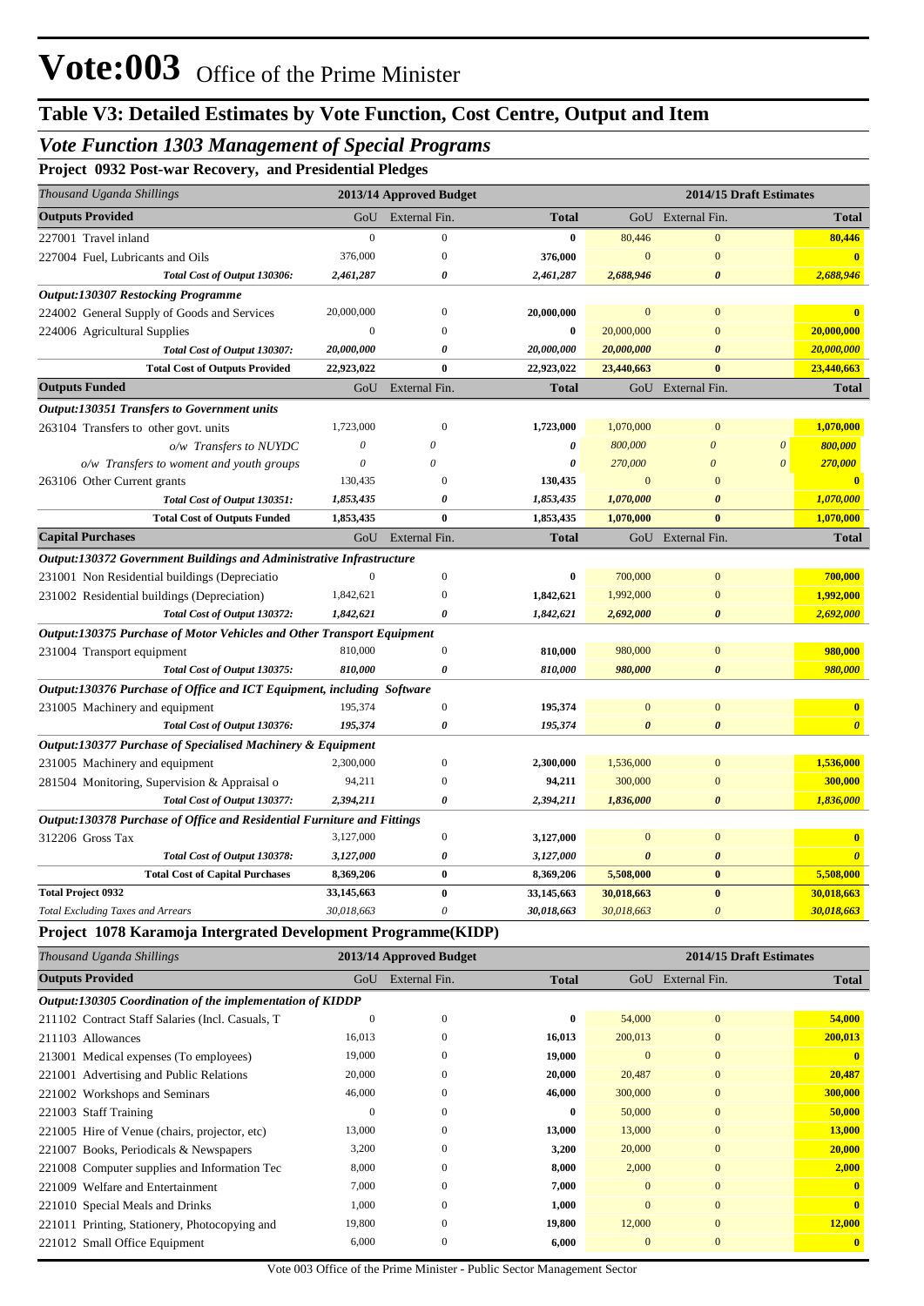# Vote:003 Office of the Prime Minister

## Table V3: Detailed Estimates by Vote Function, Cost Centre, Output and Item

### *Vote Function 1303 Management of Special Programs*

**Project 0932 Post-war Recovery, and Presidential Pledges**

| *Thousand Uganda Shillings* | 2013/14 Approved Budget | | | 2014/15 Draft Estimates | | |
|---|---|---|---|---|---|---|
| **Outputs Provided** | GoU | External Fin. | **Total** | GoU | External Fin. | **Total** |
| 227001 Travel inland | 0 | 0 | **0** | 80,446 | 0 | **80,446** |
| 227004 Fuel, Lubricants and Oils | 376,000 | 0 | **376,000** | 0 | 0 | **0** |
| ***Total Cost of Output 130306:*** | ***2,461,287*** | ***0*** | ***2,461,287*** | ***2,688,946*** | ***0*** | ***2,688,946*** |
| ***Output:130307 Restocking Programme*** | | | | | | |
| 224002 General Supply of Goods and Services | 20,000,000 | 0 | **20,000,000** | 0 | 0 | **0** |
| 224006 Agricultural Supplies | 0 | 0 | **0** | 20,000,000 | 0 | **20,000,000** |
| ***Total Cost of Output 130307:*** | ***20,000,000*** | ***0*** | ***20,000,000*** | ***20,000,000*** | ***0*** | ***20,000,000*** |
| **Total Cost of Outputs Provided** | **22,923,022** | **0** | **22,923,022** | **23,440,663** | **0** | **23,440,663** |
| **Outputs Funded** | GoU | External Fin. | **Total** | GoU | External Fin. | **Total** |
| ***Output:130351 Transfers to Government units*** | | | | | | |
| 263104 Transfers to other govt. units | 1,723,000 | 0 | **1,723,000** | 1,070,000 | 0 | **1,070,000** |
| *o/w Transfers to NUYDC* | *0* | *0* | ***0*** | *800,000* | *0* | ***800,000*** |
| *o/w Transfers to woment and youth groups* | *0* | *0* | ***0*** | *270,000* | *0* | ***270,000*** |
| 263106 Other Current grants | 130,435 | 0 | **130,435** | 0 | 0 | **0** |
| ***Total Cost of Output 130351:*** | ***1,853,435*** | ***0*** | ***1,853,435*** | ***1,070,000*** | ***0*** | ***1,070,000*** |
| **Total Cost of Outputs Funded** | **1,853,435** | **0** | **1,853,435** | **1,070,000** | **0** | **1,070,000** |
| **Capital Purchases** | GoU | External Fin. | **Total** | GoU | External Fin. | **Total** |
| ***Output:130372 Government Buildings and Administrative Infrastructure*** | | | | | | |
| 231001 Non Residential buildings (Depreciatio | 0 | 0 | **0** | 700,000 | 0 | **700,000** |
| 231002 Residential buildings (Depreciation) | 1,842,621 | 0 | **1,842,621** | 1,992,000 | 0 | **1,992,000** |
| ***Total Cost of Output 130372:*** | ***1,842,621*** | ***0*** | ***1,842,621*** | ***2,692,000*** | ***0*** | ***2,692,000*** |
| ***Output:130375 Purchase of Motor Vehicles and Other Transport Equipment*** | | | | | | |
| 231004 Transport equipment | 810,000 | 0 | **810,000** | 980,000 | 0 | **980,000** |
| ***Total Cost of Output 130375:*** | ***810,000*** | ***0*** | ***810,000*** | ***980,000*** | ***0*** | ***980,000*** |
| ***Output:130376 Purchase of Office and ICT Equipment, including Software*** | | | | | | |
| 231005 Machinery and equipment | 195,374 | 0 | **195,374** | 0 | 0 | **0** |
| ***Total Cost of Output 130376:*** | ***195,374*** | ***0*** | ***195,374*** | ***0*** | ***0*** | ***0*** |
| ***Output:130377 Purchase of Specialised Machinery & Equipment*** | | | | | | |
| 231005 Machinery and equipment | 2,300,000 | 0 | **2,300,000** | 1,536,000 | 0 | **1,536,000** |
| 281504 Monitoring, Supervision & Appraisal o | 94,211 | 0 | **94,211** | 300,000 | 0 | **300,000** |
| ***Total Cost of Output 130377:*** | ***2,394,211*** | ***0*** | ***2,394,211*** | ***1,836,000*** | ***0*** | ***1,836,000*** |
| ***Output:130378 Purchase of Office and Residential Furniture and Fittings*** | | | | | | |
| 312206 Gross Tax | 3,127,000 | 0 | **3,127,000** | 0 | 0 | **0** |
| ***Total Cost of Output 130378:*** | ***3,127,000*** | ***0*** | ***3,127,000*** | ***0*** | ***0*** | ***0*** |
| **Total Cost of Capital Purchases** | **8,369,206** | **0** | **8,369,206** | **5,508,000** | **0** | **5,508,000** |
| **Total Project 0932** | **33,145,663** | **0** | **33,145,663** | **30,018,663** | **0** | **30,018,663** |
| *Total Excluding Taxes and Arrears* | *30,018,663* | *0* | ***30,018,663*** | *30,018,663* | *0* | ***30,018,663*** |

**Project 1078 Karamoja Intergrated Development Programme(KIDP)**

| *Thousand Uganda Shillings* | 2013/14 Approved Budget | | | 2014/15 Draft Estimates | | |
|---|---|---|---|---|---|---|
| **Outputs Provided** | GoU | External Fin. | **Total** | GoU | External Fin. | **Total** |
| ***Output:130305 Coordination of the implementation of KIDDP*** | | | | | | |
| 211102 Contract Staff Salaries (Incl. Casuals, T | 0 | 0 | **0** | 54,000 | 0 | **54,000** |
| 211103 Allowances | 16,013 | 0 | **16,013** | 200,013 | 0 | **200,013** |
| 213001 Medical expenses (To employees) | 19,000 | 0 | **19,000** | 0 | 0 | **0** |
| 221001 Advertising and Public Relations | 20,000 | 0 | **20,000** | 20,487 | 0 | **20,487** |
| 221002 Workshops and Seminars | 46,000 | 0 | **46,000** | 300,000 | 0 | **300,000** |
| 221003 Staff Training | 0 | 0 | **0** | 50,000 | 0 | **50,000** |
| 221005 Hire of Venue (chairs, projector, etc) | 13,000 | 0 | **13,000** | 13,000 | 0 | **13,000** |
| 221007 Books, Periodicals & Newspapers | 3,200 | 0 | **3,200** | 20,000 | 0 | **20,000** |
| 221008 Computer supplies and Information Tec | 8,000 | 0 | **8,000** | 2,000 | 0 | **2,000** |
| 221009 Welfare and Entertainment | 7,000 | 0 | **7,000** | 0 | 0 | **0** |
| 221010 Special Meals and Drinks | 1,000 | 0 | **1,000** | 0 | 0 | **0** |
| 221011 Printing, Stationery, Photocopying and | 19,800 | 0 | **19,800** | 12,000 | 0 | **12,000** |
| 221012 Small Office Equipment | 6,000 | 0 | **6,000** | 0 | 0 | **0** |

Vote 003 Office of the Prime Minister - Public Sector Management Sector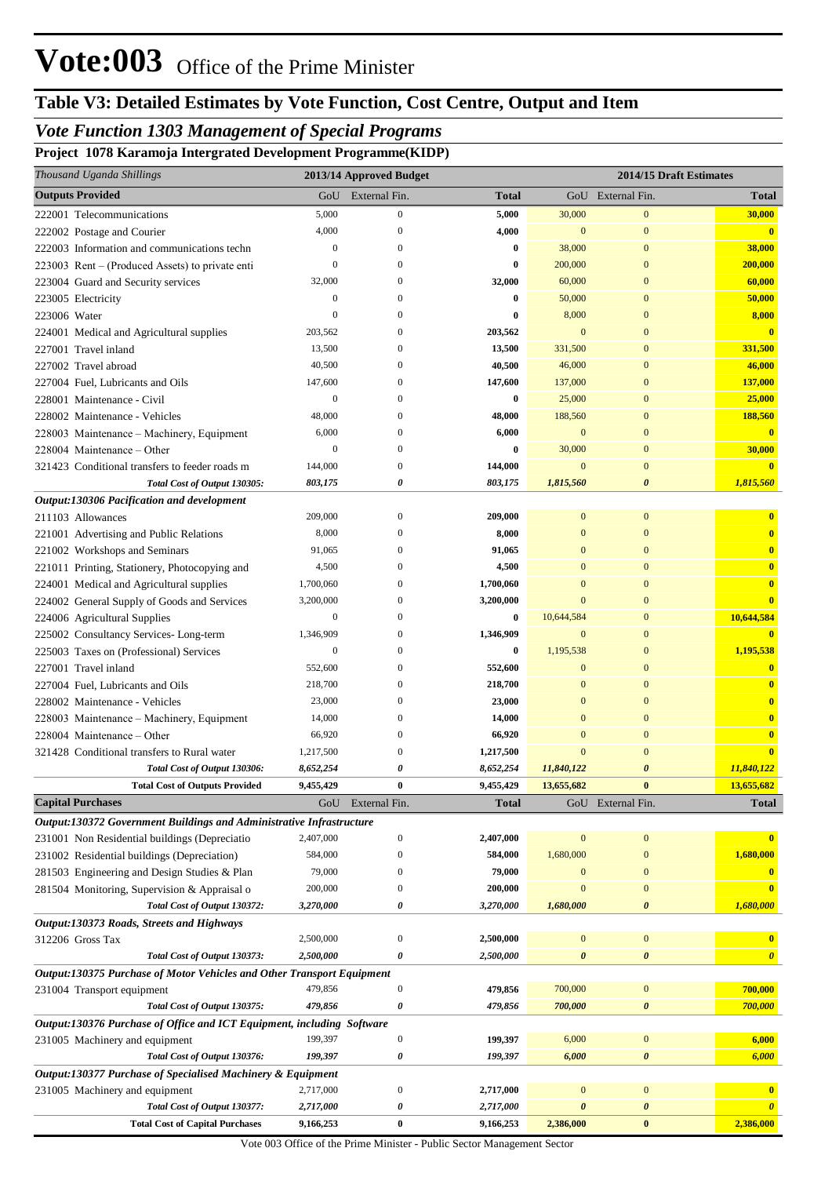# Vote:003 Office of the Prime Minister

## Table V3: Detailed Estimates by Vote Function, Cost Centre, Output and Item

### *Vote Function 1303 Management of Special Programs*

**Project 1078 Karamoja Intergrated Development Programme(KIDP)**

| *Thousand Uganda Shillings* | 2013/14 Approved Budget | | | 2014/15 Draft Estimates | | |
|---|---|---|---|---|---|---|
| **Outputs Provided** | GoU | External Fin. | **Total** | GoU | External Fin. | **Total** |
| 222001 Telecommunications | 5,000 | 0 | **5,000** | 30,000 | 0 | **30,000** |
| 222002 Postage and Courier | 4,000 | 0 | **4,000** | 0 | 0 | **0** |
| 222003 Information and communications techn | 0 | 0 | **0** | 38,000 | 0 | **38,000** |
| 223003 Rent – (Produced Assets) to private enti | 0 | 0 | **0** | 200,000 | 0 | **200,000** |
| 223004 Guard and Security services | 32,000 | 0 | **32,000** | 60,000 | 0 | **60,000** |
| 223005 Electricity | 0 | 0 | **0** | 50,000 | 0 | **50,000** |
| 223006 Water | 0 | 0 | **0** | 8,000 | 0 | **8,000** |
| 224001 Medical and Agricultural supplies | 203,562 | 0 | **203,562** | 0 | 0 | **0** |
| 227001 Travel inland | 13,500 | 0 | **13,500** | 331,500 | 0 | **331,500** |
| 227002 Travel abroad | 40,500 | 0 | **40,500** | 46,000 | 0 | **46,000** |
| 227004 Fuel, Lubricants and Oils | 147,600 | 0 | **147,600** | 137,000 | 0 | **137,000** |
| 228001 Maintenance - Civil | 0 | 0 | **0** | 25,000 | 0 | **25,000** |
| 228002 Maintenance - Vehicles | 48,000 | 0 | **48,000** | 188,560 | 0 | **188,560** |
| 228003 Maintenance – Machinery, Equipment | 6,000 | 0 | **6,000** | 0 | 0 | **0** |
| 228004 Maintenance – Other | 0 | 0 | **0** | 30,000 | 0 | **30,000** |
| 321423 Conditional transfers to feeder roads m | 144,000 | 0 | **144,000** | 0 | 0 | **0** |
| ***Total Cost of Output 130305:*** | ***803,175*** | ***0*** | ***803,175*** | ***1,815,560*** | ***0*** | ***1,815,560*** |
| ***Output:130306 Pacification and development*** | | | | | | |
| 211103 Allowances | 209,000 | 0 | **209,000** | 0 | 0 | **0** |
| 221001 Advertising and Public Relations | 8,000 | 0 | **8,000** | 0 | 0 | **0** |
| 221002 Workshops and Seminars | 91,065 | 0 | **91,065** | 0 | 0 | **0** |
| 221011 Printing, Stationery, Photocopying and | 4,500 | 0 | **4,500** | 0 | 0 | **0** |
| 224001 Medical and Agricultural supplies | 1,700,060 | 0 | **1,700,060** | 0 | 0 | **0** |
| 224002 General Supply of Goods and Services | 3,200,000 | 0 | **3,200,000** | 0 | 0 | **0** |
| 224006 Agricultural Supplies | 0 | 0 | **0** | 10,644,584 | 0 | **10,644,584** |
| 225002 Consultancy Services- Long-term | 1,346,909 | 0 | **1,346,909** | 0 | 0 | **0** |
| 225003 Taxes on (Professional) Services | 0 | 0 | **0** | 1,195,538 | 0 | **1,195,538** |
| 227001 Travel inland | 552,600 | 0 | **552,600** | 0 | 0 | **0** |
| 227004 Fuel, Lubricants and Oils | 218,700 | 0 | **218,700** | 0 | 0 | **0** |
| 228002 Maintenance - Vehicles | 23,000 | 0 | **23,000** | 0 | 0 | **0** |
| 228003 Maintenance – Machinery, Equipment | 14,000 | 0 | **14,000** | 0 | 0 | **0** |
| 228004 Maintenance – Other | 66,920 | 0 | **66,920** | 0 | 0 | **0** |
| 321428 Conditional transfers to Rural water | 1,217,500 | 0 | **1,217,500** | 0 | 0 | **0** |
| ***Total Cost of Output 130306:*** | ***8,652,254*** | ***0*** | ***8,652,254*** | ***11,840,122*** | ***0*** | ***11,840,122*** |
| **Total Cost of Outputs Provided** | **9,455,429** | **0** | **9,455,429** | **13,655,682** | **0** | **13,655,682** |
| **Capital Purchases** | GoU | External Fin. | **Total** | GoU | External Fin. | **Total** |
| ***Output:130372 Government Buildings and Administrative Infrastructure*** | | | | | | |
| 231001 Non Residential buildings (Depreciatio | 2,407,000 | 0 | **2,407,000** | 0 | 0 | **0** |
| 231002 Residential buildings (Depreciation) | 584,000 | 0 | **584,000** | 1,680,000 | 0 | **1,680,000** |
| 281503 Engineering and Design Studies & Plan | 79,000 | 0 | **79,000** | 0 | 0 | **0** |
| 281504 Monitoring, Supervision & Appraisal o | 200,000 | 0 | **200,000** | 0 | 0 | **0** |
| ***Total Cost of Output 130372:*** | ***3,270,000*** | ***0*** | ***3,270,000*** | ***1,680,000*** | ***0*** | ***1,680,000*** |
| ***Output:130373 Roads, Streets and Highways*** | | | | | | |
| 312206 Gross Tax | 2,500,000 | 0 | **2,500,000** | 0 | 0 | **0** |
| ***Total Cost of Output 130373:*** | ***2,500,000*** | ***0*** | ***2,500,000*** | ***0*** | ***0*** | ***0*** |
| ***Output:130375 Purchase of Motor Vehicles and Other Transport Equipment*** | | | | | | |
| 231004 Transport equipment | 479,856 | 0 | **479,856** | 700,000 | 0 | **700,000** |
| ***Total Cost of Output 130375:*** | ***479,856*** | ***0*** | ***479,856*** | ***700,000*** | ***0*** | ***700,000*** |
| ***Output:130376 Purchase of Office and ICT Equipment, including Software*** | | | | | | |
| 231005 Machinery and equipment | 199,397 | 0 | **199,397** | 6,000 | 0 | **6,000** |
| ***Total Cost of Output 130376:*** | ***199,397*** | ***0*** | ***199,397*** | ***6,000*** | ***0*** | ***6,000*** |
| ***Output:130377 Purchase of Specialised Machinery & Equipment*** | | | | | | |
| 231005 Machinery and equipment | 2,717,000 | 0 | **2,717,000** | 0 | 0 | **0** |
| ***Total Cost of Output 130377:*** | ***2,717,000*** | ***0*** | ***2,717,000*** | ***0*** | ***0*** | ***0*** |
| **Total Cost of Capital Purchases** | **9,166,253** | **0** | **9,166,253** | **2,386,000** | **0** | **2,386,000** |

Vote 003 Office of the Prime Minister - Public Sector Management Sector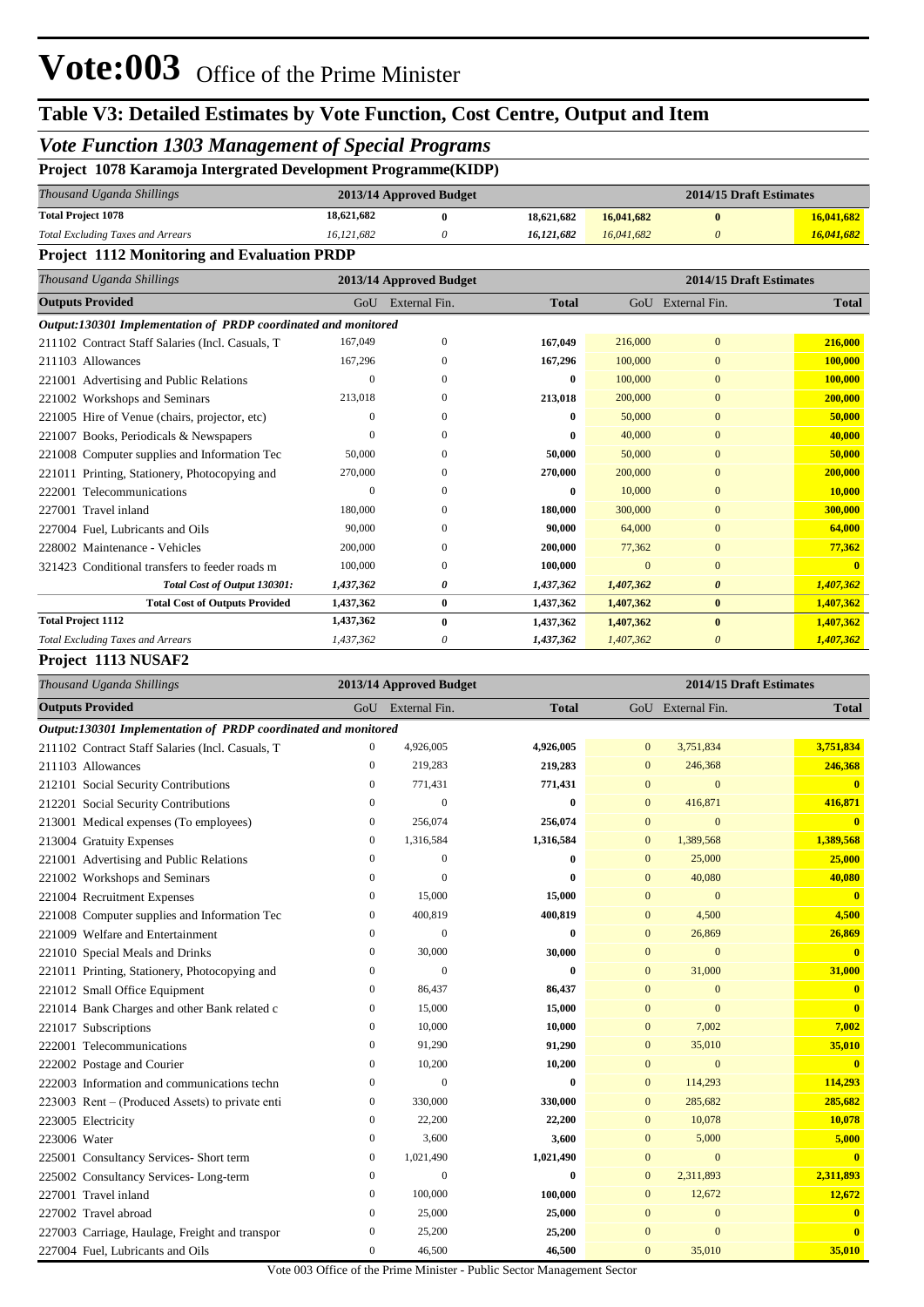# Vote:003 Office of the Prime Minister

## Table V3: Detailed Estimates by Vote Function, Cost Centre, Output and Item

### *Vote Function 1303 Management of Special Programs*

**Project 1078 Karamoja Intergrated Development Programme(KIDP)**

| *Thousand Uganda Shillings* | 2013/14 Approved Budget | | | 2014/15 Draft Estimates | | |
|---|---|---|---|---|---|---|
| **Total Project 1078** | **18,621,682** | **0** | **18,621,682** | **16,041,682** | **0** | **16,041,682** |
| *Total Excluding Taxes and Arrears* | *16,121,682* | *0* | *16,121,682* | *16,041,682* | *0* | *16,041,682* |

**Project 1112 Monitoring and Evaluation PRDP**

| *Thousand Uganda Shillings* | 2013/14 Approved Budget | | | 2014/15 Draft Estimates | | |
|---|---|---|---|---|---|---|
| **Outputs Provided** | GoU | External Fin. | **Total** | GoU | External Fin. | **Total** |
| ***Output:130301 Implementation of PRDP coordinated and monitored*** | | | | | | |
| 211102 Contract Staff Salaries (Incl. Casuals, T | 167,049 | 0 | **167,049** | 216,000 | 0 | **216,000** |
| 211103 Allowances | 167,296 | 0 | **167,296** | 100,000 | 0 | **100,000** |
| 221001 Advertising and Public Relations | 0 | 0 | **0** | 100,000 | 0 | **100,000** |
| 221002 Workshops and Seminars | 213,018 | 0 | **213,018** | 200,000 | 0 | **200,000** |
| 221005 Hire of Venue (chairs, projector, etc) | 0 | 0 | **0** | 50,000 | 0 | **50,000** |
| 221007 Books, Periodicals & Newspapers | 0 | 0 | **0** | 40,000 | 0 | **40,000** |
| 221008 Computer supplies and Information Tec | 50,000 | 0 | **50,000** | 50,000 | 0 | **50,000** |
| 221011 Printing, Stationery, Photocopying and | 270,000 | 0 | **270,000** | 200,000 | 0 | **200,000** |
| 222001 Telecommunications | 0 | 0 | **0** | 10,000 | 0 | **10,000** |
| 227001 Travel inland | 180,000 | 0 | **180,000** | 300,000 | 0 | **300,000** |
| 227004 Fuel, Lubricants and Oils | 90,000 | 0 | **90,000** | 64,000 | 0 | **64,000** |
| 228002 Maintenance - Vehicles | 200,000 | 0 | **200,000** | 77,362 | 0 | **77,362** |
| 321423 Conditional transfers to feeder roads m | 100,000 | 0 | **100,000** | 0 | 0 | **0** |
| ***Total Cost of Output 130301:*** | ***1,437,362*** | ***0*** | ***1,437,362*** | ***1,407,362*** | ***0*** | ***1,407,362*** |
| **Total Cost of Outputs Provided** | **1,437,362** | **0** | **1,437,362** | **1,407,362** | **0** | **1,407,362** |
| **Total Project 1112** | **1,437,362** | **0** | **1,437,362** | **1,407,362** | **0** | **1,407,362** |
| *Total Excluding Taxes and Arrears* | *1,437,362* | *0* | *1,437,362* | *1,407,362* | *0* | *1,407,362* |

**Project 1113 NUSAF2**

| *Thousand Uganda Shillings* | 2013/14 Approved Budget | | | 2014/15 Draft Estimates | | |
|---|---|---|---|---|---|---|
| **Outputs Provided** | GoU | External Fin. | **Total** | GoU | External Fin. | **Total** |
| ***Output:130301 Implementation of PRDP coordinated and monitored*** | | | | | | |
| 211102 Contract Staff Salaries (Incl. Casuals, T | 0 | 4,926,005 | **4,926,005** | 0 | 3,751,834 | **3,751,834** |
| 211103 Allowances | 0 | 219,283 | **219,283** | 0 | 246,368 | **246,368** |
| 212101 Social Security Contributions | 0 | 771,431 | **771,431** | 0 | 0 | **0** |
| 212201 Social Security Contributions | 0 | 0 | **0** | 0 | 416,871 | **416,871** |
| 213001 Medical expenses (To employees) | 0 | 256,074 | **256,074** | 0 | 0 | **0** |
| 213004 Gratuity Expenses | 0 | 1,316,584 | **1,316,584** | 0 | 1,389,568 | **1,389,568** |
| 221001 Advertising and Public Relations | 0 | 0 | **0** | 0 | 25,000 | **25,000** |
| 221002 Workshops and Seminars | 0 | 0 | **0** | 0 | 40,080 | **40,080** |
| 221004 Recruitment Expenses | 0 | 15,000 | **15,000** | 0 | 0 | **0** |
| 221008 Computer supplies and Information Tec | 0 | 400,819 | **400,819** | 0 | 4,500 | **4,500** |
| 221009 Welfare and Entertainment | 0 | 0 | **0** | 0 | 26,869 | **26,869** |
| 221010 Special Meals and Drinks | 0 | 30,000 | **30,000** | 0 | 0 | **0** |
| 221011 Printing, Stationery, Photocopying and | 0 | 0 | **0** | 0 | 31,000 | **31,000** |
| 221012 Small Office Equipment | 0 | 86,437 | **86,437** | 0 | 0 | **0** |
| 221014 Bank Charges and other Bank related c | 0 | 15,000 | **15,000** | 0 | 0 | **0** |
| 221017 Subscriptions | 0 | 10,000 | **10,000** | 0 | 7,002 | **7,002** |
| 222001 Telecommunications | 0 | 91,290 | **91,290** | 0 | 35,010 | **35,010** |
| 222002 Postage and Courier | 0 | 10,200 | **10,200** | 0 | 0 | **0** |
| 222003 Information and communications techn | 0 | 0 | **0** | 0 | 114,293 | **114,293** |
| 223003 Rent – (Produced Assets) to private enti | 0 | 330,000 | **330,000** | 0 | 285,682 | **285,682** |
| 223005 Electricity | 0 | 22,200 | **22,200** | 0 | 10,078 | **10,078** |
| 223006 Water | 0 | 3,600 | **3,600** | 0 | 5,000 | **5,000** |
| 225001 Consultancy Services- Short term | 0 | 1,021,490 | **1,021,490** | 0 | 0 | **0** |
| 225002 Consultancy Services- Long-term | 0 | 0 | **0** | 0 | 2,311,893 | **2,311,893** |
| 227001 Travel inland | 0 | 100,000 | **100,000** | 0 | 12,672 | **12,672** |
| 227002 Travel abroad | 0 | 25,000 | **25,000** | 0 | 0 | **0** |
| 227003 Carriage, Haulage, Freight and transpor | 0 | 25,200 | **25,200** | 0 | 0 | **0** |
| 227004 Fuel, Lubricants and Oils | 0 | 46,500 | **46,500** | 0 | 35,010 | **35,010** |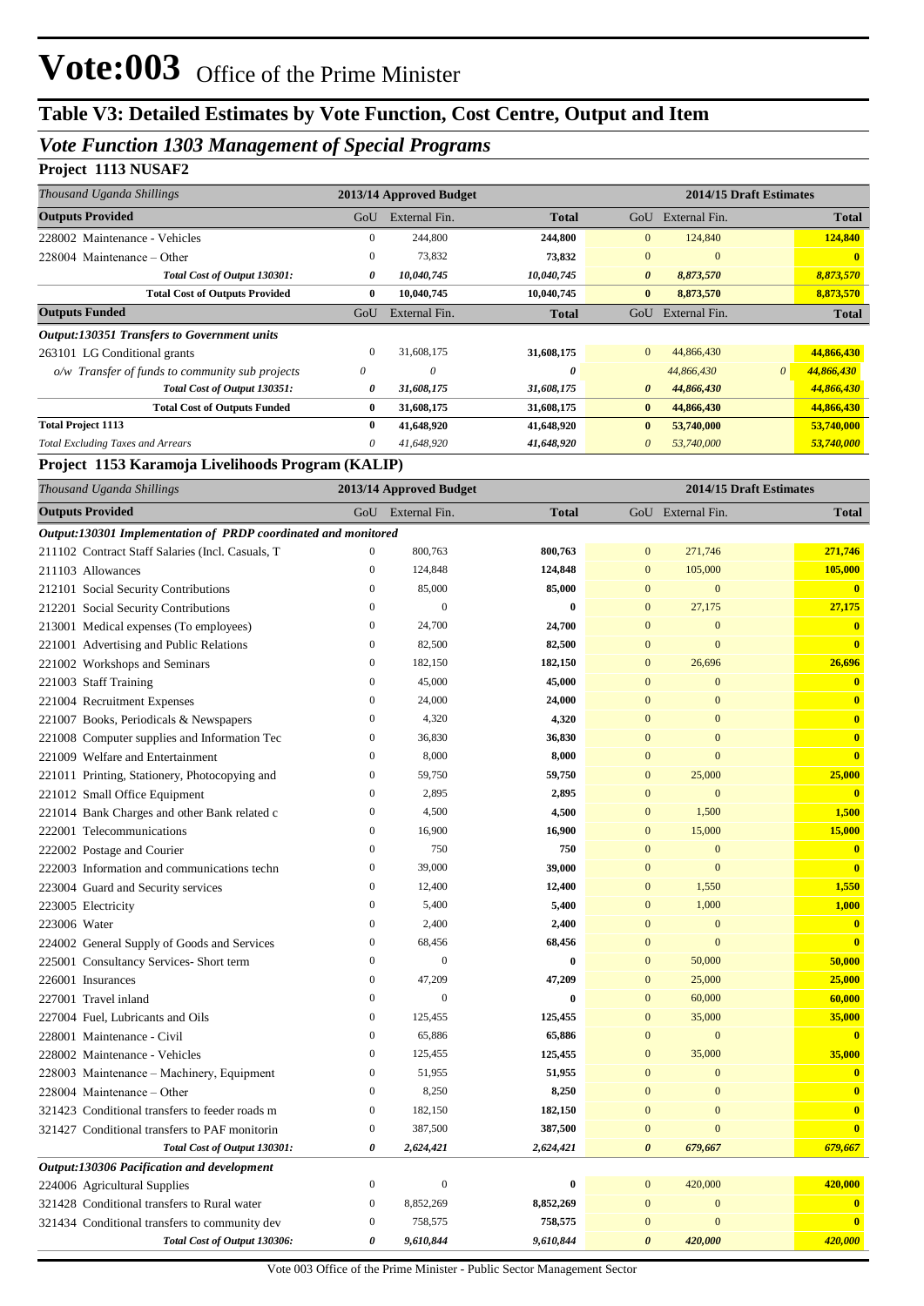# Vote:003 Office of the Prime Minister

## Table V3: Detailed Estimates by Vote Function, Cost Centre, Output and Item

### *Vote Function 1303 Management of Special Programs*

**Project 1113 NUSAF2**

| *Thousand Uganda Shillings* | 2013/14 Approved Budget | | | 2014/15 Draft Estimates | | |
|---|---|---|---|---|---|---|
| **Outputs Provided** | GoU | External Fin. | **Total** | GoU | External Fin. | **Total** |
| 228002 Maintenance - Vehicles | 0 | 244,800 | **244,800** | 0 | 124,840 | **124,840** |
| 228004 Maintenance – Other | 0 | 73,832 | **73,832** | 0 | 0 | **0** |
| *Total Cost of Output 130301:* | *0* | *10,040,745* | *10,040,745* | *0* | *8,873,570* | *8,873,570* |
| **Total Cost of Outputs Provided** | **0** | **10,040,745** | **10,040,745** | **0** | **8,873,570** | **8,873,570** |
| **Outputs Funded** | GoU | External Fin. | **Total** | GoU | External Fin. | **Total** |
| ***Output:130351 Transfers to Government units*** | | | | | | |
| 263101 LG Conditional grants | 0 | 31,608,175 | **31,608,175** | 0 | 44,866,430 | **44,866,430** |
| *o/w Transfer of funds to community sub projects* | *0* | *0* | *0* | | *44,866,430* | *0 44,866,430* |
| *Total Cost of Output 130351:* | *0* | *31,608,175* | *31,608,175* | *0* | *44,866,430* | *44,866,430* |
| **Total Cost of Outputs Funded** | **0** | **31,608,175** | **31,608,175** | **0** | **44,866,430** | **44,866,430** |
| **Total Project 1113** | **0** | **41,648,920** | **41,648,920** | **0** | **53,740,000** | **53,740,000** |
| *Total Excluding Taxes and Arrears* | *0* | *41,648,920* | *41,648,920* | *0* | *53,740,000* | *53,740,000* |

**Project 1153 Karamoja Livelihoods Program (KALIP)**

| *Thousand Uganda Shillings* | 2013/14 Approved Budget | | | 2014/15 Draft Estimates | | |
|---|---|---|---|---|---|---|
| **Outputs Provided** | GoU | External Fin. | **Total** | GoU | External Fin. | **Total** |
| ***Output:130301 Implementation of PRDP coordinated and monitored*** | | | | | | |
| 211102 Contract Staff Salaries (Incl. Casuals, T | 0 | 800,763 | **800,763** | 0 | 271,746 | **271,746** |
| 211103 Allowances | 0 | 124,848 | **124,848** | 0 | 105,000 | **105,000** |
| 212101 Social Security Contributions | 0 | 85,000 | **85,000** | 0 | 0 | **0** |
| 212201 Social Security Contributions | 0 | 0 | **0** | 0 | 27,175 | **27,175** |
| 213001 Medical expenses (To employees) | 0 | 24,700 | **24,700** | 0 | 0 | **0** |
| 221001 Advertising and Public Relations | 0 | 82,500 | **82,500** | 0 | 0 | **0** |
| 221002 Workshops and Seminars | 0 | 182,150 | **182,150** | 0 | 26,696 | **26,696** |
| 221003 Staff Training | 0 | 45,000 | **45,000** | 0 | 0 | **0** |
| 221004 Recruitment Expenses | 0 | 24,000 | **24,000** | 0 | 0 | **0** |
| 221007 Books, Periodicals & Newspapers | 0 | 4,320 | **4,320** | 0 | 0 | **0** |
| 221008 Computer supplies and Information Tec | 0 | 36,830 | **36,830** | 0 | 0 | **0** |
| 221009 Welfare and Entertainment | 0 | 8,000 | **8,000** | 0 | 0 | **0** |
| 221011 Printing, Stationery, Photocopying and | 0 | 59,750 | **59,750** | 0 | 25,000 | **25,000** |
| 221012 Small Office Equipment | 0 | 2,895 | **2,895** | 0 | 0 | **0** |
| 221014 Bank Charges and other Bank related c | 0 | 4,500 | **4,500** | 0 | 1,500 | **1,500** |
| 222001 Telecommunications | 0 | 16,900 | **16,900** | 0 | 15,000 | **15,000** |
| 222002 Postage and Courier | 0 | 750 | **750** | 0 | 0 | **0** |
| 222003 Information and communications techn | 0 | 39,000 | **39,000** | 0 | 0 | **0** |
| 223004 Guard and Security services | 0 | 12,400 | **12,400** | 0 | 1,550 | **1,550** |
| 223005 Electricity | 0 | 5,400 | **5,400** | 0 | 1,000 | **1,000** |
| 223006 Water | 0 | 2,400 | **2,400** | 0 | 0 | **0** |
| 224002 General Supply of Goods and Services | 0 | 68,456 | **68,456** | 0 | 0 | **0** |
| 225001 Consultancy Services- Short term | 0 | 0 | **0** | 0 | 50,000 | **50,000** |
| 226001 Insurances | 0 | 47,209 | **47,209** | 0 | 25,000 | **25,000** |
| 227001 Travel inland | 0 | 0 | **0** | 0 | 60,000 | **60,000** |
| 227004 Fuel, Lubricants and Oils | 0 | 125,455 | **125,455** | 0 | 35,000 | **35,000** |
| 228001 Maintenance - Civil | 0 | 65,886 | **65,886** | 0 | 0 | **0** |
| 228002 Maintenance - Vehicles | 0 | 125,455 | **125,455** | 0 | 35,000 | **35,000** |
| 228003 Maintenance – Machinery, Equipment | 0 | 51,955 | **51,955** | 0 | 0 | **0** |
| 228004 Maintenance – Other | 0 | 8,250 | **8,250** | 0 | 0 | **0** |
| 321423 Conditional transfers to feeder roads m | 0 | 182,150 | **182,150** | 0 | 0 | **0** |
| 321427 Conditional transfers to PAF monitorin | 0 | 387,500 | **387,500** | 0 | 0 | **0** |
| *Total Cost of Output 130301:* | *0* | *2,624,421* | *2,624,421* | *0* | *679,667* | *679,667* |
| ***Output:130306 Pacification and development*** | | | | | | |
| 224006 Agricultural Supplies | 0 | 0 | **0** | 0 | 420,000 | **420,000** |
| 321428 Conditional transfers to Rural water | 0 | 8,852,269 | **8,852,269** | 0 | 0 | **0** |
| 321434 Conditional transfers to community dev | 0 | 758,575 | **758,575** | 0 | 0 | **0** |
| *Total Cost of Output 130306:* | *0* | *9,610,844* | *9,610,844* | *0* | *420,000* | *420,000* |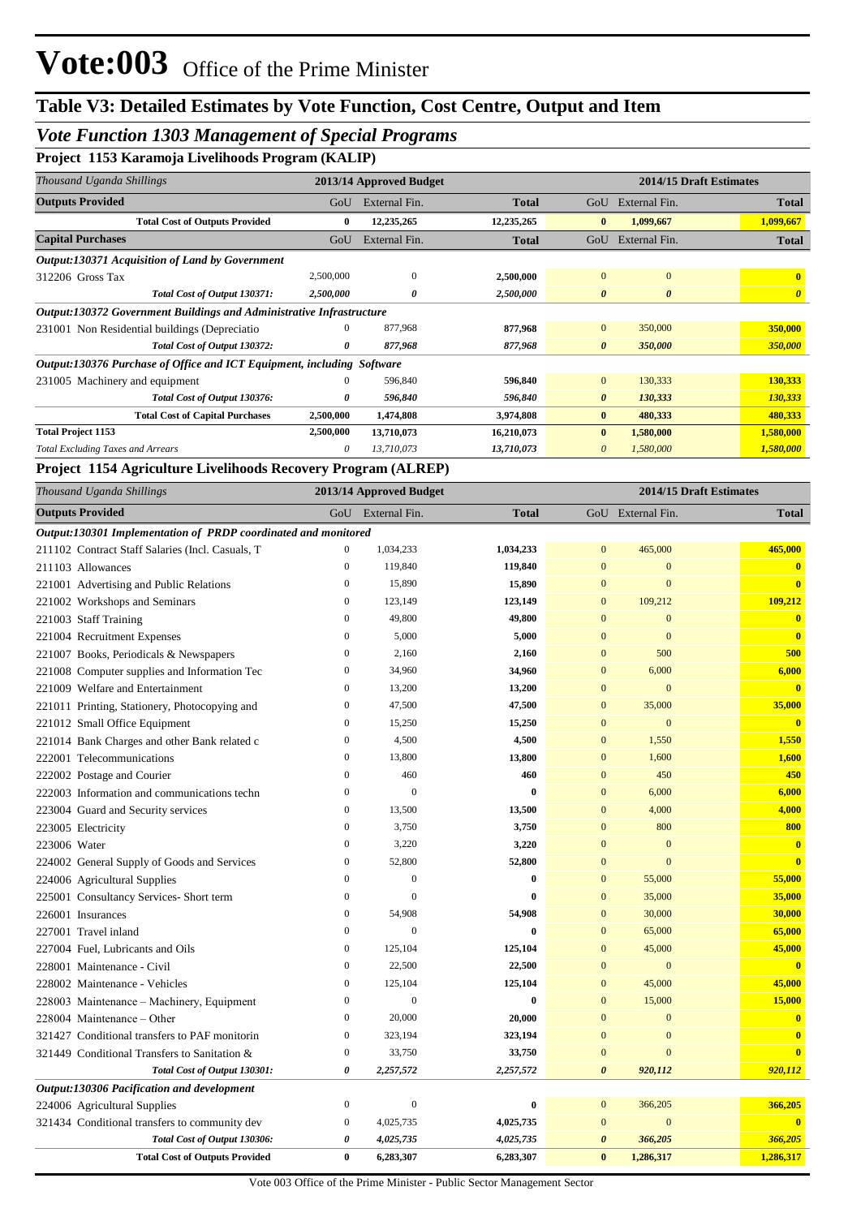# Vote:003 Office of the Prime Minister

## Table V3: Detailed Estimates by Vote Function, Cost Centre, Output and Item

### *Vote Function 1303 Management of Special Programs*

**Project 1153 Karamoja Livelihoods Program (KALIP)**

| *Thousand Uganda Shillings* | 2013/14 Approved Budget | | | 2014/15 Draft Estimates | | |
|---|---|---|---|---|---|---|
| **Outputs Provided** | GoU | External Fin. | **Total** | GoU | External Fin. | **Total** |
| **Total Cost of Outputs Provided** | **0** | **12,235,265** | **12,235,265** | **0** | **1,099,667** | **1,099,667** |
| **Capital Purchases** | GoU | External Fin. | **Total** | GoU | External Fin. | **Total** |
| ***Output:130371 Acquisition of Land by Government*** | | | | | | |
| 312206 Gross Tax | 2,500,000 | 0 | **2,500,000** | 0 | 0 | **0** |
| *Total Cost of Output 130371:* | *2,500,000* | *0* | *2,500,000* | *0* | *0* | *0* |
| ***Output:130372 Government Buildings and Administrative Infrastructure*** | | | | | | |
| 231001 Non Residential buildings (Depreciatio | 0 | 877,968 | **877,968** | 0 | 350,000 | **350,000** |
| *Total Cost of Output 130372:* | *0* | *877,968* | *877,968* | *0* | *350,000* | *350,000* |
| ***Output:130376 Purchase of Office and ICT Equipment, including Software*** | | | | | | |
| 231005 Machinery and equipment | 0 | 596,840 | **596,840** | 0 | 130,333 | **130,333** |
| *Total Cost of Output 130376:* | *0* | *596,840* | *596,840* | *0* | *130,333* | *130,333* |
| **Total Cost of Capital Purchases** | **2,500,000** | **1,474,808** | **3,974,808** | **0** | **480,333** | **480,333** |
| **Total Project 1153** | **2,500,000** | **13,710,073** | **16,210,073** | **0** | **1,580,000** | **1,580,000** |
| *Total Excluding Taxes and Arrears* | *0* | *13,710,073* | *13,710,073* | *0* | *1,580,000* | *1,580,000* |

**Project 1154 Agriculture Livelihoods Recovery Program (ALREP)**

| *Thousand Uganda Shillings* | 2013/14 Approved Budget | | | 2014/15 Draft Estimates | | |
|---|---|---|---|---|---|---|
| **Outputs Provided** | GoU | External Fin. | **Total** | GoU | External Fin. | **Total** |
| ***Output:130301 Implementation of PRDP coordinated and monitored*** | | | | | | |
| 211102 Contract Staff Salaries (Incl. Casuals, T | 0 | 1,034,233 | **1,034,233** | 0 | 465,000 | **465,000** |
| 211103 Allowances | 0 | 119,840 | **119,840** | 0 | 0 | **0** |
| 221001 Advertising and Public Relations | 0 | 15,890 | **15,890** | 0 | 0 | **0** |
| 221002 Workshops and Seminars | 0 | 123,149 | **123,149** | 0 | 109,212 | **109,212** |
| 221003 Staff Training | 0 | 49,800 | **49,800** | 0 | 0 | **0** |
| 221004 Recruitment Expenses | 0 | 5,000 | **5,000** | 0 | 0 | **0** |
| 221007 Books, Periodicals & Newspapers | 0 | 2,160 | **2,160** | 0 | 500 | **500** |
| 221008 Computer supplies and Information Tec | 0 | 34,960 | **34,960** | 0 | 6,000 | **6,000** |
| 221009 Welfare and Entertainment | 0 | 13,200 | **13,200** | 0 | 0 | **0** |
| 221011 Printing, Stationery, Photocopying and | 0 | 47,500 | **47,500** | 0 | 35,000 | **35,000** |
| 221012 Small Office Equipment | 0 | 15,250 | **15,250** | 0 | 0 | **0** |
| 221014 Bank Charges and other Bank related c | 0 | 4,500 | **4,500** | 0 | 1,550 | **1,550** |
| 222001 Telecommunications | 0 | 13,800 | **13,800** | 0 | 1,600 | **1,600** |
| 222002 Postage and Courier | 0 | 460 | **460** | 0 | 450 | **450** |
| 222003 Information and communications techn | 0 | 0 | **0** | 0 | 6,000 | **6,000** |
| 223004 Guard and Security services | 0 | 13,500 | **13,500** | 0 | 4,000 | **4,000** |
| 223005 Electricity | 0 | 3,750 | **3,750** | 0 | 800 | **800** |
| 223006 Water | 0 | 3,220 | **3,220** | 0 | 0 | **0** |
| 224002 General Supply of Goods and Services | 0 | 52,800 | **52,800** | 0 | 0 | **0** |
| 224006 Agricultural Supplies | 0 | 0 | **0** | 0 | 55,000 | **55,000** |
| 225001 Consultancy Services- Short term | 0 | 0 | **0** | 0 | 35,000 | **35,000** |
| 226001 Insurances | 0 | 54,908 | **54,908** | 0 | 30,000 | **30,000** |
| 227001 Travel inland | 0 | 0 | **0** | 0 | 65,000 | **65,000** |
| 227004 Fuel, Lubricants and Oils | 0 | 125,104 | **125,104** | 0 | 45,000 | **45,000** |
| 228001 Maintenance - Civil | 0 | 22,500 | **22,500** | 0 | 0 | **0** |
| 228002 Maintenance - Vehicles | 0 | 125,104 | **125,104** | 0 | 45,000 | **45,000** |
| 228003 Maintenance – Machinery, Equipment | 0 | 0 | **0** | 0 | 15,000 | **15,000** |
| 228004 Maintenance – Other | 0 | 20,000 | **20,000** | 0 | 0 | **0** |
| 321427 Conditional transfers to PAF monitorin | 0 | 323,194 | **323,194** | 0 | 0 | **0** |
| 321449 Conditional Transfers to Sanitation & | 0 | 33,750 | **33,750** | 0 | 0 | **0** |
| *Total Cost of Output 130301:* | *0* | *2,257,572* | *2,257,572* | *0* | *920,112* | *920,112* |
| ***Output:130306 Pacification and development*** | | | | | | |
| 224006 Agricultural Supplies | 0 | 0 | **0** | 0 | 366,205 | **366,205** |
| 321434 Conditional transfers to community dev | 0 | 4,025,735 | **4,025,735** | 0 | 0 | **0** |
| *Total Cost of Output 130306:* | *0* | *4,025,735* | *4,025,735* | *0* | *366,205* | *366,205* |
| **Total Cost of Outputs Provided** | **0** | **6,283,307** | **6,283,307** | **0** | **1,286,317** | **1,286,317** |

Vote 003 Office of the Prime Minister - Public Sector Management Sector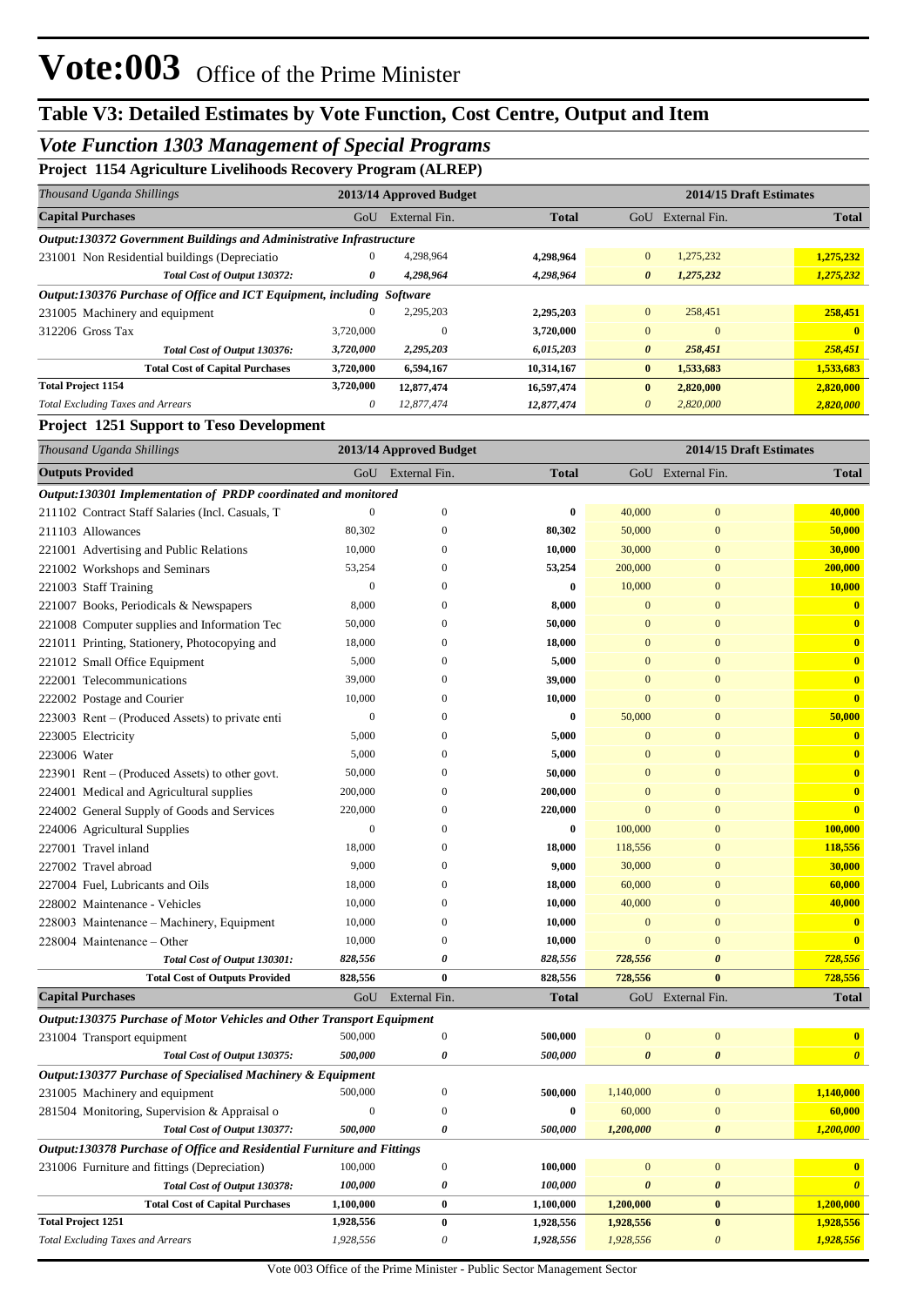# Vote:003 Office of the Prime Minister

## Table V3: Detailed Estimates by Vote Function, Cost Centre, Output and Item

### *Vote Function 1303 Management of Special Programs*

**Project 1154 Agriculture Livelihoods Recovery Program (ALREP)**

| *Thousand Uganda Shillings* | 2013/14 Approved Budget | | | 2014/15 Draft Estimates | | |
|---|---|---|---|---|---|---|
| **Capital Purchases** | GoU | External Fin. | **Total** | GoU | External Fin. | **Total** |
| ***Output:130372 Government Buildings and Administrative Infrastructure*** | | | | | | |
| 231001 Non Residential buildings (Depreciatio | 0 | 4,298,964 | **4,298,964** | 0 | 1,275,232 | **1,275,232** |
| ***Total Cost of Output 130372:*** | ***0*** | ***4,298,964*** | ***4,298,964*** | ***0*** | ***1,275,232*** | ***1,275,232*** |
| ***Output:130376 Purchase of Office and ICT Equipment, including Software*** | | | | | | |
| 231005 Machinery and equipment | 0 | 2,295,203 | **2,295,203** | 0 | 258,451 | **258,451** |
| 312206 Gross Tax | 3,720,000 | 0 | **3,720,000** | 0 | 0 | **0** |
| ***Total Cost of Output 130376:*** | ***3,720,000*** | ***2,295,203*** | ***6,015,203*** | ***0*** | ***258,451*** | ***258,451*** |
| **Total Cost of Capital Purchases** | **3,720,000** | **6,594,167** | **10,314,167** | **0** | **1,533,683** | **1,533,683** |
| **Total Project 1154** | **3,720,000** | **12,877,474** | **16,597,474** | **0** | **2,820,000** | **2,820,000** |
| *Total Excluding Taxes and Arrears* | *0* | *12,877,474* | *12,877,474* | *0* | *2,820,000* | *2,820,000* |

**Project 1251 Support to Teso Development**

| *Thousand Uganda Shillings* | 2013/14 Approved Budget | | | 2014/15 Draft Estimates | | |
|---|---|---|---|---|---|---|
| **Outputs Provided** | GoU | External Fin. | **Total** | GoU | External Fin. | **Total** |
| ***Output:130301 Implementation of PRDP coordinated and monitored*** | | | | | | |
| 211102 Contract Staff Salaries (Incl. Casuals, T | 0 | 0 | **0** | 40,000 | 0 | **40,000** |
| 211103 Allowances | 80,302 | 0 | **80,302** | 50,000 | 0 | **50,000** |
| 221001 Advertising and Public Relations | 10,000 | 0 | **10,000** | 30,000 | 0 | **30,000** |
| 221002 Workshops and Seminars | 53,254 | 0 | **53,254** | 200,000 | 0 | **200,000** |
| 221003 Staff Training | 0 | 0 | **0** | 10,000 | 0 | **10,000** |
| 221007 Books, Periodicals & Newspapers | 8,000 | 0 | **8,000** | 0 | 0 | **0** |
| 221008 Computer supplies and Information Tec | 50,000 | 0 | **50,000** | 0 | 0 | **0** |
| 221011 Printing, Stationery, Photocopying and | 18,000 | 0 | **18,000** | 0 | 0 | **0** |
| 221012 Small Office Equipment | 5,000 | 0 | **5,000** | 0 | 0 | **0** |
| 222001 Telecommunications | 39,000 | 0 | **39,000** | 0 | 0 | **0** |
| 222002 Postage and Courier | 10,000 | 0 | **10,000** | 0 | 0 | **0** |
| 223003 Rent – (Produced Assets) to private enti | 0 | 0 | **0** | 50,000 | 0 | **50,000** |
| 223005 Electricity | 5,000 | 0 | **5,000** | 0 | 0 | **0** |
| 223006 Water | 5,000 | 0 | **5,000** | 0 | 0 | **0** |
| 223901 Rent – (Produced Assets) to other govt. | 50,000 | 0 | **50,000** | 0 | 0 | **0** |
| 224001 Medical and Agricultural supplies | 200,000 | 0 | **200,000** | 0 | 0 | **0** |
| 224002 General Supply of Goods and Services | 220,000 | 0 | **220,000** | 0 | 0 | **0** |
| 224006 Agricultural Supplies | 0 | 0 | **0** | 100,000 | 0 | **100,000** |
| 227001 Travel inland | 18,000 | 0 | **18,000** | 118,556 | 0 | **118,556** |
| 227002 Travel abroad | 9,000 | 0 | **9,000** | 30,000 | 0 | **30,000** |
| 227004 Fuel, Lubricants and Oils | 18,000 | 0 | **18,000** | 60,000 | 0 | **60,000** |
| 228002 Maintenance - Vehicles | 10,000 | 0 | **10,000** | 40,000 | 0 | **40,000** |
| 228003 Maintenance – Machinery, Equipment | 10,000 | 0 | **10,000** | 0 | 0 | **0** |
| 228004 Maintenance – Other | 10,000 | 0 | **10,000** | 0 | 0 | **0** |
| ***Total Cost of Output 130301:*** | ***828,556*** | ***0*** | ***828,556*** | ***728,556*** | ***0*** | ***728,556*** |
| **Total Cost of Outputs Provided** | **828,556** | **0** | **828,556** | **728,556** | **0** | **728,556** |
| **Capital Purchases** | GoU | External Fin. | **Total** | GoU | External Fin. | **Total** |
| ***Output:130375 Purchase of Motor Vehicles and Other Transport Equipment*** | | | | | | |
| 231004 Transport equipment | 500,000 | 0 | **500,000** | 0 | 0 | **0** |
| ***Total Cost of Output 130375:*** | ***500,000*** | ***0*** | ***500,000*** | ***0*** | ***0*** | ***0*** |
| ***Output:130377 Purchase of Specialised Machinery & Equipment*** | | | | | | |
| 231005 Machinery and equipment | 500,000 | 0 | **500,000** | 1,140,000 | 0 | **1,140,000** |
| 281504 Monitoring, Supervision & Appraisal o | 0 | 0 | **0** | 60,000 | 0 | **60,000** |
| ***Total Cost of Output 130377:*** | ***500,000*** | ***0*** | ***500,000*** | ***1,200,000*** | ***0*** | ***1,200,000*** |
| ***Output:130378 Purchase of Office and Residential Furniture and Fittings*** | | | | | | |
| 231006 Furniture and fittings (Depreciation) | 100,000 | 0 | **100,000** | 0 | 0 | **0** |
| ***Total Cost of Output 130378:*** | ***100,000*** | ***0*** | ***100,000*** | ***0*** | ***0*** | ***0*** |
| **Total Cost of Capital Purchases** | **1,100,000** | **0** | **1,100,000** | **1,200,000** | **0** | **1,200,000** |
| **Total Project 1251** | **1,928,556** | **0** | **1,928,556** | **1,928,556** | **0** | **1,928,556** |
| *Total Excluding Taxes and Arrears* | *1,928,556* | *0* | *1,928,556* | *1,928,556* | *0* | *1,928,556* |

Vote 003 Office of the Prime Minister - Public Sector Management Sector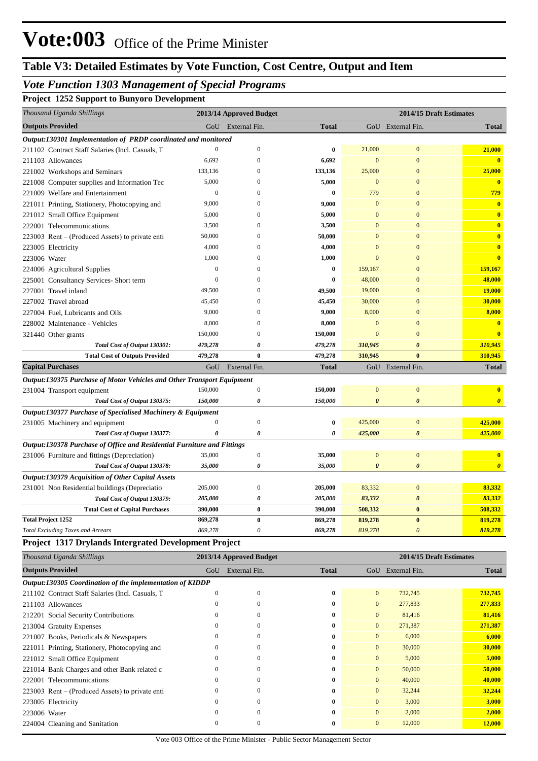# Vote:003 Office of the Prime Minister

## Table V3: Detailed Estimates by Vote Function, Cost Centre, Output and Item

### *Vote Function 1303 Management of Special Programs*

**Project 1252 Support to Bunyoro Development**

| *Thousand Uganda Shillings* | 2013/14 Approved Budget | | | 2014/15 Draft Estimates | | |
|---|---|---|---|---|---|---|
| **Outputs Provided** | GoU | External Fin. | **Total** | GoU | External Fin. | **Total** |
| ***Output:130301 Implementation of PRDP coordinated and monitored*** | | | | | | |
| 211102 Contract Staff Salaries (Incl. Casuals, T | 0 | 0 | **0** | 21,000 | 0 | **21,000** |
| 211103 Allowances | 6,692 | 0 | **6,692** | 0 | 0 | **0** |
| 221002 Workshops and Seminars | 133,136 | 0 | **133,136** | 25,000 | 0 | **25,000** |
| 221008 Computer supplies and Information Tec | 5,000 | 0 | **5,000** | 0 | 0 | **0** |
| 221009 Welfare and Entertainment | 0 | 0 | **0** | 779 | 0 | **779** |
| 221011 Printing, Stationery, Photocopying and | 9,000 | 0 | **9,000** | 0 | 0 | **0** |
| 221012 Small Office Equipment | 5,000 | 0 | **5,000** | 0 | 0 | **0** |
| 222001 Telecommunications | 3,500 | 0 | **3,500** | 0 | 0 | **0** |
| 223003 Rent – (Produced Assets) to private enti | 50,000 | 0 | **50,000** | 0 | 0 | **0** |
| 223005 Electricity | 4,000 | 0 | **4,000** | 0 | 0 | **0** |
| 223006 Water | 1,000 | 0 | **1,000** | 0 | 0 | **0** |
| 224006 Agricultural Supplies | 0 | 0 | **0** | 159,167 | 0 | **159,167** |
| 225001 Consultancy Services- Short term | 0 | 0 | **0** | 48,000 | 0 | **48,000** |
| 227001 Travel inland | 49,500 | 0 | **49,500** | 19,000 | 0 | **19,000** |
| 227002 Travel abroad | 45,450 | 0 | **45,450** | 30,000 | 0 | **30,000** |
| 227004 Fuel, Lubricants and Oils | 9,000 | 0 | **9,000** | 8,000 | 0 | **8,000** |
| 228002 Maintenance - Vehicles | 8,000 | 0 | **8,000** | 0 | 0 | **0** |
| 321440 Other grants | 150,000 | 0 | **150,000** | 0 | 0 | **0** |
| ***Total Cost of Output 130301:*** | ***479,278*** | ***0*** | ***479,278*** | ***310,945*** | ***0*** | ***310,945*** |
| **Total Cost of Outputs Provided** | **479,278** | **0** | **479,278** | **310,945** | **0** | **310,945** |
| **Capital Purchases** | GoU | External Fin. | **Total** | GoU | External Fin. | **Total** |
| ***Output:130375 Purchase of Motor Vehicles and Other Transport Equipment*** | | | | | | |
| 231004 Transport equipment | 150,000 | 0 | **150,000** | 0 | 0 | **0** |
| ***Total Cost of Output 130375:*** | ***150,000*** | ***0*** | ***150,000*** | ***0*** | ***0*** | ***0*** |
| ***Output:130377 Purchase of Specialised Machinery & Equipment*** | | | | | | |
| 231005 Machinery and equipment | 0 | 0 | **0** | 425,000 | 0 | **425,000** |
| ***Total Cost of Output 130377:*** | ***0*** | ***0*** | ***0*** | ***425,000*** | ***0*** | ***425,000*** |
| ***Output:130378 Purchase of Office and Residential Furniture and Fittings*** | | | | | | |
| 231006 Furniture and fittings (Depreciation) | 35,000 | 0 | **35,000** | 0 | 0 | **0** |
| ***Total Cost of Output 130378:*** | ***35,000*** | ***0*** | ***35,000*** | ***0*** | ***0*** | ***0*** |
| ***Output:130379 Acquisition of Other Capital Assets*** | | | | | | |
| 231001 Non Residential buildings (Depreciatio | 205,000 | 0 | **205,000** | 83,332 | 0 | **83,332** |
| ***Total Cost of Output 130379:*** | ***205,000*** | ***0*** | ***205,000*** | ***83,332*** | ***0*** | ***83,332*** |
| **Total Cost of Capital Purchases** | **390,000** | **0** | **390,000** | **508,332** | **0** | **508,332** |
| **Total Project 1252** | **869,278** | **0** | **869,278** | **819,278** | **0** | **819,278** |
| *Total Excluding Taxes and Arrears* | *869,278* | *0* | *869,278* | *819,278* | *0* | *819,278* |

**Project 1317 Drylands Intergrated Development Project**

| *Thousand Uganda Shillings* | 2013/14 Approved Budget | | | 2014/15 Draft Estimates | | |
|---|---|---|---|---|---|---|
| **Outputs Provided** | GoU | External Fin. | **Total** | GoU | External Fin. | **Total** |
| ***Output:130305 Coordination of the implementation of KIDDP*** | | | | | | |
| 211102 Contract Staff Salaries (Incl. Casuals, T | 0 | 0 | **0** | 0 | 732,745 | **732,745** |
| 211103 Allowances | 0 | 0 | **0** | 0 | 277,833 | **277,833** |
| 212201 Social Security Contributions | 0 | 0 | **0** | 0 | 81,416 | **81,416** |
| 213004 Gratuity Expenses | 0 | 0 | **0** | 0 | 271,387 | **271,387** |
| 221007 Books, Periodicals & Newspapers | 0 | 0 | **0** | 0 | 6,000 | **6,000** |
| 221011 Printing, Stationery, Photocopying and | 0 | 0 | **0** | 0 | 30,000 | **30,000** |
| 221012 Small Office Equipment | 0 | 0 | **0** | 0 | 5,000 | **5,000** |
| 221014 Bank Charges and other Bank related c | 0 | 0 | **0** | 0 | 50,000 | **50,000** |
| 222001 Telecommunications | 0 | 0 | **0** | 0 | 40,000 | **40,000** |
| 223003 Rent – (Produced Assets) to private enti | 0 | 0 | **0** | 0 | 32,244 | **32,244** |
| 223005 Electricity | 0 | 0 | **0** | 0 | 3,000 | **3,000** |
| 223006 Water | 0 | 0 | **0** | 0 | 2,000 | **2,000** |
| 224004 Cleaning and Sanitation | 0 | 0 | **0** | 0 | 12,000 | **12,000** |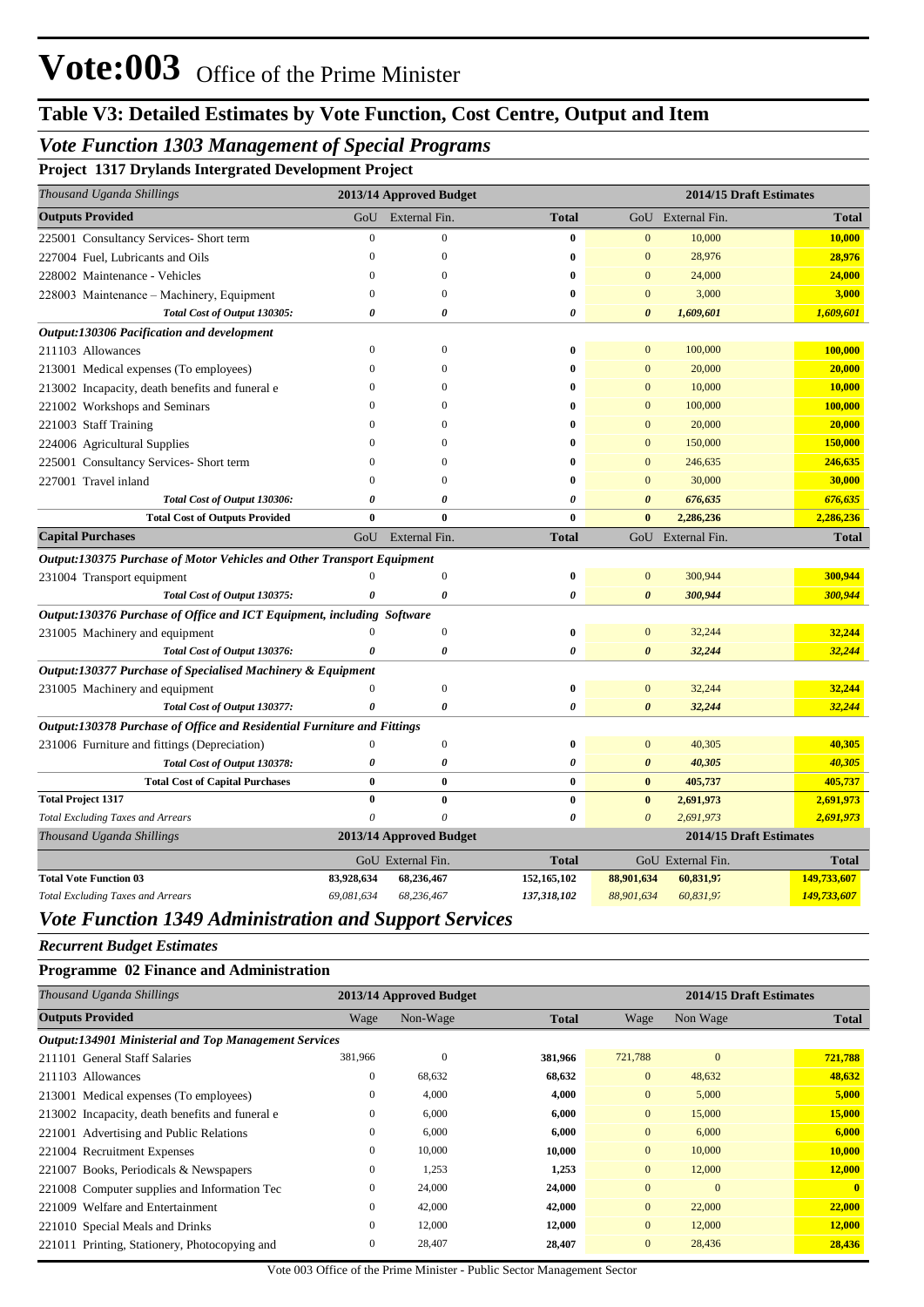# Vote:003 Office of the Prime Minister

## Table V3: Detailed Estimates by Vote Function, Cost Centre, Output and Item

### Vote Function 1303 Management of Special Programs

**Project 1317 Drylands Intergrated Development Project**

| Thousand Uganda Shillings | 2013/14 Approved Budget | | | 2014/15 Draft Estimates | | |
|---|---|---|---|---|---|---|
| **Outputs Provided** | GoU | External Fin. | **Total** | GoU | External Fin. | **Total** |
| 225001 Consultancy Services- Short term | 0 | 0 | **0** | 0 | 10,000 | **10,000** |
| 227004 Fuel, Lubricants and Oils | 0 | 0 | **0** | 0 | 28,976 | **28,976** |
| 228002 Maintenance - Vehicles | 0 | 0 | **0** | 0 | 24,000 | **24,000** |
| 228003 Maintenance – Machinery, Equipment | 0 | 0 | **0** | 0 | 3,000 | **3,000** |
| *Total Cost of Output 130305:* | *0* | *0* | *0* | *0* | *1,609,601* | *1,609,601* |
| ***Output:130306 Pacification and development*** | | | | | | |
| 211103 Allowances | 0 | 0 | **0** | 0 | 100,000 | **100,000** |
| 213001 Medical expenses (To employees) | 0 | 0 | **0** | 0 | 20,000 | **20,000** |
| 213002 Incapacity, death benefits and funeral e | 0 | 0 | **0** | 0 | 10,000 | **10,000** |
| 221002 Workshops and Seminars | 0 | 0 | **0** | 0 | 100,000 | **100,000** |
| 221003 Staff Training | 0 | 0 | **0** | 0 | 20,000 | **20,000** |
| 224006 Agricultural Supplies | 0 | 0 | **0** | 0 | 150,000 | **150,000** |
| 225001 Consultancy Services- Short term | 0 | 0 | **0** | 0 | 246,635 | **246,635** |
| 227001 Travel inland | 0 | 0 | **0** | 0 | 30,000 | **30,000** |
| *Total Cost of Output 130306:* | *0* | *0* | *0* | *0* | *676,635* | *676,635* |
| **Total Cost of Outputs Provided** | **0** | **0** | **0** | **0** | **2,286,236** | **2,286,236** |
| **Capital Purchases** | GoU | External Fin. | **Total** | GoU | External Fin. | **Total** |
| ***Output:130375 Purchase of Motor Vehicles and Other Transport Equipment*** | | | | | | |
| 231004 Transport equipment | 0 | 0 | **0** | 0 | 300,944 | **300,944** |
| *Total Cost of Output 130375:* | *0* | *0* | *0* | *0* | *300,944* | *300,944* |
| ***Output:130376 Purchase of Office and ICT Equipment, including Software*** | | | | | | |
| 231005 Machinery and equipment | 0 | 0 | **0** | 0 | 32,244 | **32,244** |
| *Total Cost of Output 130376:* | *0* | *0* | *0* | *0* | *32,244* | *32,244* |
| ***Output:130377 Purchase of Specialised Machinery & Equipment*** | | | | | | |
| 231005 Machinery and equipment | 0 | 0 | **0** | 0 | 32,244 | **32,244** |
| *Total Cost of Output 130377:* | *0* | *0* | *0* | *0* | *32,244* | *32,244* |
| ***Output:130378 Purchase of Office and Residential Furniture and Fittings*** | | | | | | |
| 231006 Furniture and fittings (Depreciation) | 0 | 0 | **0** | 0 | 40,305 | **40,305** |
| *Total Cost of Output 130378:* | *0* | *0* | *0* | *0* | *40,305* | *40,305* |
| **Total Cost of Capital Purchases** | **0** | **0** | **0** | **0** | **405,737** | **405,737** |
| **Total Project 1317** | **0** | **0** | **0** | **0** | **2,691,973** | **2,691,973** |
| *Total Excluding Taxes and Arrears* | *0* | *0* | *0* | *0* | *2,691,973* | *2,691,973* |

| Thousand Uganda Shillings | 2013/14 Approved Budget | | | 2014/15 Draft Estimates | | |
|---|---|---|---|---|---|---|
| | GoU | External Fin. | **Total** | GoU | External Fin. | **Total** |
| **Total Vote Function 03** | **83,928,634** | **68,236,467** | **152,165,102** | **88,901,634** | **60,831,97** | **149,733,607** |
| *Total Excluding Taxes and Arrears* | *69,081,634* | *68,236,467* | *137,318,102* | *88,901,634* | *60,831,97* | *149,733,607* |

### Vote Function 1349 Administration and Support Services

*Recurrent Budget Estimates*

**Programme 02 Finance and Administration**

| Thousand Uganda Shillings | 2013/14 Approved Budget | | | 2014/15 Draft Estimates | | |
|---|---|---|---|---|---|---|
| **Outputs Provided** | Wage | Non-Wage | **Total** | Wage | Non Wage | **Total** |
| ***Output:134901 Ministerial and Top Management Services*** | | | | | | |
| 211101 General Staff Salaries | 381,966 | 0 | **381,966** | 721,788 | 0 | **721,788** |
| 211103 Allowances | 0 | 68,632 | **68,632** | 0 | 48,632 | **48,632** |
| 213001 Medical expenses (To employees) | 0 | 4,000 | **4,000** | 0 | 5,000 | **5,000** |
| 213002 Incapacity, death benefits and funeral e | 0 | 6,000 | **6,000** | 0 | 15,000 | **15,000** |
| 221001 Advertising and Public Relations | 0 | 6,000 | **6,000** | 0 | 6,000 | **6,000** |
| 221004 Recruitment Expenses | 0 | 10,000 | **10,000** | 0 | 10,000 | **10,000** |
| 221007 Books, Periodicals & Newspapers | 0 | 1,253 | **1,253** | 0 | 12,000 | **12,000** |
| 221008 Computer supplies and Information Tec | 0 | 24,000 | **24,000** | 0 | 0 | **0** |
| 221009 Welfare and Entertainment | 0 | 42,000 | **42,000** | 0 | 22,000 | **22,000** |
| 221010 Special Meals and Drinks | 0 | 12,000 | **12,000** | 0 | 12,000 | **12,000** |
| 221011 Printing, Stationery, Photocopying and | 0 | 28,407 | **28,407** | 0 | 28,436 | **28,436** |

Vote 003 Office of the Prime Minister - Public Sector Management Sector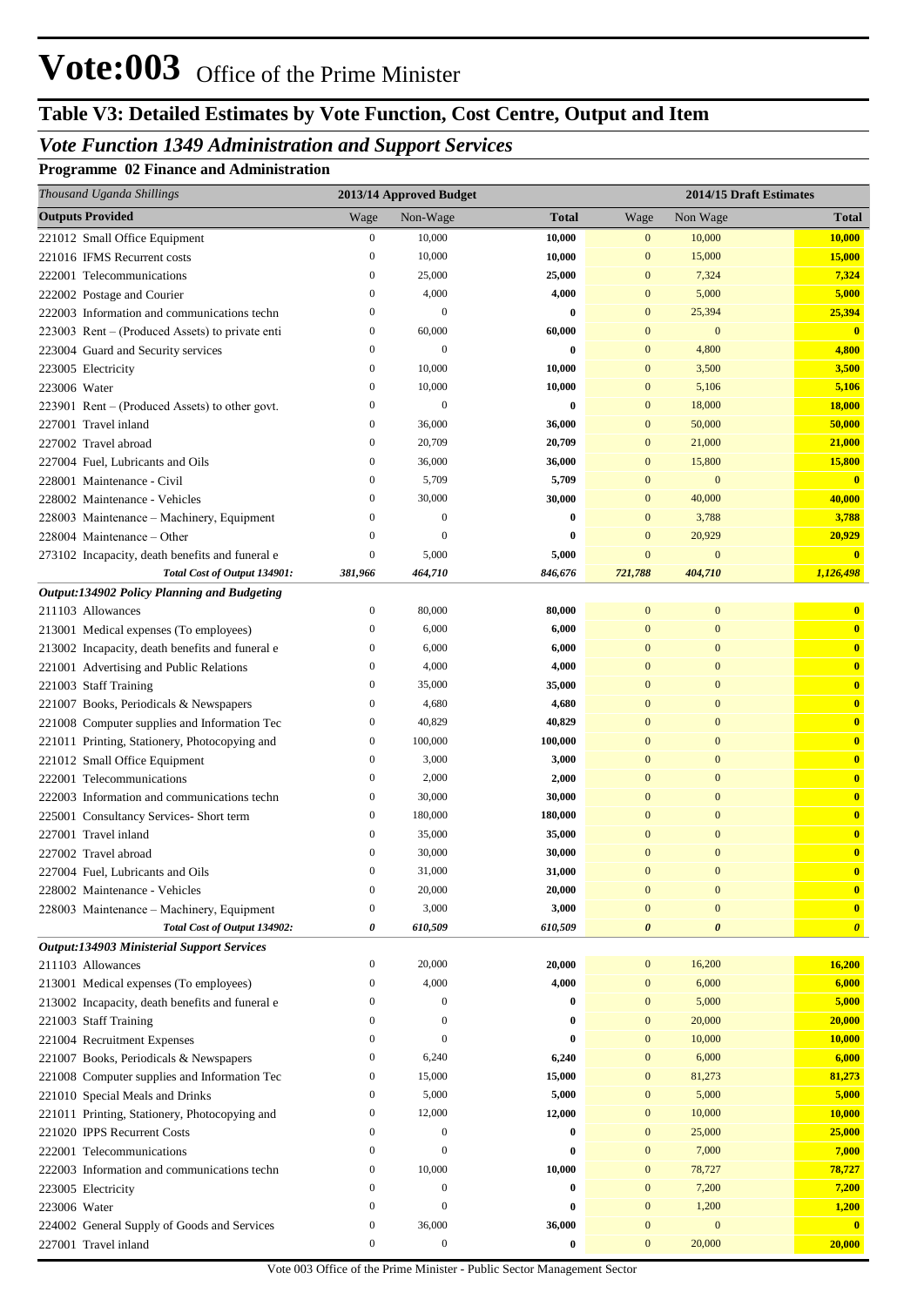# Vote:003 Office of the Prime Minister

## Table V3: Detailed Estimates by Vote Function, Cost Centre, Output and Item

### *Vote Function 1349 Administration and Support Services*

**Programme 02 Finance and Administration**

| *Thousand Uganda Shillings* | 2013/14 Approved Budget | | | 2014/15 Draft Estimates | | |
|---|---|---|---|---|---|---|
| **Outputs Provided** | Wage | Non-Wage | **Total** | Wage | Non Wage | **Total** |
| 221012 Small Office Equipment | 0 | 10,000 | **10,000** | 0 | 10,000 | **10,000** |
| 221016 IFMS Recurrent costs | 0 | 10,000 | **10,000** | 0 | 15,000 | **15,000** |
| 222001 Telecommunications | 0 | 25,000 | **25,000** | 0 | 7,324 | **7,324** |
| 222002 Postage and Courier | 0 | 4,000 | **4,000** | 0 | 5,000 | **5,000** |
| 222003 Information and communications techn | 0 | 0 | **0** | 0 | 25,394 | **25,394** |
| 223003 Rent – (Produced Assets) to private enti | 0 | 60,000 | **60,000** | 0 | 0 | **0** |
| 223004 Guard and Security services | 0 | 0 | **0** | 0 | 4,800 | **4,800** |
| 223005 Electricity | 0 | 10,000 | **10,000** | 0 | 3,500 | **3,500** |
| 223006 Water | 0 | 10,000 | **10,000** | 0 | 5,106 | **5,106** |
| 223901 Rent – (Produced Assets) to other govt. | 0 | 0 | **0** | 0 | 18,000 | **18,000** |
| 227001 Travel inland | 0 | 36,000 | **36,000** | 0 | 50,000 | **50,000** |
| 227002 Travel abroad | 0 | 20,709 | **20,709** | 0 | 21,000 | **21,000** |
| 227004 Fuel, Lubricants and Oils | 0 | 36,000 | **36,000** | 0 | 15,800 | **15,800** |
| 228001 Maintenance - Civil | 0 | 5,709 | **5,709** | 0 | 0 | **0** |
| 228002 Maintenance - Vehicles | 0 | 30,000 | **30,000** | 0 | 40,000 | **40,000** |
| 228003 Maintenance – Machinery, Equipment | 0 | 0 | **0** | 0 | 3,788 | **3,788** |
| 228004 Maintenance – Other | 0 | 0 | **0** | 0 | 20,929 | **20,929** |
| 273102 Incapacity, death benefits and funeral e | 0 | 5,000 | **5,000** | 0 | 0 | **0** |
| ***Total Cost of Output 134901:*** | ***381,966*** | ***464,710*** | ***846,676*** | ***721,788*** | ***404,710*** | ***1,126,498*** |
| ***Output:134902 Policy Planning and Budgeting*** | | | | | | |
| 211103 Allowances | 0 | 80,000 | **80,000** | 0 | 0 | **0** |
| 213001 Medical expenses (To employees) | 0 | 6,000 | **6,000** | 0 | 0 | **0** |
| 213002 Incapacity, death benefits and funeral e | 0 | 6,000 | **6,000** | 0 | 0 | **0** |
| 221001 Advertising and Public Relations | 0 | 4,000 | **4,000** | 0 | 0 | **0** |
| 221003 Staff Training | 0 | 35,000 | **35,000** | 0 | 0 | **0** |
| 221007 Books, Periodicals & Newspapers | 0 | 4,680 | **4,680** | 0 | 0 | **0** |
| 221008 Computer supplies and Information Tec | 0 | 40,829 | **40,829** | 0 | 0 | **0** |
| 221011 Printing, Stationery, Photocopying and | 0 | 100,000 | **100,000** | 0 | 0 | **0** |
| 221012 Small Office Equipment | 0 | 3,000 | **3,000** | 0 | 0 | **0** |
| 222001 Telecommunications | 0 | 2,000 | **2,000** | 0 | 0 | **0** |
| 222003 Information and communications techn | 0 | 30,000 | **30,000** | 0 | 0 | **0** |
| 225001 Consultancy Services- Short term | 0 | 180,000 | **180,000** | 0 | 0 | **0** |
| 227001 Travel inland | 0 | 35,000 | **35,000** | 0 | 0 | **0** |
| 227002 Travel abroad | 0 | 30,000 | **30,000** | 0 | 0 | **0** |
| 227004 Fuel, Lubricants and Oils | 0 | 31,000 | **31,000** | 0 | 0 | **0** |
| 228002 Maintenance - Vehicles | 0 | 20,000 | **20,000** | 0 | 0 | **0** |
| 228003 Maintenance – Machinery, Equipment | 0 | 3,000 | **3,000** | 0 | 0 | **0** |
| ***Total Cost of Output 134902:*** | ***0*** | ***610,509*** | ***610,509*** | ***0*** | ***0*** | ***0*** |
| ***Output:134903 Ministerial Support Services*** | | | | | | |
| 211103 Allowances | 0 | 20,000 | **20,000** | 0 | 16,200 | **16,200** |
| 213001 Medical expenses (To employees) | 0 | 4,000 | **4,000** | 0 | 6,000 | **6,000** |
| 213002 Incapacity, death benefits and funeral e | 0 | 0 | **0** | 0 | 5,000 | **5,000** |
| 221003 Staff Training | 0 | 0 | **0** | 0 | 20,000 | **20,000** |
| 221004 Recruitment Expenses | 0 | 0 | **0** | 0 | 10,000 | **10,000** |
| 221007 Books, Periodicals & Newspapers | 0 | 6,240 | **6,240** | 0 | 6,000 | **6,000** |
| 221008 Computer supplies and Information Tec | 0 | 15,000 | **15,000** | 0 | 81,273 | **81,273** |
| 221010 Special Meals and Drinks | 0 | 5,000 | **5,000** | 0 | 5,000 | **5,000** |
| 221011 Printing, Stationery, Photocopying and | 0 | 12,000 | **12,000** | 0 | 10,000 | **10,000** |
| 221020 IPPS Recurrent Costs | 0 | 0 | **0** | 0 | 25,000 | **25,000** |
| 222001 Telecommunications | 0 | 0 | **0** | 0 | 7,000 | **7,000** |
| 222003 Information and communications techn | 0 | 10,000 | **10,000** | 0 | 78,727 | **78,727** |
| 223005 Electricity | 0 | 0 | **0** | 0 | 7,200 | **7,200** |
| 223006 Water | 0 | 0 | **0** | 0 | 1,200 | **1,200** |
| 224002 General Supply of Goods and Services | 0 | 36,000 | **36,000** | 0 | 0 | **0** |
| 227001 Travel inland | 0 | 0 | **0** | 0 | 20,000 | **20,000** |

Vote 003 Office of the Prime Minister - Public Sector Management Sector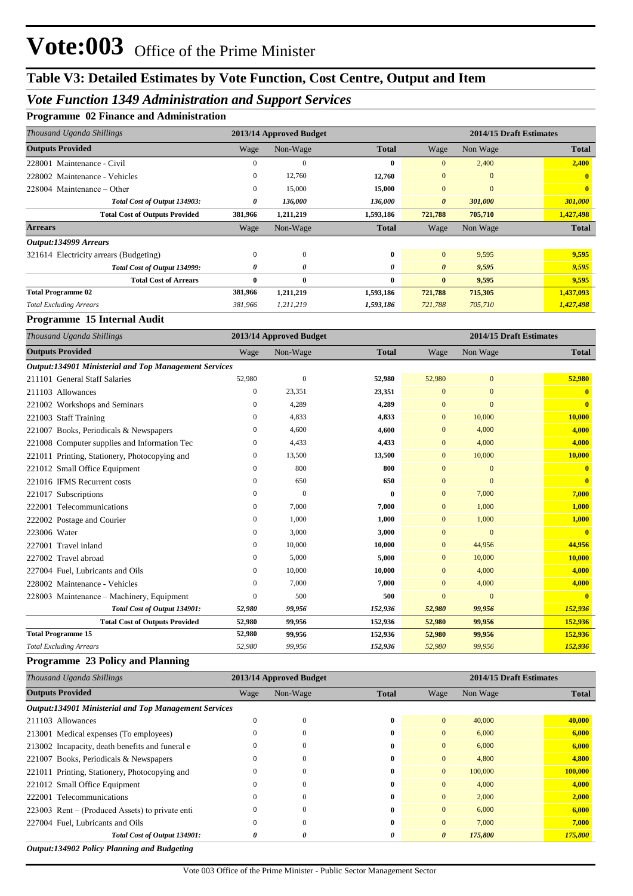# Vote:003 Office of the Prime Minister

## Table V3: Detailed Estimates by Vote Function, Cost Centre, Output and Item

### *Vote Function 1349 Administration and Support Services*

#### Programme 02 Finance and Administration

| *Thousand Uganda Shillings* | 2013/14 Approved Budget | | | 2014/15 Draft Estimates | | |
|---|---|---|---|---|---|---|
| **Outputs Provided** | Wage | Non-Wage | **Total** | Wage | Non Wage | **Total** |
| 228001 Maintenance - Civil | 0 | 0 | **0** | 0 | 2,400 | **2,400** |
| 228002 Maintenance - Vehicles | 0 | 12,760 | **12,760** | 0 | 0 | **0** |
| 228004 Maintenance – Other | 0 | 15,000 | **15,000** | 0 | 0 | **0** |
| *Total Cost of Output 134903:* | *0* | *136,000* | *136,000* | *0* | *301,000* | *301,000* |
| **Total Cost of Outputs Provided** | **381,966** | **1,211,219** | **1,593,186** | **721,788** | **705,710** | **1,427,498** |
| **Arrears** | Wage | Non-Wage | **Total** | Wage | Non Wage | **Total** |
| ***Output:134999 Arrears*** | | | | | | |
| 321614 Electricity arrears (Budgeting) | 0 | 0 | **0** | 0 | 9,595 | **9,595** |
| *Total Cost of Output 134999:* | *0* | *0* | *0* | *0* | *9,595* | *9,595* |
| **Total Cost of Arrears** | **0** | **0** | **0** | **0** | **9,595** | **9,595** |
| **Total Programme 02** | **381,966** | **1,211,219** | **1,593,186** | **721,788** | **715,305** | **1,437,093** |
| *Total Excluding Arrears* | *381,966* | *1,211,219* | *1,593,186* | *721,788* | *705,710* | *1,427,498* |

#### Programme 15 Internal Audit

| *Thousand Uganda Shillings* | 2013/14 Approved Budget | | | 2014/15 Draft Estimates | | |
|---|---|---|---|---|---|---|
| **Outputs Provided** | Wage | Non-Wage | **Total** | Wage | Non Wage | **Total** |
| ***Output:134901 Ministerial and Top Management Services*** | | | | | | |
| 211101 General Staff Salaries | 52,980 | 0 | **52,980** | 52,980 | 0 | **52,980** |
| 211103 Allowances | 0 | 23,351 | **23,351** | 0 | 0 | **0** |
| 221002 Workshops and Seminars | 0 | 4,289 | **4,289** | 0 | 0 | **0** |
| 221003 Staff Training | 0 | 4,833 | **4,833** | 0 | 10,000 | **10,000** |
| 221007 Books, Periodicals & Newspapers | 0 | 4,600 | **4,600** | 0 | 4,000 | **4,000** |
| 221008 Computer supplies and Information Tec | 0 | 4,433 | **4,433** | 0 | 4,000 | **4,000** |
| 221011 Printing, Stationery, Photocopying and | 0 | 13,500 | **13,500** | 0 | 10,000 | **10,000** |
| 221012 Small Office Equipment | 0 | 800 | **800** | 0 | 0 | **0** |
| 221016 IFMS Recurrent costs | 0 | 650 | **650** | 0 | 0 | **0** |
| 221017 Subscriptions | 0 | 0 | **0** | 0 | 7,000 | **7,000** |
| 222001 Telecommunications | 0 | 7,000 | **7,000** | 0 | 1,000 | **1,000** |
| 222002 Postage and Courier | 0 | 1,000 | **1,000** | 0 | 1,000 | **1,000** |
| 223006 Water | 0 | 3,000 | **3,000** | 0 | 0 | **0** |
| 227001 Travel inland | 0 | 10,000 | **10,000** | 0 | 44,956 | **44,956** |
| 227002 Travel abroad | 0 | 5,000 | **5,000** | 0 | 10,000 | **10,000** |
| 227004 Fuel, Lubricants and Oils | 0 | 10,000 | **10,000** | 0 | 4,000 | **4,000** |
| 228002 Maintenance - Vehicles | 0 | 7,000 | **7,000** | 0 | 4,000 | **4,000** |
| 228003 Maintenance – Machinery, Equipment | 0 | 500 | **500** | 0 | 0 | **0** |
| *Total Cost of Output 134901:* | *52,980* | *99,956* | *152,936* | *52,980* | *99,956* | *152,936* |
| **Total Cost of Outputs Provided** | **52,980** | **99,956** | **152,936** | **52,980** | **99,956** | **152,936** |
| **Total Programme 15** | **52,980** | **99,956** | **152,936** | **52,980** | **99,956** | **152,936** |
| *Total Excluding Arrears* | *52,980* | *99,956* | *152,936* | *52,980* | *99,956* | *152,936* |

#### Programme 23 Policy and Planning

| *Thousand Uganda Shillings* | 2013/14 Approved Budget | | | 2014/15 Draft Estimates | | |
|---|---|---|---|---|---|---|
| **Outputs Provided** | Wage | Non-Wage | **Total** | Wage | Non Wage | **Total** |
| ***Output:134901 Ministerial and Top Management Services*** | | | | | | |
| 211103 Allowances | 0 | 0 | **0** | 0 | 40,000 | **40,000** |
| 213001 Medical expenses (To employees) | 0 | 0 | **0** | 0 | 6,000 | **6,000** |
| 213002 Incapacity, death benefits and funeral e | 0 | 0 | **0** | 0 | 6,000 | **6,000** |
| 221007 Books, Periodicals & Newspapers | 0 | 0 | **0** | 0 | 4,800 | **4,800** |
| 221011 Printing, Stationery, Photocopying and | 0 | 0 | **0** | 0 | 100,000 | **100,000** |
| 221012 Small Office Equipment | 0 | 0 | **0** | 0 | 4,000 | **4,000** |
| 222001 Telecommunications | 0 | 0 | **0** | 0 | 2,000 | **2,000** |
| 223003 Rent – (Produced Assets) to private enti | 0 | 0 | **0** | 0 | 6,000 | **6,000** |
| 227004 Fuel, Lubricants and Oils | 0 | 0 | **0** | 0 | 7,000 | **7,000** |
| *Total Cost of Output 134901:* | *0* | *0* | *0* | *0* | *175,800* | *175,800* |
| ***Output:134902 Policy Planning and Budgeting*** | | | | | | |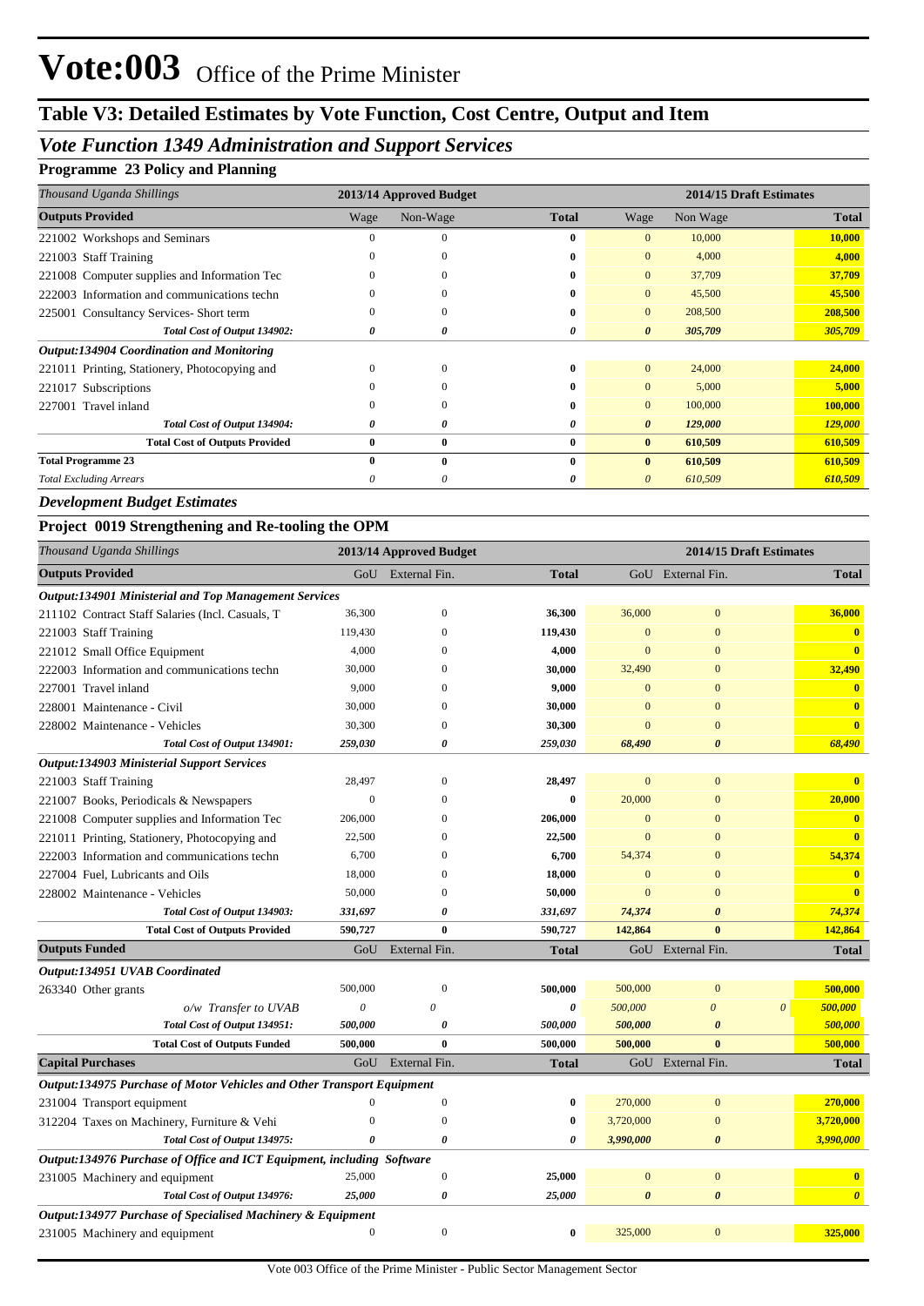# Vote:003 Office of the Prime Minister

## Table V3: Detailed Estimates by Vote Function, Cost Centre, Output and Item

### *Vote Function 1349 Administration and Support Services*

#### Programme 23 Policy and Planning

| *Thousand Uganda Shillings* | 2013/14 Approved Budget | | | 2014/15 Draft Estimates | | |
|---|---|---|---|---|---|---|
| **Outputs Provided** | Wage | Non-Wage | **Total** | Wage | Non Wage | **Total** |
| 221002 Workshops and Seminars | 0 | 0 | **0** | 0 | 10,000 | **10,000** |
| 221003 Staff Training | 0 | 0 | **0** | 0 | 4,000 | **4,000** |
| 221008 Computer supplies and Information Tec | 0 | 0 | **0** | 0 | 37,709 | **37,709** |
| 222003 Information and communications techn | 0 | 0 | **0** | 0 | 45,500 | **45,500** |
| 225001 Consultancy Services- Short term | 0 | 0 | **0** | 0 | 208,500 | **208,500** |
| ***Total Cost of Output 134902:*** | ***0*** | ***0*** | ***0*** | ***0*** | ***305,709*** | ***305,709*** |
| ***Output:134904 Coordination and Monitoring*** | | | | | | |
| 221011 Printing, Stationery, Photocopying and | 0 | 0 | **0** | 0 | 24,000 | **24,000** |
| 221017 Subscriptions | 0 | 0 | **0** | 0 | 5,000 | **5,000** |
| 227001 Travel inland | 0 | 0 | **0** | 0 | 100,000 | **100,000** |
| ***Total Cost of Output 134904:*** | ***0*** | ***0*** | ***0*** | ***0*** | ***129,000*** | ***129,000*** |
| **Total Cost of Outputs Provided** | **0** | **0** | **0** | **0** | **610,509** | **610,509** |
| **Total Programme 23** | **0** | **0** | **0** | **0** | **610,509** | **610,509** |
| *Total Excluding Arrears* | *0* | *0* | *0* | *0* | *610,509* | *610,509* |

### *Development Budget Estimates*

#### Project 0019 Strengthening and Re-tooling the OPM

| *Thousand Uganda Shillings* | 2013/14 Approved Budget | | | 2014/15 Draft Estimates | | |
|---|---|---|---|---|---|---|
| **Outputs Provided** | GoU | External Fin. | **Total** | GoU | External Fin. | **Total** |
| ***Output:134901 Ministerial and Top Management Services*** | | | | | | |
| 211102 Contract Staff Salaries (Incl. Casuals, T | 36,300 | 0 | **36,300** | 36,000 | 0 | **36,000** |
| 221003 Staff Training | 119,430 | 0 | **119,430** | 0 | 0 | **0** |
| 221012 Small Office Equipment | 4,000 | 0 | **4,000** | 0 | 0 | **0** |
| 222003 Information and communications techn | 30,000 | 0 | **30,000** | 32,490 | 0 | **32,490** |
| 227001 Travel inland | 9,000 | 0 | **9,000** | 0 | 0 | **0** |
| 228001 Maintenance - Civil | 30,000 | 0 | **30,000** | 0 | 0 | **0** |
| 228002 Maintenance - Vehicles | 30,300 | 0 | **30,300** | 0 | 0 | **0** |
| ***Total Cost of Output 134901:*** | ***259,030*** | ***0*** | ***259,030*** | ***68,490*** | ***0*** | ***68,490*** |
| ***Output:134903 Ministerial Support Services*** | | | | | | |
| 221003 Staff Training | 28,497 | 0 | **28,497** | 0 | 0 | **0** |
| 221007 Books, Periodicals & Newspapers | 0 | 0 | **0** | 20,000 | 0 | **20,000** |
| 221008 Computer supplies and Information Tec | 206,000 | 0 | **206,000** | 0 | 0 | **0** |
| 221011 Printing, Stationery, Photocopying and | 22,500 | 0 | **22,500** | 0 | 0 | **0** |
| 222003 Information and communications techn | 6,700 | 0 | **6,700** | 54,374 | 0 | **54,374** |
| 227004 Fuel, Lubricants and Oils | 18,000 | 0 | **18,000** | 0 | 0 | **0** |
| 228002 Maintenance - Vehicles | 50,000 | 0 | **50,000** | 0 | 0 | **0** |
| ***Total Cost of Output 134903:*** | ***331,697*** | ***0*** | ***331,697*** | ***74,374*** | ***0*** | ***74,374*** |
| **Total Cost of Outputs Provided** | **590,727** | **0** | **590,727** | **142,864** | **0** | **142,864** |
| **Outputs Funded** | GoU | External Fin. | **Total** | GoU | External Fin. | **Total** |
| ***Output:134951 UVAB Coordinated*** | | | | | | |
| 263340 Other grants | 500,000 | 0 | **500,000** | 500,000 | 0 | **500,000** |
| *o/w Transfer to UVAB* | *0* | *0* | ***0*** | *500,000* | *0* *0* | ***500,000*** |
| ***Total Cost of Output 134951:*** | ***500,000*** | ***0*** | ***500,000*** | ***500,000*** | ***0*** | ***500,000*** |
| **Total Cost of Outputs Funded** | **500,000** | **0** | **500,000** | **500,000** | **0** | **500,000** |
| **Capital Purchases** | GoU | External Fin. | **Total** | GoU | External Fin. | **Total** |
| ***Output:134975 Purchase of Motor Vehicles and Other Transport Equipment*** | | | | | | |
| 231004 Transport equipment | 0 | 0 | **0** | 270,000 | 0 | **270,000** |
| 312204 Taxes on Machinery, Furniture & Vehi | 0 | 0 | **0** | 3,720,000 | 0 | **3,720,000** |
| ***Total Cost of Output 134975:*** | ***0*** | ***0*** | ***0*** | ***3,990,000*** | ***0*** | ***3,990,000*** |
| ***Output:134976 Purchase of Office and ICT Equipment, including Software*** | | | | | | |
| 231005 Machinery and equipment | 25,000 | 0 | **25,000** | 0 | 0 | **0** |
| ***Total Cost of Output 134976:*** | ***25,000*** | ***0*** | ***25,000*** | ***0*** | ***0*** | ***0*** |
| ***Output:134977 Purchase of Specialised Machinery & Equipment*** | | | | | | |
| 231005 Machinery and equipment | 0 | 0 | **0** | 325,000 | 0 | **325,000** |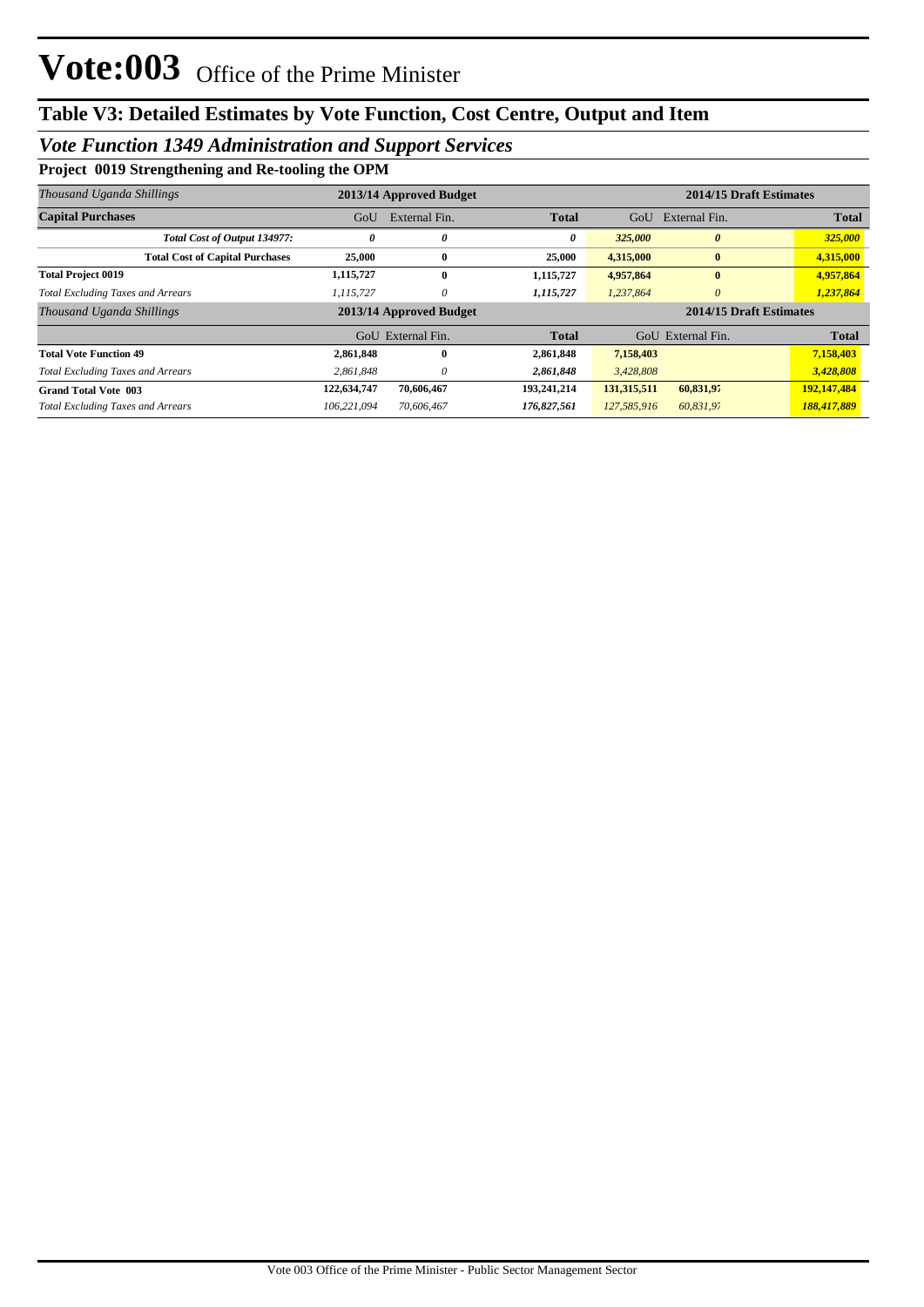# Vote:003 Office of the Prime Minister

## Table V3: Detailed Estimates by Vote Function, Cost Centre, Output and Item

### *Vote Function 1349 Administration and Support Services*

**Project 0019 Strengthening and Re-tooling the OPM**

| *Thousand Uganda Shillings* | 2013/14 Approved Budget | | | 2014/15 Draft Estimates | | |
|---|---|---|---|---|---|---|
| **Capital Purchases** | GoU | External Fin. | **Total** | GoU | External Fin. | **Total** |
| ***Total Cost of Output 134977:*** | *0* | *0* | *0* | *325,000* | *0* | *325,000* |
| **Total Cost of Capital Purchases** | **25,000** | **0** | **25,000** | **4,315,000** | **0** | **4,315,000** |
| **Total Project 0019** | **1,115,727** | **0** | **1,115,727** | **4,957,864** | **0** | **4,957,864** |
| *Total Excluding Taxes and Arrears* | *1,115,727* | *0* | *1,115,727* | *1,237,864* | *0* | *1,237,864* |

| *Thousand Uganda Shillings* | 2013/14 Approved Budget | | | 2014/15 Draft Estimates | | |
|---|---|---|---|---|---|---|
| | GoU | External Fin. | **Total** | GoU | External Fin. | **Total** |
| **Total Vote Function 49** | **2,861,848** | **0** | **2,861,848** | **7,158,403** | | **7,158,403** |
| *Total Excluding Taxes and Arrears* | *2,861,848* | *0* | *2,861,848* | *3,428,808* | | *3,428,808* |
| **Grand Total Vote 003** | **122,634,747** | **70,606,467** | **193,241,214** | **131,315,511** | **60,831,97** | **192,147,484** |
| *Total Excluding Taxes and Arrears* | *106,221,094* | *70,606,467* | *176,827,561* | *127,585,916* | *60,831,97* | *188,417,889* |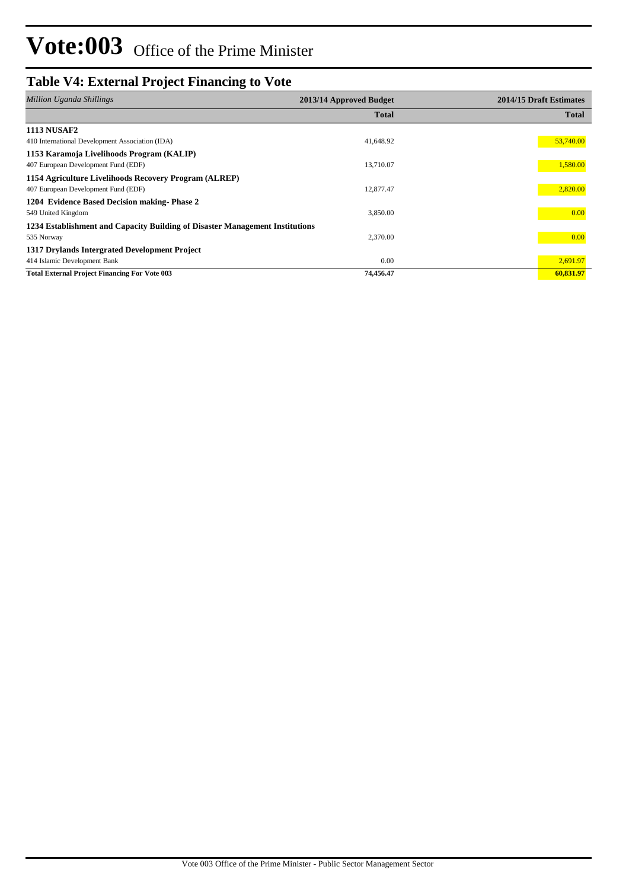# Vote:003 Office of the Prime Minister

## Table V4: External Project Financing to Vote

| *Million Uganda Shillings* | 2013/14 Approved Budget | 2014/15 Draft Estimates |
|---|---|---|
| | **Total** | **Total** |
| **1113 NUSAF2** | | |
| 410 International Development Association (IDA) | 41,648.92 | 53,740.00 |
| **1153 Karamoja Livelihoods Program (KALIP)** | | |
| 407 European Development Fund (EDF) | 13,710.07 | 1,580.00 |
| **1154 Agriculture Livelihoods Recovery Program (ALREP)** | | |
| 407 European Development Fund (EDF) | 12,877.47 | 2,820.00 |
| **1204 Evidence Based Decision making- Phase 2** | | |
| 549 United Kingdom | 3,850.00 | 0.00 |
| **1234 Establishment and Capacity Building of Disaster Management Institutions** | | |
| 535 Norway | 2,370.00 | 0.00 |
| **1317 Drylands Intergrated Development Project** | | |
| 414 Islamic Development Bank | 0.00 | 2,691.97 |
| **Total External Project Financing For Vote 003** | **74,456.47** | **60,831.97** |